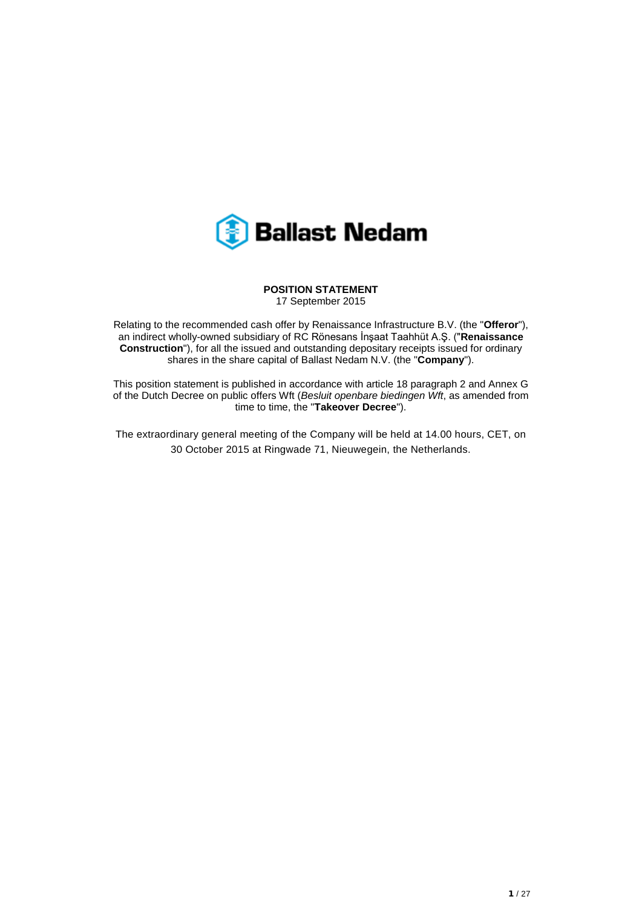Ballast Nedam

# POSITION STATEMENT

17 September 2015

Relating to the recommended cash offer by Renaissance Infrastructure B.V. (the "**Offeror**"), an indirect wholly-owned subsidiary of RC Rönesans İnşaat Taahhüt A.Ş. ("**Renaissance Construction**"), for all the issued and outstanding depositary receipts issued for ordinary shares in the share capital of Ballast Nedam N.V. (the "**Company**").

This position statement is published in accordance with article 18 paragraph 2 and Annex G of the Dutch Decree on public offers Wft (*Besluit openbare biedingen Wft*, as amended from time to time, the "**Takeover Decree**").

The extraordinary general meeting of the Company will be held at 14.00 hours, CET, on 30 October 2015 at Ringwade 71, Nieuwegein, the Netherlands.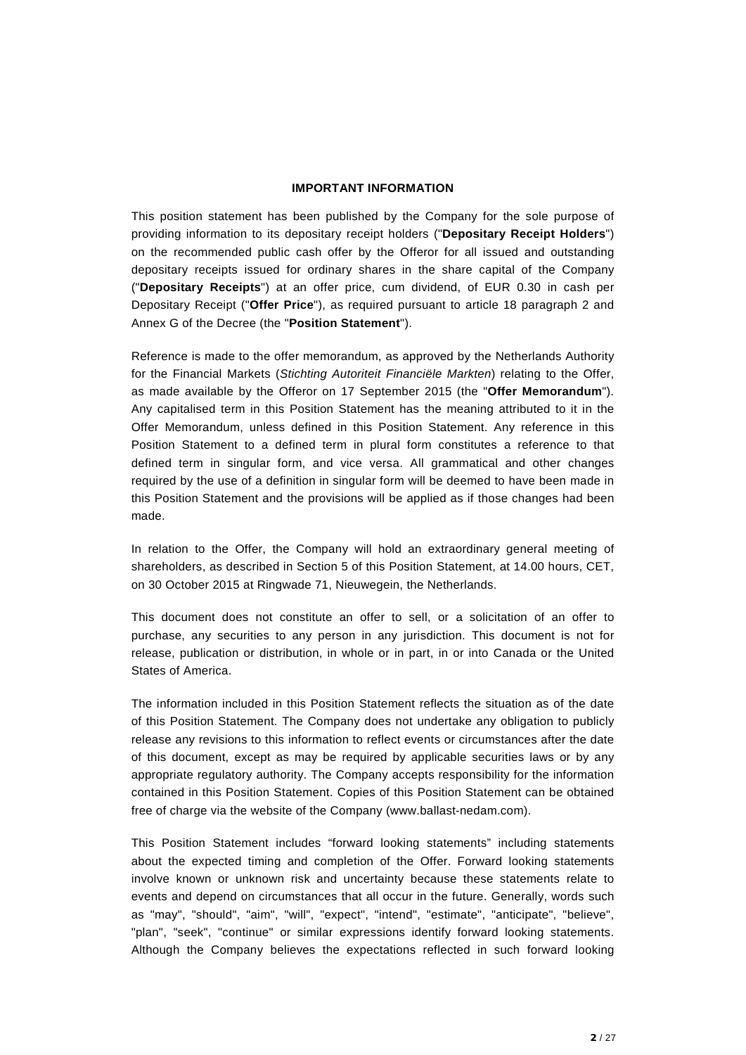## IMPORTANT INFORMATION

This position statement has been published by the Company for the sole purpose of providing information to its depositary receipt holders ("**Depositary Receipt Holders**") on the recommended public cash offer by the Offeror for all issued and outstanding depositary receipts issued for ordinary shares in the share capital of the Company ("**Depositary Receipts**") at an offer price, cum dividend, of EUR 0.30 in cash per Depositary Receipt ("**Offer Price**"), as required pursuant to article 18 paragraph 2 and Annex G of the Decree (the "**Position Statement**").

Reference is made to the offer memorandum, as approved by the Netherlands Authority for the Financial Markets (*Stichting Autoriteit Financiële Markten*) relating to the Offer, as made available by the Offeror on 17 September 2015 (the "**Offer Memorandum**"). Any capitalised term in this Position Statement has the meaning attributed to it in the Offer Memorandum, unless defined in this Position Statement. Any reference in this Position Statement to a defined term in plural form constitutes a reference to that defined term in singular form, and vice versa. All grammatical and other changes required by the use of a definition in singular form will be deemed to have been made in this Position Statement and the provisions will be applied as if those changes had been made.

In relation to the Offer, the Company will hold an extraordinary general meeting of shareholders, as described in Section 5 of this Position Statement, at 14.00 hours, CET, on 30 October 2015 at Ringwade 71, Nieuwegein, the Netherlands.

This document does not constitute an offer to sell, or a solicitation of an offer to purchase, any securities to any person in any jurisdiction. This document is not for release, publication or distribution, in whole or in part, in or into Canada or the United States of America.

The information included in this Position Statement reflects the situation as of the date of this Position Statement. The Company does not undertake any obligation to publicly release any revisions to this information to reflect events or circumstances after the date of this document, except as may be required by applicable securities laws or by any appropriate regulatory authority. The Company accepts responsibility for the information contained in this Position Statement. Copies of this Position Statement can be obtained free of charge via the website of the Company (www.ballast-nedam.com).

This Position Statement includes “forward looking statements” including statements about the expected timing and completion of the Offer. Forward looking statements involve known or unknown risk and uncertainty because these statements relate to events and depend on circumstances that all occur in the future. Generally, words such as "may", "should", "aim", "will", "expect", "intend", "estimate", "anticipate", "believe", "plan", "seek", "continue" or similar expressions identify forward looking statements. Although the Company believes the expectations reflected in such forward looking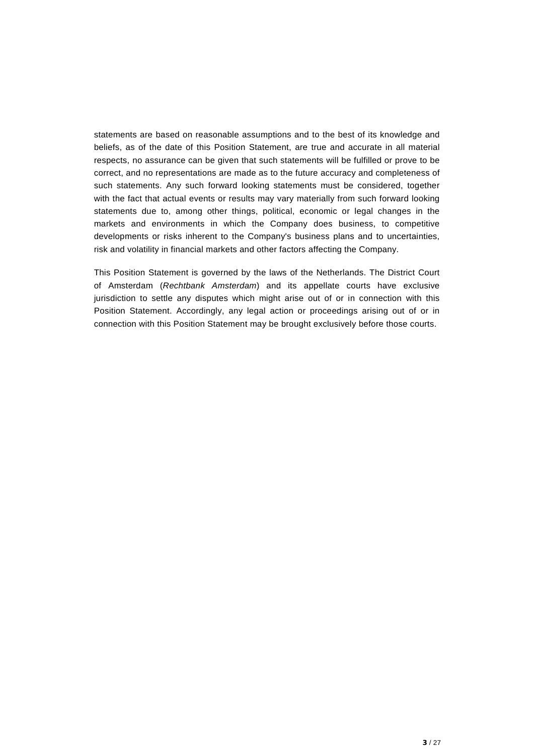statements are based on reasonable assumptions and to the best of its knowledge and beliefs, as of the date of this Position Statement, are true and accurate in all material respects, no assurance can be given that such statements will be fulfilled or prove to be correct, and no representations are made as to the future accuracy and completeness of such statements. Any such forward looking statements must be considered, together with the fact that actual events or results may vary materially from such forward looking statements due to, among other things, political, economic or legal changes in the markets and environments in which the Company does business, to competitive developments or risks inherent to the Company's business plans and to uncertainties, risk and volatility in financial markets and other factors affecting the Company.

This Position Statement is governed by the laws of the Netherlands. The District Court of Amsterdam (*Rechtbank Amsterdam*) and its appellate courts have exclusive jurisdiction to settle any disputes which might arise out of or in connection with this Position Statement. Accordingly, any legal action or proceedings arising out of or in connection with this Position Statement may be brought exclusively before those courts.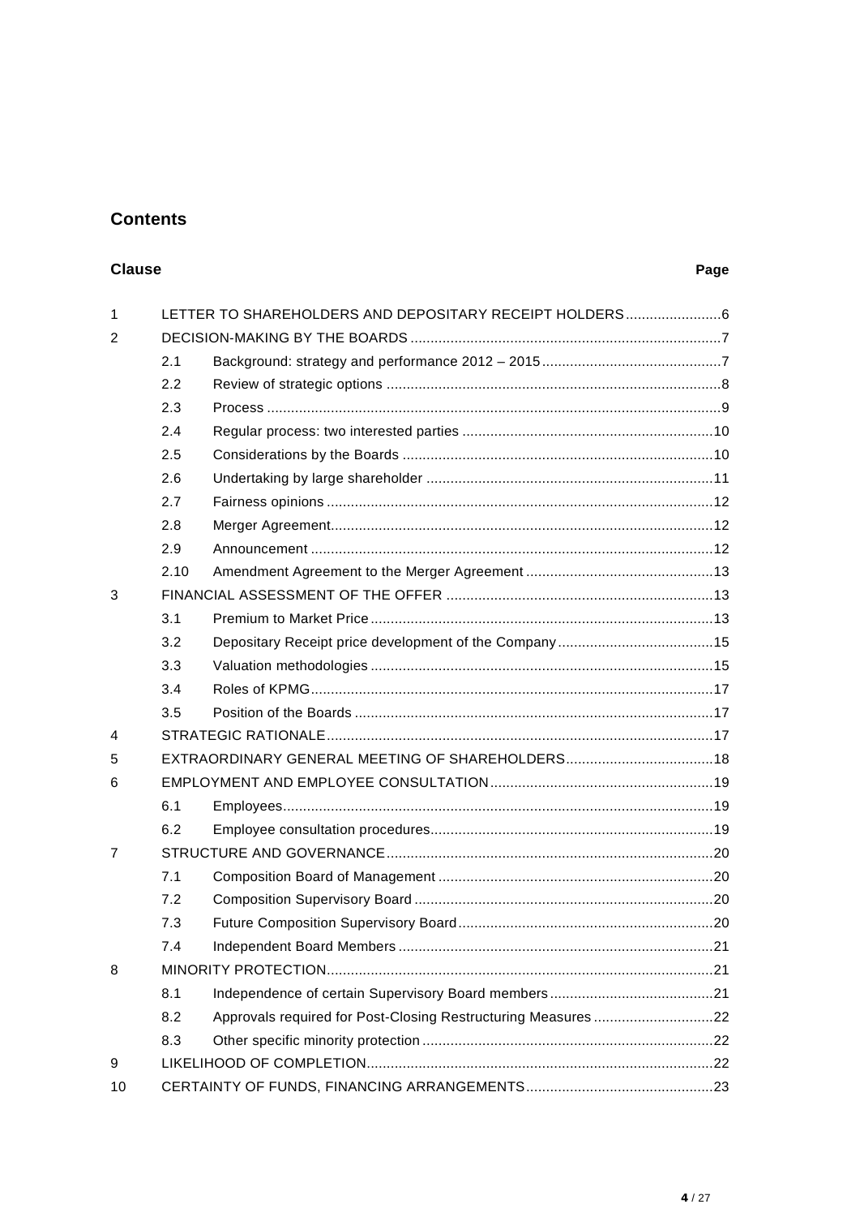## Contents

| Clause | | | Page |
|---|---|---|---|
| 1 | LETTER TO SHAREHOLDERS AND DEPOSITARY RECEIPT HOLDERS | | 6 |
| 2 | DECISION-MAKING BY THE BOARDS | | 7 |
| | 2.1 | Background: strategy and performance 2012 – 2015 | 7 |
| | 2.2 | Review of strategic options | 8 |
| | 2.3 | Process | 9 |
| | 2.4 | Regular process: two interested parties | 10 |
| | 2.5 | Considerations by the Boards | 10 |
| | 2.6 | Undertaking by large shareholder | 11 |
| | 2.7 | Fairness opinions | 12 |
| | 2.8 | Merger Agreement | 12 |
| | 2.9 | Announcement | 12 |
| | 2.10 | Amendment Agreement to the Merger Agreement | 13 |
| 3 | FINANCIAL ASSESSMENT OF THE OFFER | | 13 |
| | 3.1 | Premium to Market Price | 13 |
| | 3.2 | Depositary Receipt price development of the Company | 15 |
| | 3.3 | Valuation methodologies | 15 |
| | 3.4 | Roles of KPMG | 17 |
| | 3.5 | Position of the Boards | 17 |
| 4 | STRATEGIC RATIONALE | | 17 |
| 5 | EXTRAORDINARY GENERAL MEETING OF SHAREHOLDERS | | 18 |
| 6 | EMPLOYMENT AND EMPLOYEE CONSULTATION | | 19 |
| | 6.1 | Employees | 19 |
| | 6.2 | Employee consultation procedures | 19 |
| 7 | STRUCTURE AND GOVERNANCE | | 20 |
| | 7.1 | Composition Board of Management | 20 |
| | 7.2 | Composition Supervisory Board | 20 |
| | 7.3 | Future Composition Supervisory Board | 20 |
| | 7.4 | Independent Board Members | 21 |
| 8 | MINORITY PROTECTION | | 21 |
| | 8.1 | Independence of certain Supervisory Board members | 21 |
| | 8.2 | Approvals required for Post-Closing Restructuring Measures | 22 |
| | 8.3 | Other specific minority protection | 22 |
| 9 | LIKELIHOOD OF COMPLETION | | 22 |
| 10 | CERTAINTY OF FUNDS, FINANCING ARRANGEMENTS | | 23 |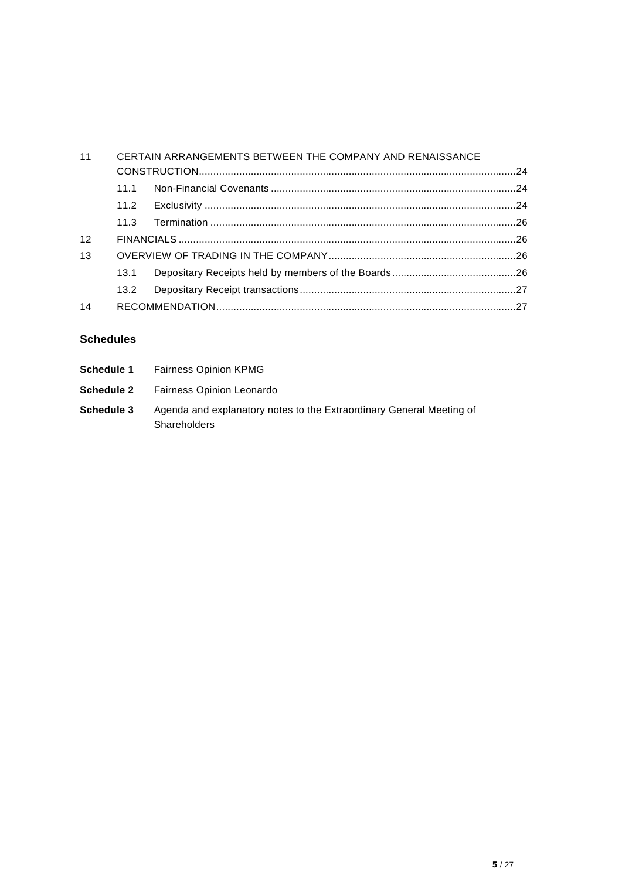| | | | |
|---|---|---|---|
| 11 | CERTAIN ARRANGEMENTS BETWEEN THE COMPANY AND RENAISSANCE CONSTRUCTION | | 24 |
| | 11.1 | Non-Financial Covenants | 24 |
| | 11.2 | Exclusivity | 24 |
| | 11.3 | Termination | 26 |
| 12 | FINANCIALS | | 26 |
| 13 | OVERVIEW OF TRADING IN THE COMPANY | | 26 |
| | 13.1 | Depositary Receipts held by members of the Boards | 26 |
| | 13.2 | Depositary Receipt transactions | 27 |
| 14 | RECOMMENDATION | | 27 |

### Schedules

**Schedule 1** Fairness Opinion KPMG

**Schedule 2** Fairness Opinion Leonardo

**Schedule 3** Agenda and explanatory notes to the Extraordinary General Meeting of Shareholders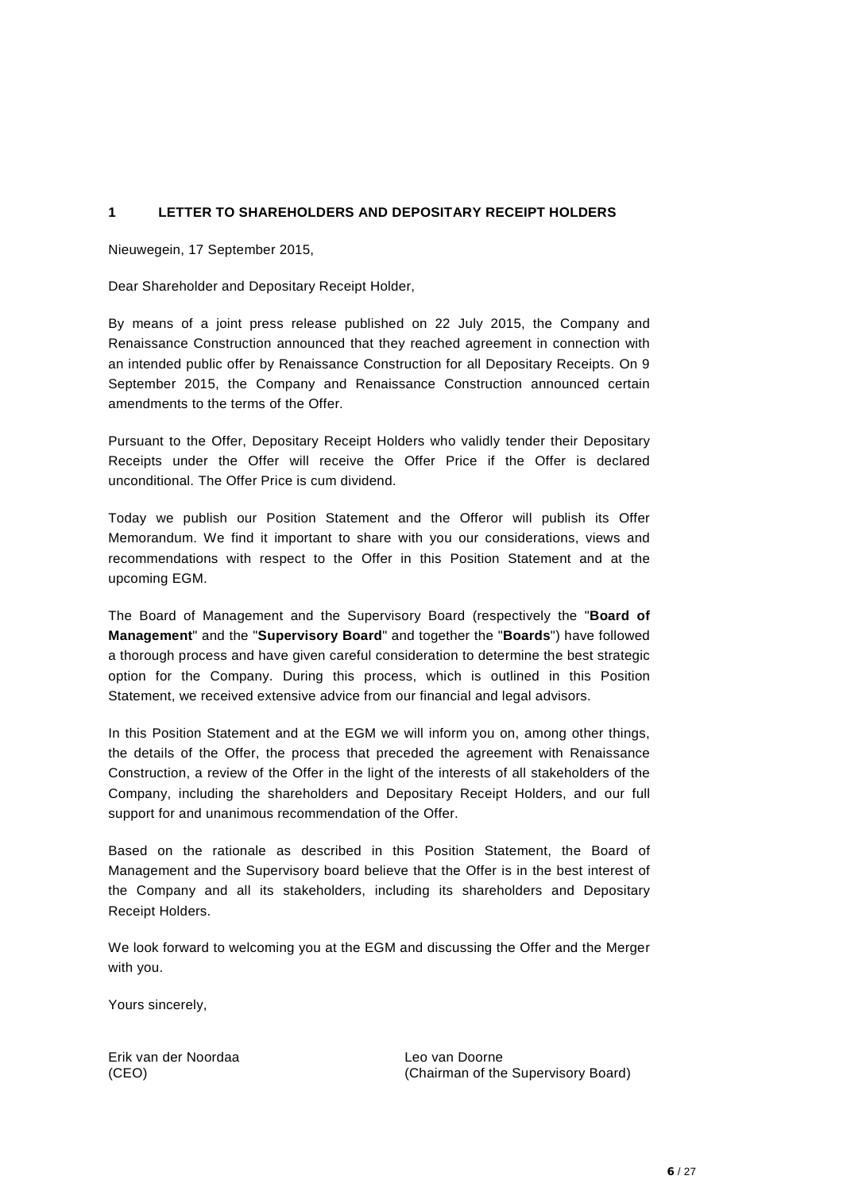# 1 LETTER TO SHAREHOLDERS AND DEPOSITARY RECEIPT HOLDERS

Nieuwegein, 17 September 2015,

Dear Shareholder and Depositary Receipt Holder,

By means of a joint press release published on 22 July 2015, the Company and Renaissance Construction announced that they reached agreement in connection with an intended public offer by Renaissance Construction for all Depositary Receipts. On 9 September 2015, the Company and Renaissance Construction announced certain amendments to the terms of the Offer.

Pursuant to the Offer, Depositary Receipt Holders who validly tender their Depositary Receipts under the Offer will receive the Offer Price if the Offer is declared unconditional. The Offer Price is cum dividend.

Today we publish our Position Statement and the Offeror will publish its Offer Memorandum. We find it important to share with you our considerations, views and recommendations with respect to the Offer in this Position Statement and at the upcoming EGM.

The Board of Management and the Supervisory Board (respectively the "**Board of Management**" and the "**Supervisory Board**" and together the "**Boards**") have followed a thorough process and have given careful consideration to determine the best strategic option for the Company. During this process, which is outlined in this Position Statement, we received extensive advice from our financial and legal advisors.

In this Position Statement and at the EGM we will inform you on, among other things, the details of the Offer, the process that preceded the agreement with Renaissance Construction, a review of the Offer in the light of the interests of all stakeholders of the Company, including the shareholders and Depositary Receipt Holders, and our full support for and unanimous recommendation of the Offer.

Based on the rationale as described in this Position Statement, the Board of Management and the Supervisory board believe that the Offer is in the best interest of the Company and all its stakeholders, including its shareholders and Depositary Receipt Holders.

We look forward to welcoming you at the EGM and discussing the Offer and the Merger with you.

Yours sincerely,

Erik van der Noordaa
(CEO)

Leo van Doorne
(Chairman of the Supervisory Board)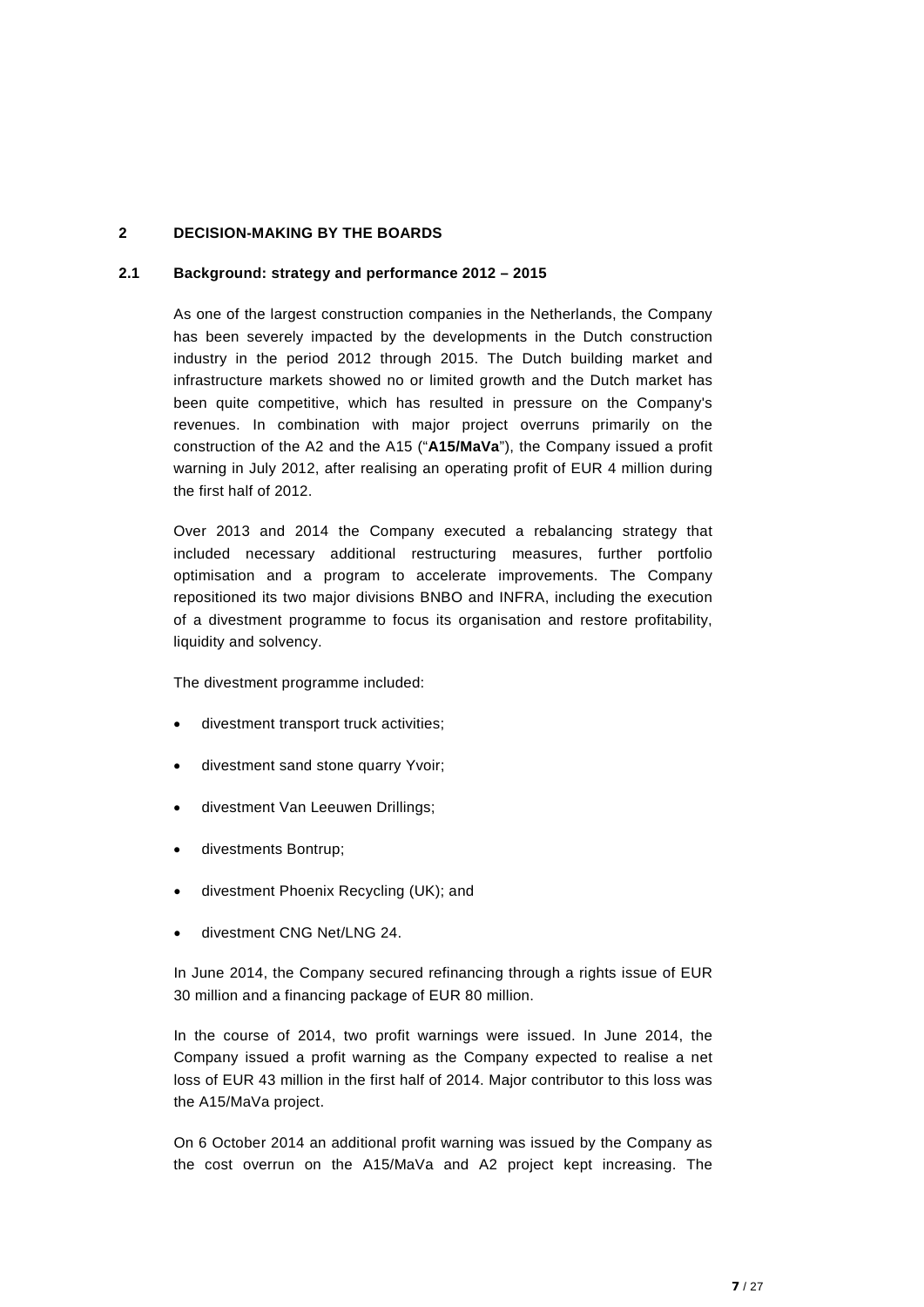## 2 DECISION-MAKING BY THE BOARDS

### 2.1 Background: strategy and performance 2012 – 2015

As one of the largest construction companies in the Netherlands, the Company has been severely impacted by the developments in the Dutch construction industry in the period 2012 through 2015. The Dutch building market and infrastructure markets showed no or limited growth and the Dutch market has been quite competitive, which has resulted in pressure on the Company's revenues. In combination with major project overruns primarily on the construction of the A2 and the A15 ("**A15/MaVa**"), the Company issued a profit warning in July 2012, after realising an operating profit of EUR 4 million during the first half of 2012.

Over 2013 and 2014 the Company executed a rebalancing strategy that included necessary additional restructuring measures, further portfolio optimisation and a program to accelerate improvements. The Company repositioned its two major divisions BNBO and INFRA, including the execution of a divestment programme to focus its organisation and restore profitability, liquidity and solvency.

The divestment programme included:

- divestment transport truck activities;
- divestment sand stone quarry Yvoir;
- divestment Van Leeuwen Drillings;
- divestments Bontrup;
- divestment Phoenix Recycling (UK); and
- divestment CNG Net/LNG 24.

In June 2014, the Company secured refinancing through a rights issue of EUR 30 million and a financing package of EUR 80 million.

In the course of 2014, two profit warnings were issued. In June 2014, the Company issued a profit warning as the Company expected to realise a net loss of EUR 43 million in the first half of 2014. Major contributor to this loss was the A15/MaVa project.

On 6 October 2014 an additional profit warning was issued by the Company as the cost overrun on the A15/MaVa and A2 project kept increasing. The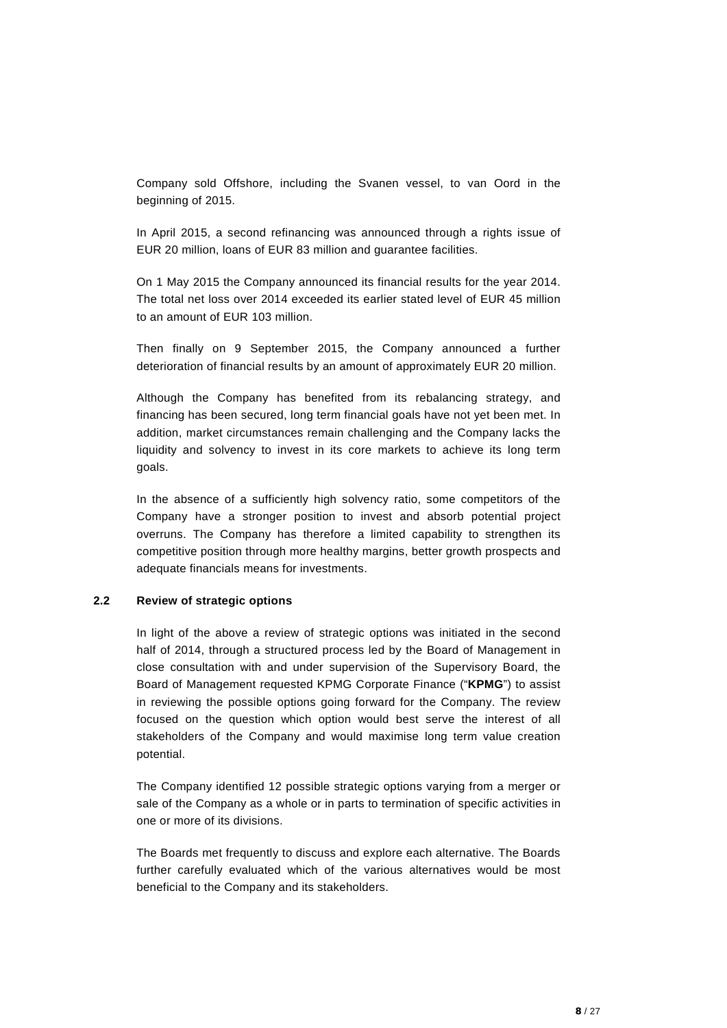Company sold Offshore, including the Svanen vessel, to van Oord in the beginning of 2015.

In April 2015, a second refinancing was announced through a rights issue of EUR 20 million, loans of EUR 83 million and guarantee facilities.

On 1 May 2015 the Company announced its financial results for the year 2014. The total net loss over 2014 exceeded its earlier stated level of EUR 45 million to an amount of EUR 103 million.

Then finally on 9 September 2015, the Company announced a further deterioration of financial results by an amount of approximately EUR 20 million.

Although the Company has benefited from its rebalancing strategy, and financing has been secured, long term financial goals have not yet been met. In addition, market circumstances remain challenging and the Company lacks the liquidity and solvency to invest in its core markets to achieve its long term goals.

In the absence of a sufficiently high solvency ratio, some competitors of the Company have a stronger position to invest and absorb potential project overruns. The Company has therefore a limited capability to strengthen its competitive position through more healthy margins, better growth prospects and adequate financials means for investments.

### 2.2 Review of strategic options

In light of the above a review of strategic options was initiated in the second half of 2014, through a structured process led by the Board of Management in close consultation with and under supervision of the Supervisory Board, the Board of Management requested KPMG Corporate Finance ("**KPMG**") to assist in reviewing the possible options going forward for the Company. The review focused on the question which option would best serve the interest of all stakeholders of the Company and would maximise long term value creation potential.

The Company identified 12 possible strategic options varying from a merger or sale of the Company as a whole or in parts to termination of specific activities in one or more of its divisions.

The Boards met frequently to discuss and explore each alternative. The Boards further carefully evaluated which of the various alternatives would be most beneficial to the Company and its stakeholders.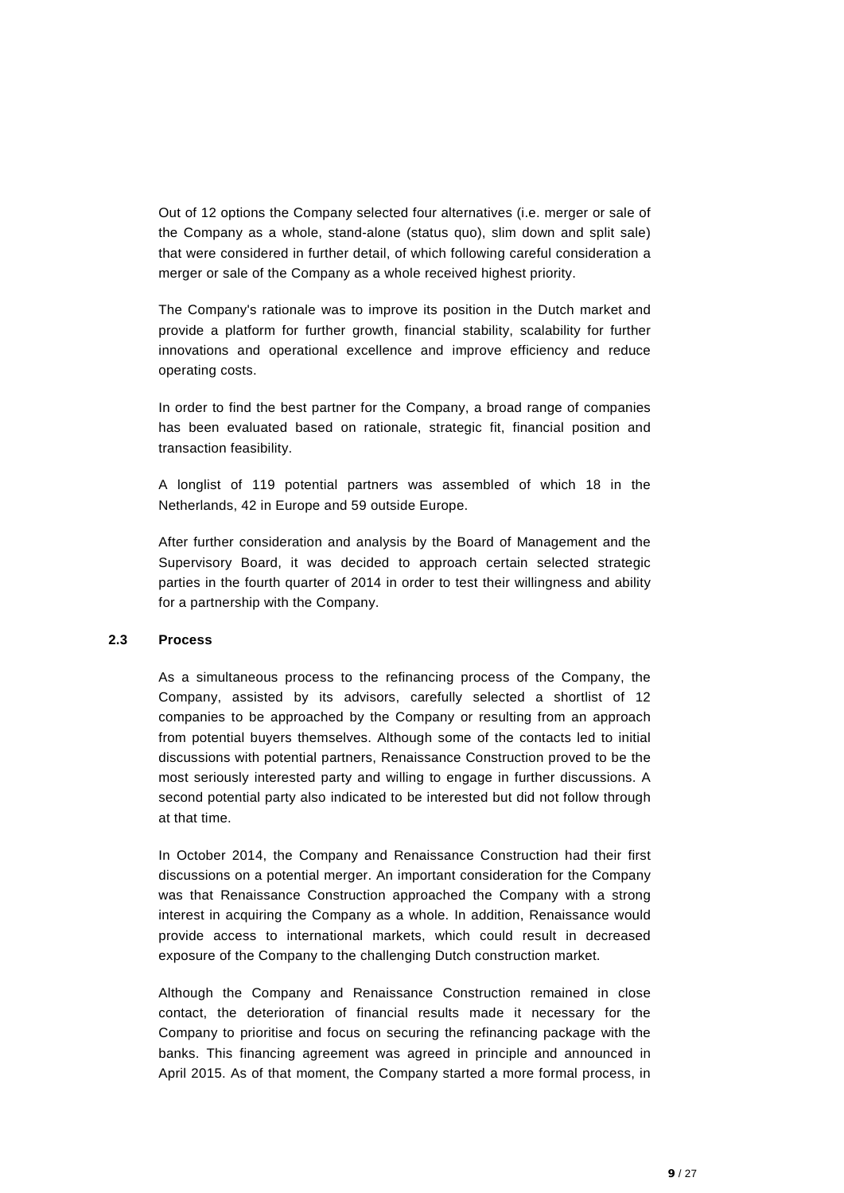Out of 12 options the Company selected four alternatives (i.e. merger or sale of the Company as a whole, stand-alone (status quo), slim down and split sale) that were considered in further detail, of which following careful consideration a merger or sale of the Company as a whole received highest priority.

The Company's rationale was to improve its position in the Dutch market and provide a platform for further growth, financial stability, scalability for further innovations and operational excellence and improve efficiency and reduce operating costs.

In order to find the best partner for the Company, a broad range of companies has been evaluated based on rationale, strategic fit, financial position and transaction feasibility.

A longlist of 119 potential partners was assembled of which 18 in the Netherlands, 42 in Europe and 59 outside Europe.

After further consideration and analysis by the Board of Management and the Supervisory Board, it was decided to approach certain selected strategic parties in the fourth quarter of 2014 in order to test their willingness and ability for a partnership with the Company.

### 2.3 Process

As a simultaneous process to the refinancing process of the Company, the Company, assisted by its advisors, carefully selected a shortlist of 12 companies to be approached by the Company or resulting from an approach from potential buyers themselves. Although some of the contacts led to initial discussions with potential partners, Renaissance Construction proved to be the most seriously interested party and willing to engage in further discussions. A second potential party also indicated to be interested but did not follow through at that time.

In October 2014, the Company and Renaissance Construction had their first discussions on a potential merger. An important consideration for the Company was that Renaissance Construction approached the Company with a strong interest in acquiring the Company as a whole. In addition, Renaissance would provide access to international markets, which could result in decreased exposure of the Company to the challenging Dutch construction market.

Although the Company and Renaissance Construction remained in close contact, the deterioration of financial results made it necessary for the Company to prioritise and focus on securing the refinancing package with the banks. This financing agreement was agreed in principle and announced in April 2015. As of that moment, the Company started a more formal process, in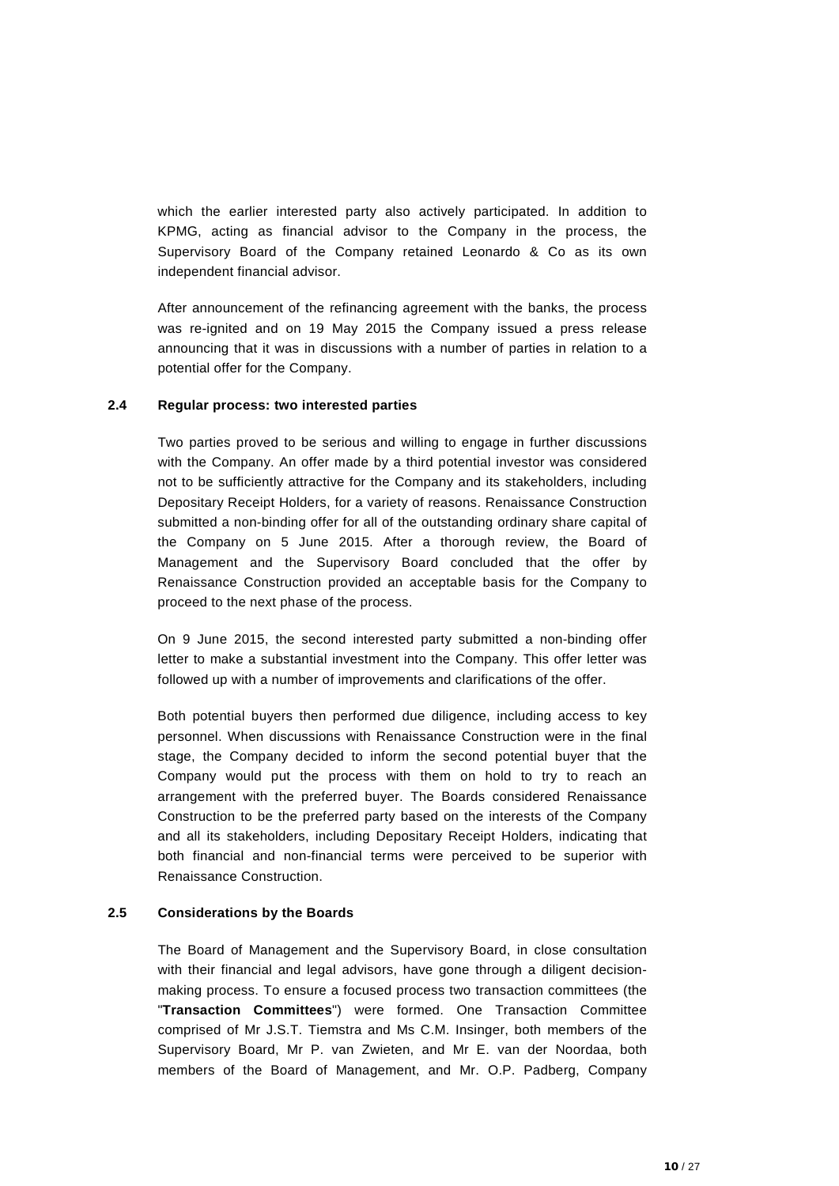which the earlier interested party also actively participated. In addition to KPMG, acting as financial advisor to the Company in the process, the Supervisory Board of the Company retained Leonardo & Co as its own independent financial advisor.

After announcement of the refinancing agreement with the banks, the process was re-ignited and on 19 May 2015 the Company issued a press release announcing that it was in discussions with a number of parties in relation to a potential offer for the Company.

### 2.4 Regular process: two interested parties

Two parties proved to be serious and willing to engage in further discussions with the Company. An offer made by a third potential investor was considered not to be sufficiently attractive for the Company and its stakeholders, including Depositary Receipt Holders, for a variety of reasons. Renaissance Construction submitted a non-binding offer for all of the outstanding ordinary share capital of the Company on 5 June 2015. After a thorough review, the Board of Management and the Supervisory Board concluded that the offer by Renaissance Construction provided an acceptable basis for the Company to proceed to the next phase of the process.

On 9 June 2015, the second interested party submitted a non-binding offer letter to make a substantial investment into the Company. This offer letter was followed up with a number of improvements and clarifications of the offer.

Both potential buyers then performed due diligence, including access to key personnel. When discussions with Renaissance Construction were in the final stage, the Company decided to inform the second potential buyer that the Company would put the process with them on hold to try to reach an arrangement with the preferred buyer. The Boards considered Renaissance Construction to be the preferred party based on the interests of the Company and all its stakeholders, including Depositary Receipt Holders, indicating that both financial and non-financial terms were perceived to be superior with Renaissance Construction.

### 2.5 Considerations by the Boards

The Board of Management and the Supervisory Board, in close consultation with their financial and legal advisors, have gone through a diligent decision-making process. To ensure a focused process two transaction committees (the "**Transaction Committees**") were formed. One Transaction Committee comprised of Mr J.S.T. Tiemstra and Ms C.M. Insinger, both members of the Supervisory Board, Mr P. van Zwieten, and Mr E. van der Noordaa, both members of the Board of Management, and Mr. O.P. Padberg, Company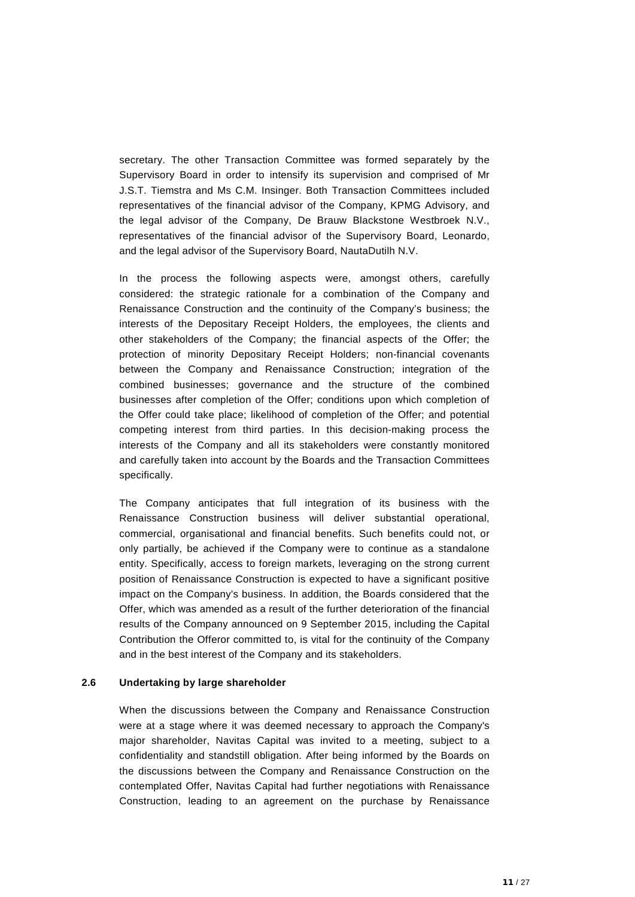secretary. The other Transaction Committee was formed separately by the Supervisory Board in order to intensify its supervision and comprised of Mr J.S.T. Tiemstra and Ms C.M. Insinger. Both Transaction Committees included representatives of the financial advisor of the Company, KPMG Advisory, and the legal advisor of the Company, De Brauw Blackstone Westbroek N.V., representatives of the financial advisor of the Supervisory Board, Leonardo, and the legal advisor of the Supervisory Board, NautaDutilh N.V.

In the process the following aspects were, amongst others, carefully considered: the strategic rationale for a combination of the Company and Renaissance Construction and the continuity of the Company's business; the interests of the Depositary Receipt Holders, the employees, the clients and other stakeholders of the Company; the financial aspects of the Offer; the protection of minority Depositary Receipt Holders; non-financial covenants between the Company and Renaissance Construction; integration of the combined businesses; governance and the structure of the combined businesses after completion of the Offer; conditions upon which completion of the Offer could take place; likelihood of completion of the Offer; and potential competing interest from third parties. In this decision-making process the interests of the Company and all its stakeholders were constantly monitored and carefully taken into account by the Boards and the Transaction Committees specifically.

The Company anticipates that full integration of its business with the Renaissance Construction business will deliver substantial operational, commercial, organisational and financial benefits. Such benefits could not, or only partially, be achieved if the Company were to continue as a standalone entity. Specifically, access to foreign markets, leveraging on the strong current position of Renaissance Construction is expected to have a significant positive impact on the Company's business. In addition, the Boards considered that the Offer, which was amended as a result of the further deterioration of the financial results of the Company announced on 9 September 2015, including the Capital Contribution the Offeror committed to, is vital for the continuity of the Company and in the best interest of the Company and its stakeholders.

### 2.6 Undertaking by large shareholder

When the discussions between the Company and Renaissance Construction were at a stage where it was deemed necessary to approach the Company's major shareholder, Navitas Capital was invited to a meeting, subject to a confidentiality and standstill obligation. After being informed by the Boards on the discussions between the Company and Renaissance Construction on the contemplated Offer, Navitas Capital had further negotiations with Renaissance Construction, leading to an agreement on the purchase by Renaissance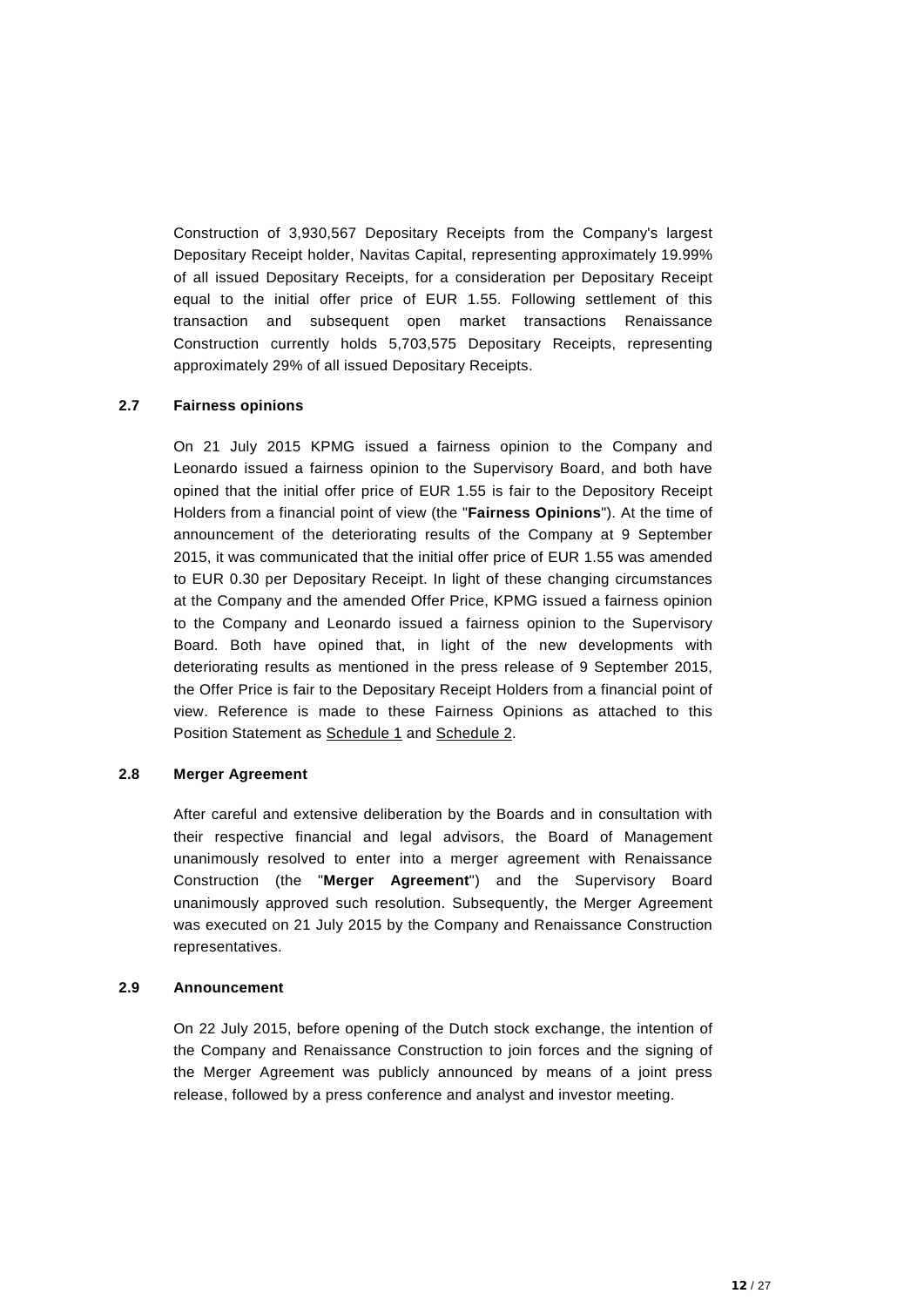Construction of 3,930,567 Depositary Receipts from the Company's largest Depositary Receipt holder, Navitas Capital, representing approximately 19.99% of all issued Depositary Receipts, for a consideration per Depositary Receipt equal to the initial offer price of EUR 1.55. Following settlement of this transaction and subsequent open market transactions Renaissance Construction currently holds 5,703,575 Depositary Receipts, representing approximately 29% of all issued Depositary Receipts.

### 2.7 Fairness opinions

On 21 July 2015 KPMG issued a fairness opinion to the Company and Leonardo issued a fairness opinion to the Supervisory Board, and both have opined that the initial offer price of EUR 1.55 is fair to the Depository Receipt Holders from a financial point of view (the "**Fairness Opinions**"). At the time of announcement of the deteriorating results of the Company at 9 September 2015, it was communicated that the initial offer price of EUR 1.55 was amended to EUR 0.30 per Depositary Receipt. In light of these changing circumstances at the Company and the amended Offer Price, KPMG issued a fairness opinion to the Company and Leonardo issued a fairness opinion to the Supervisory Board. Both have opined that, in light of the new developments with deteriorating results as mentioned in the press release of 9 September 2015, the Offer Price is fair to the Depositary Receipt Holders from a financial point of view. Reference is made to these Fairness Opinions as attached to this Position Statement as Schedule 1 and Schedule 2.

### 2.8 Merger Agreement

After careful and extensive deliberation by the Boards and in consultation with their respective financial and legal advisors, the Board of Management unanimously resolved to enter into a merger agreement with Renaissance Construction (the "**Merger Agreement**") and the Supervisory Board unanimously approved such resolution. Subsequently, the Merger Agreement was executed on 21 July 2015 by the Company and Renaissance Construction representatives.

### 2.9 Announcement

On 22 July 2015, before opening of the Dutch stock exchange, the intention of the Company and Renaissance Construction to join forces and the signing of the Merger Agreement was publicly announced by means of a joint press release, followed by a press conference and analyst and investor meeting.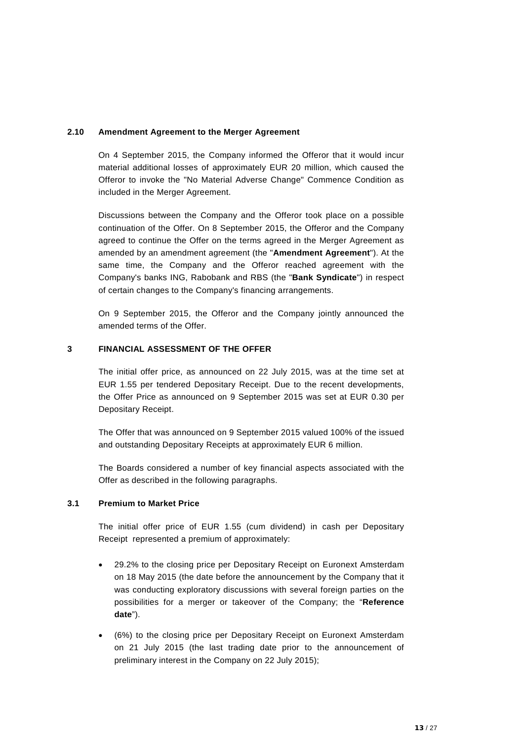### 2.10 Amendment Agreement to the Merger Agreement

On 4 September 2015, the Company informed the Offeror that it would incur material additional losses of approximately EUR 20 million, which caused the Offeror to invoke the "No Material Adverse Change" Commence Condition as included in the Merger Agreement.

Discussions between the Company and the Offeror took place on a possible continuation of the Offer. On 8 September 2015, the Offeror and the Company agreed to continue the Offer on the terms agreed in the Merger Agreement as amended by an amendment agreement (the "**Amendment Agreement**"). At the same time, the Company and the Offeror reached agreement with the Company's banks ING, Rabobank and RBS (the "**Bank Syndicate**") in respect of certain changes to the Company's financing arrangements.

On 9 September 2015, the Offeror and the Company jointly announced the amended terms of the Offer.

## 3 FINANCIAL ASSESSMENT OF THE OFFER

The initial offer price, as announced on 22 July 2015, was at the time set at EUR 1.55 per tendered Depositary Receipt. Due to the recent developments, the Offer Price as announced on 9 September 2015 was set at EUR 0.30 per Depositary Receipt.

The Offer that was announced on 9 September 2015 valued 100% of the issued and outstanding Depositary Receipts at approximately EUR 6 million.

The Boards considered a number of key financial aspects associated with the Offer as described in the following paragraphs.

### 3.1 Premium to Market Price

The initial offer price of EUR 1.55 (cum dividend) in cash per Depositary Receipt represented a premium of approximately:

- 29.2% to the closing price per Depositary Receipt on Euronext Amsterdam on 18 May 2015 (the date before the announcement by the Company that it was conducting exploratory discussions with several foreign parties on the possibilities for a merger or takeover of the Company; the "**Reference date**").
- (6%) to the closing price per Depositary Receipt on Euronext Amsterdam on 21 July 2015 (the last trading date prior to the announcement of preliminary interest in the Company on 22 July 2015);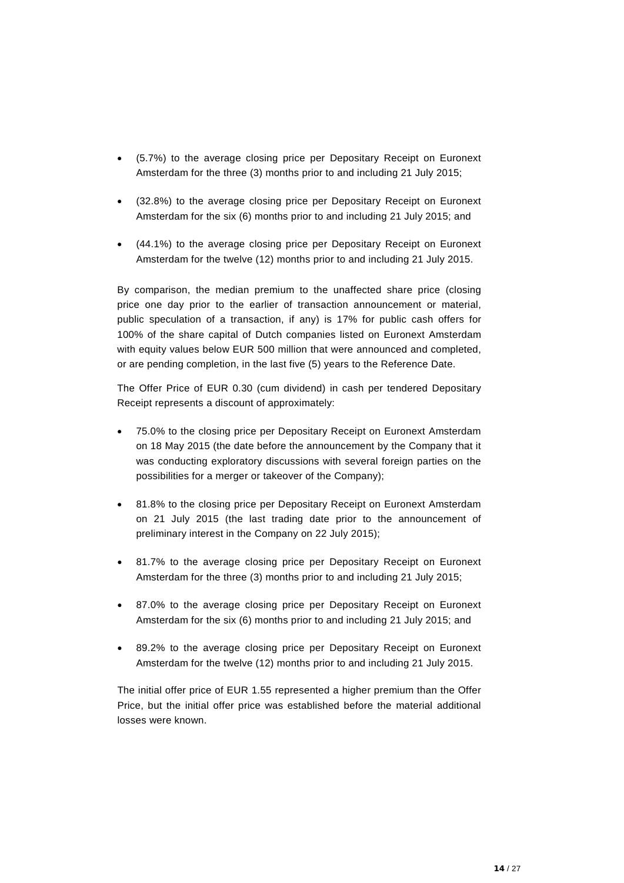- (5.7%) to the average closing price per Depositary Receipt on Euronext Amsterdam for the three (3) months prior to and including 21 July 2015;

- (32.8%) to the average closing price per Depositary Receipt on Euronext Amsterdam for the six (6) months prior to and including 21 July 2015; and

- (44.1%) to the average closing price per Depositary Receipt on Euronext Amsterdam for the twelve (12) months prior to and including 21 July 2015.

By comparison, the median premium to the unaffected share price (closing price one day prior to the earlier of transaction announcement or material, public speculation of a transaction, if any) is 17% for public cash offers for 100% of the share capital of Dutch companies listed on Euronext Amsterdam with equity values below EUR 500 million that were announced and completed, or are pending completion, in the last five (5) years to the Reference Date.

The Offer Price of EUR 0.30 (cum dividend) in cash per tendered Depositary Receipt represents a discount of approximately:

- 75.0% to the closing price per Depositary Receipt on Euronext Amsterdam on 18 May 2015 (the date before the announcement by the Company that it was conducting exploratory discussions with several foreign parties on the possibilities for a merger or takeover of the Company);

- 81.8% to the closing price per Depositary Receipt on Euronext Amsterdam on 21 July 2015 (the last trading date prior to the announcement of preliminary interest in the Company on 22 July 2015);

- 81.7% to the average closing price per Depositary Receipt on Euronext Amsterdam for the three (3) months prior to and including 21 July 2015;

- 87.0% to the average closing price per Depositary Receipt on Euronext Amsterdam for the six (6) months prior to and including 21 July 2015; and

- 89.2% to the average closing price per Depositary Receipt on Euronext Amsterdam for the twelve (12) months prior to and including 21 July 2015.

The initial offer price of EUR 1.55 represented a higher premium than the Offer Price, but the initial offer price was established before the material additional losses were known.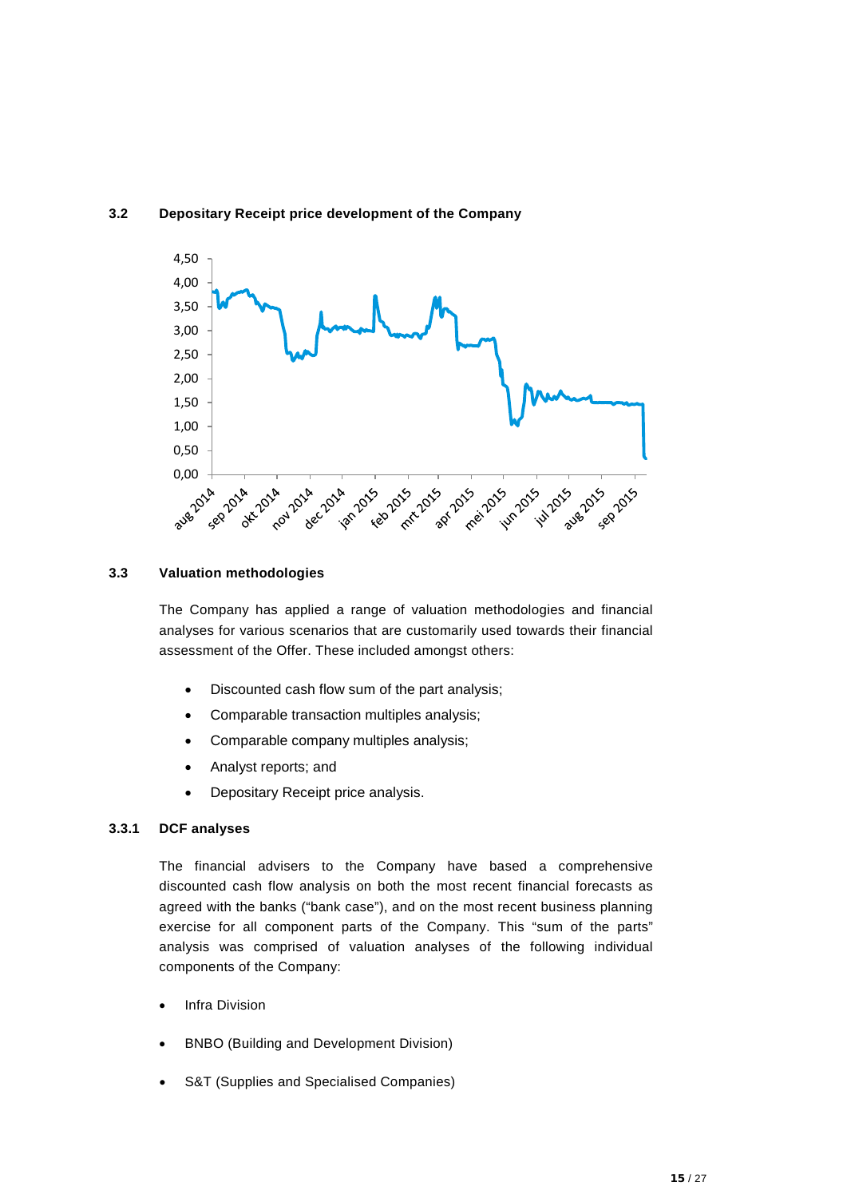## 3.2 Depositary Receipt price development of the Company

## 3.3 Valuation methodologies

The Company has applied a range of valuation methodologies and financial analyses for various scenarios that are customarily used towards their financial assessment of the Offer. These included amongst others:

- Discounted cash flow sum of the part analysis;
- Comparable transaction multiples analysis;
- Comparable company multiples analysis;
- Analyst reports; and
- Depositary Receipt price analysis.

### 3.3.1 DCF analyses

The financial advisers to the Company have based a comprehensive discounted cash flow analysis on both the most recent financial forecasts as agreed with the banks ("bank case"), and on the most recent business planning exercise for all component parts of the Company. This "sum of the parts" analysis was comprised of valuation analyses of the following individual components of the Company:

- Infra Division
- BNBO (Building and Development Division)
- S&T (Supplies and Specialised Companies)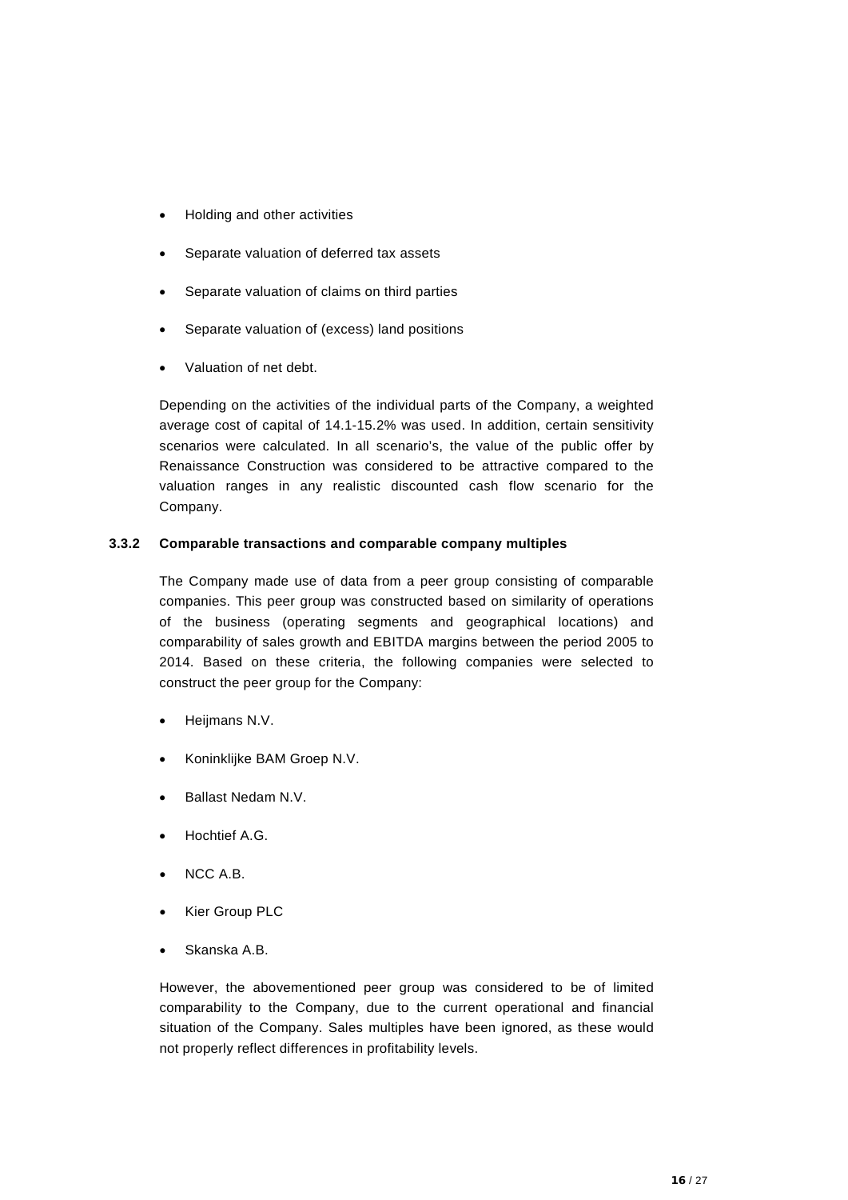- Holding and other activities
- Separate valuation of deferred tax assets
- Separate valuation of claims on third parties
- Separate valuation of (excess) land positions
- Valuation of net debt.

Depending on the activities of the individual parts of the Company, a weighted average cost of capital of 14.1-15.2% was used. In addition, certain sensitivity scenarios were calculated. In all scenario's, the value of the public offer by Renaissance Construction was considered to be attractive compared to the valuation ranges in any realistic discounted cash flow scenario for the Company.

### 3.3.2 Comparable transactions and comparable company multiples

The Company made use of data from a peer group consisting of comparable companies. This peer group was constructed based on similarity of operations of the business (operating segments and geographical locations) and comparability of sales growth and EBITDA margins between the period 2005 to 2014. Based on these criteria, the following companies were selected to construct the peer group for the Company:

- Heijmans N.V.
- Koninklijke BAM Groep N.V.
- Ballast Nedam N.V.
- Hochtief A.G.
- NCC A.B.
- Kier Group PLC
- Skanska A.B.

However, the abovementioned peer group was considered to be of limited comparability to the Company, due to the current operational and financial situation of the Company. Sales multiples have been ignored, as these would not properly reflect differences in profitability levels.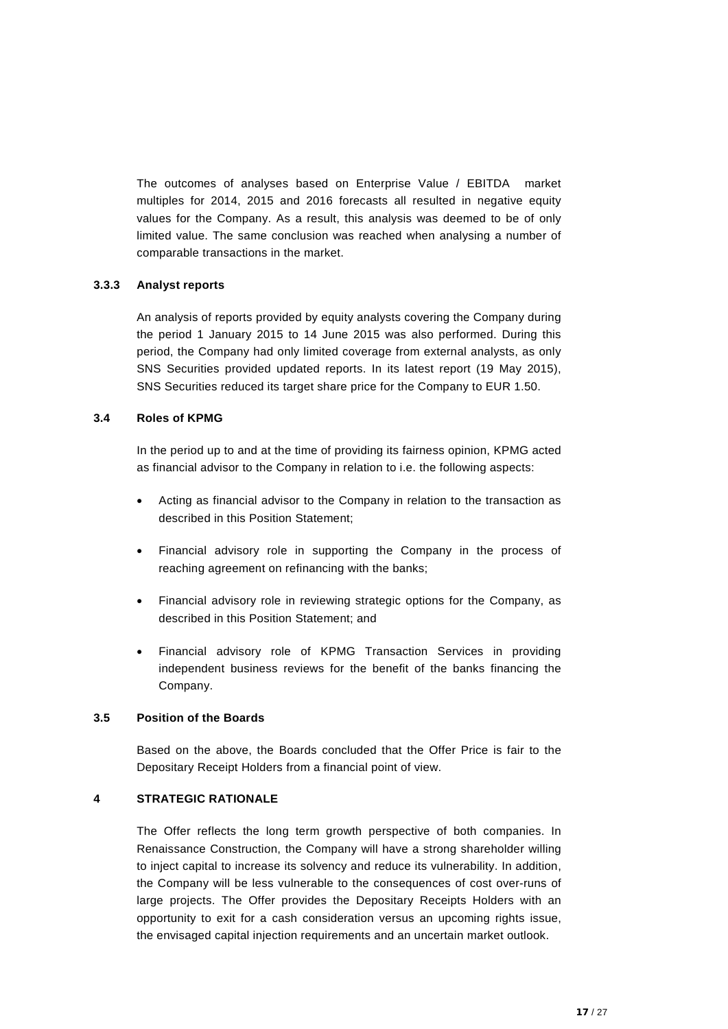The outcomes of analyses based on Enterprise Value / EBITDA market multiples for 2014, 2015 and 2016 forecasts all resulted in negative equity values for the Company. As a result, this analysis was deemed to be of only limited value. The same conclusion was reached when analysing a number of comparable transactions in the market.

#### 3.3.3 Analyst reports

An analysis of reports provided by equity analysts covering the Company during the period 1 January 2015 to 14 June 2015 was also performed. During this period, the Company had only limited coverage from external analysts, as only SNS Securities provided updated reports. In its latest report (19 May 2015), SNS Securities reduced its target share price for the Company to EUR 1.50.

### 3.4 Roles of KPMG

In the period up to and at the time of providing its fairness opinion, KPMG acted as financial advisor to the Company in relation to i.e. the following aspects:

- Acting as financial advisor to the Company in relation to the transaction as described in this Position Statement;
- Financial advisory role in supporting the Company in the process of reaching agreement on refinancing with the banks;
- Financial advisory role in reviewing strategic options for the Company, as described in this Position Statement; and
- Financial advisory role of KPMG Transaction Services in providing independent business reviews for the benefit of the banks financing the Company.

### 3.5 Position of the Boards

Based on the above, the Boards concluded that the Offer Price is fair to the Depositary Receipt Holders from a financial point of view.

## 4 STRATEGIC RATIONALE

The Offer reflects the long term growth perspective of both companies. In Renaissance Construction, the Company will have a strong shareholder willing to inject capital to increase its solvency and reduce its vulnerability. In addition, the Company will be less vulnerable to the consequences of cost over-runs of large projects. The Offer provides the Depositary Receipts Holders with an opportunity to exit for a cash consideration versus an upcoming rights issue, the envisaged capital injection requirements and an uncertain market outlook.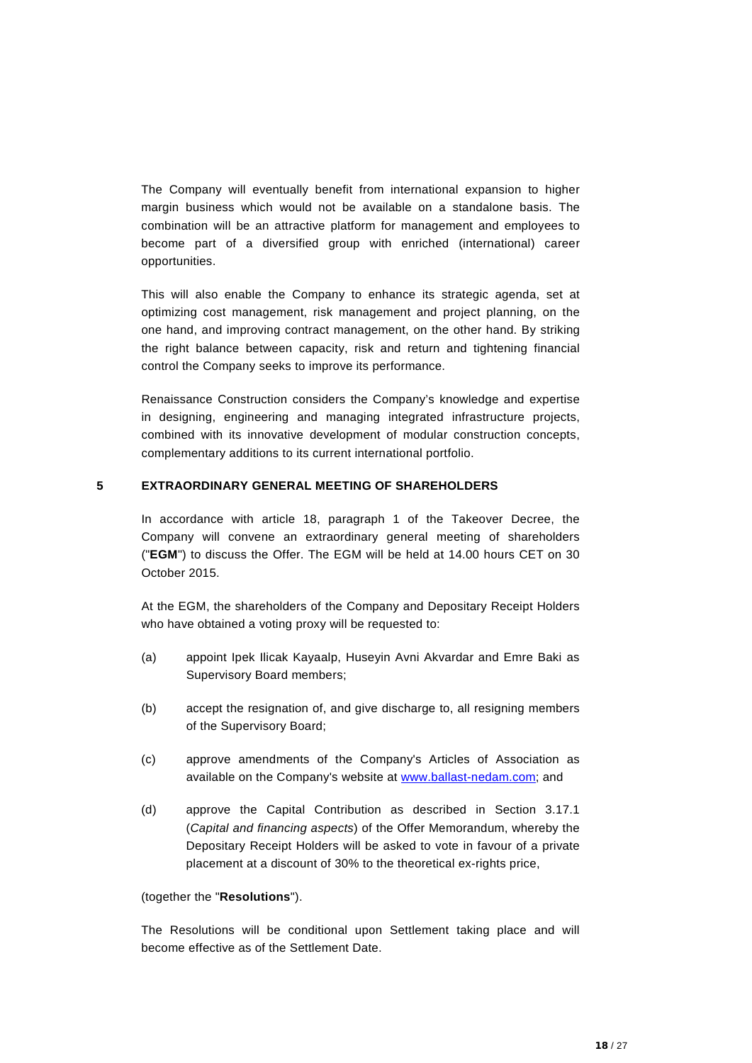The Company will eventually benefit from international expansion to higher margin business which would not be available on a standalone basis. The combination will be an attractive platform for management and employees to become part of a diversified group with enriched (international) career opportunities.

This will also enable the Company to enhance its strategic agenda, set at optimizing cost management, risk management and project planning, on the one hand, and improving contract management, on the other hand. By striking the right balance between capacity, risk and return and tightening financial control the Company seeks to improve its performance.

Renaissance Construction considers the Company's knowledge and expertise in designing, engineering and managing integrated infrastructure projects, combined with its innovative development of modular construction concepts, complementary additions to its current international portfolio.

## 5 EXTRAORDINARY GENERAL MEETING OF SHAREHOLDERS

In accordance with article 18, paragraph 1 of the Takeover Decree, the Company will convene an extraordinary general meeting of shareholders ("**EGM**") to discuss the Offer. The EGM will be held at 14.00 hours CET on 30 October 2015.

At the EGM, the shareholders of the Company and Depositary Receipt Holders who have obtained a voting proxy will be requested to:

(a) appoint Ipek Ilicak Kayaalp, Huseyin Avni Akvardar and Emre Baki as Supervisory Board members;

(b) accept the resignation of, and give discharge to, all resigning members of the Supervisory Board;

(c) approve amendments of the Company's Articles of Association as available on the Company's website at www.ballast-nedam.com; and

(d) approve the Capital Contribution as described in Section 3.17.1 (*Capital and financing aspects*) of the Offer Memorandum, whereby the Depositary Receipt Holders will be asked to vote in favour of a private placement at a discount of 30% to the theoretical ex-rights price,

(together the "**Resolutions**").

The Resolutions will be conditional upon Settlement taking place and will become effective as of the Settlement Date.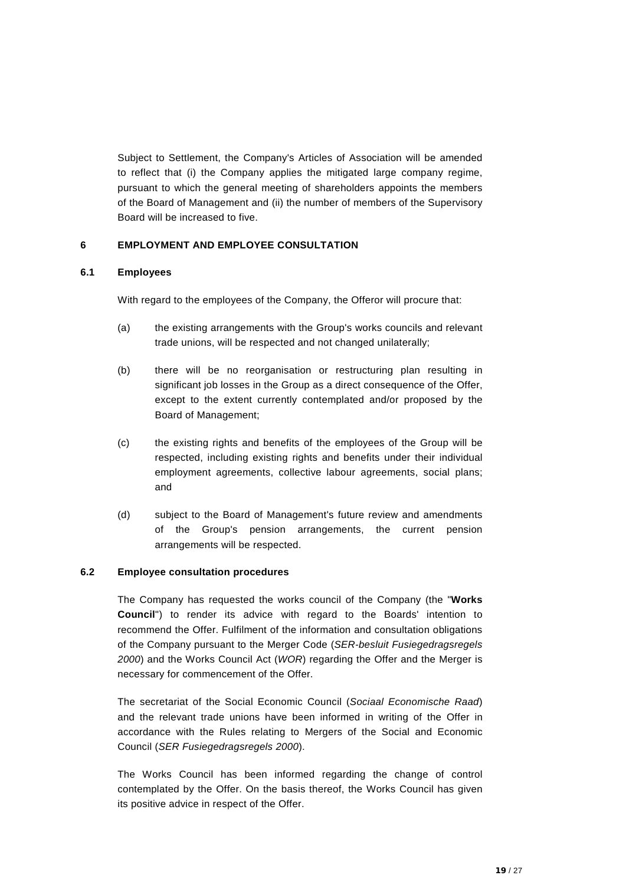Subject to Settlement, the Company's Articles of Association will be amended to reflect that (i) the Company applies the mitigated large company regime, pursuant to which the general meeting of shareholders appoints the members of the Board of Management and (ii) the number of members of the Supervisory Board will be increased to five.

## 6 EMPLOYMENT AND EMPLOYEE CONSULTATION

### 6.1 Employees

With regard to the employees of the Company, the Offeror will procure that:

(a) the existing arrangements with the Group's works councils and relevant trade unions, will be respected and not changed unilaterally;

(b) there will be no reorganisation or restructuring plan resulting in significant job losses in the Group as a direct consequence of the Offer, except to the extent currently contemplated and/or proposed by the Board of Management;

(c) the existing rights and benefits of the employees of the Group will be respected, including existing rights and benefits under their individual employment agreements, collective labour agreements, social plans; and

(d) subject to the Board of Management's future review and amendments of the Group's pension arrangements, the current pension arrangements will be respected.

### 6.2 Employee consultation procedures

The Company has requested the works council of the Company (the "**Works Council**") to render its advice with regard to the Boards' intention to recommend the Offer. Fulfilment of the information and consultation obligations of the Company pursuant to the Merger Code (*SER-besluit Fusiegedragsregels 2000*) and the Works Council Act (*WOR*) regarding the Offer and the Merger is necessary for commencement of the Offer.

The secretariat of the Social Economic Council (*Sociaal Economische Raad*) and the relevant trade unions have been informed in writing of the Offer in accordance with the Rules relating to Mergers of the Social and Economic Council (*SER Fusiegedragsregels 2000*).

The Works Council has been informed regarding the change of control contemplated by the Offer. On the basis thereof, the Works Council has given its positive advice in respect of the Offer.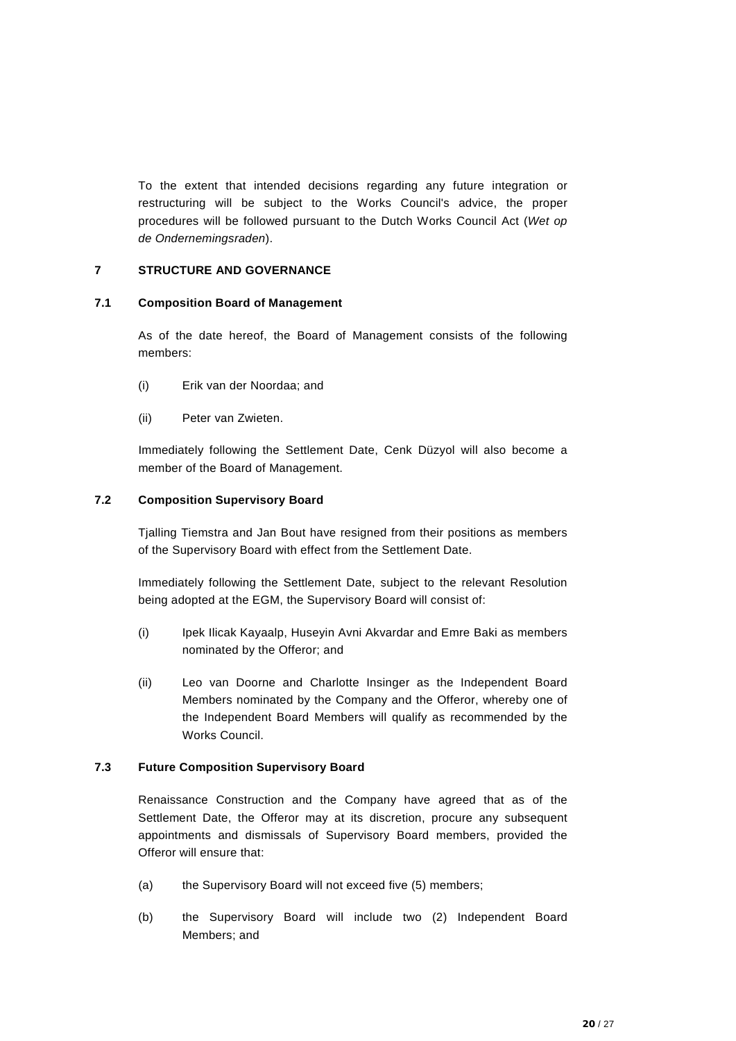To the extent that intended decisions regarding any future integration or restructuring will be subject to the Works Council's advice, the proper procedures will be followed pursuant to the Dutch Works Council Act (*Wet op de Ondernemingsraden*).

## 7 STRUCTURE AND GOVERNANCE

### 7.1 Composition Board of Management

As of the date hereof, the Board of Management consists of the following members:

(i) Erik van der Noordaa; and

(ii) Peter van Zwieten.

Immediately following the Settlement Date, Cenk Düzyol will also become a member of the Board of Management.

### 7.2 Composition Supervisory Board

Tjalling Tiemstra and Jan Bout have resigned from their positions as members of the Supervisory Board with effect from the Settlement Date.

Immediately following the Settlement Date, subject to the relevant Resolution being adopted at the EGM, the Supervisory Board will consist of:

(i) Ipek Ilicak Kayaalp, Huseyin Avni Akvardar and Emre Baki as members nominated by the Offeror; and

(ii) Leo van Doorne and Charlotte Insinger as the Independent Board Members nominated by the Company and the Offeror, whereby one of the Independent Board Members will qualify as recommended by the Works Council.

### 7.3 Future Composition Supervisory Board

Renaissance Construction and the Company have agreed that as of the Settlement Date, the Offeror may at its discretion, procure any subsequent appointments and dismissals of Supervisory Board members, provided the Offeror will ensure that:

(a) the Supervisory Board will not exceed five (5) members;

(b) the Supervisory Board will include two (2) Independent Board Members; and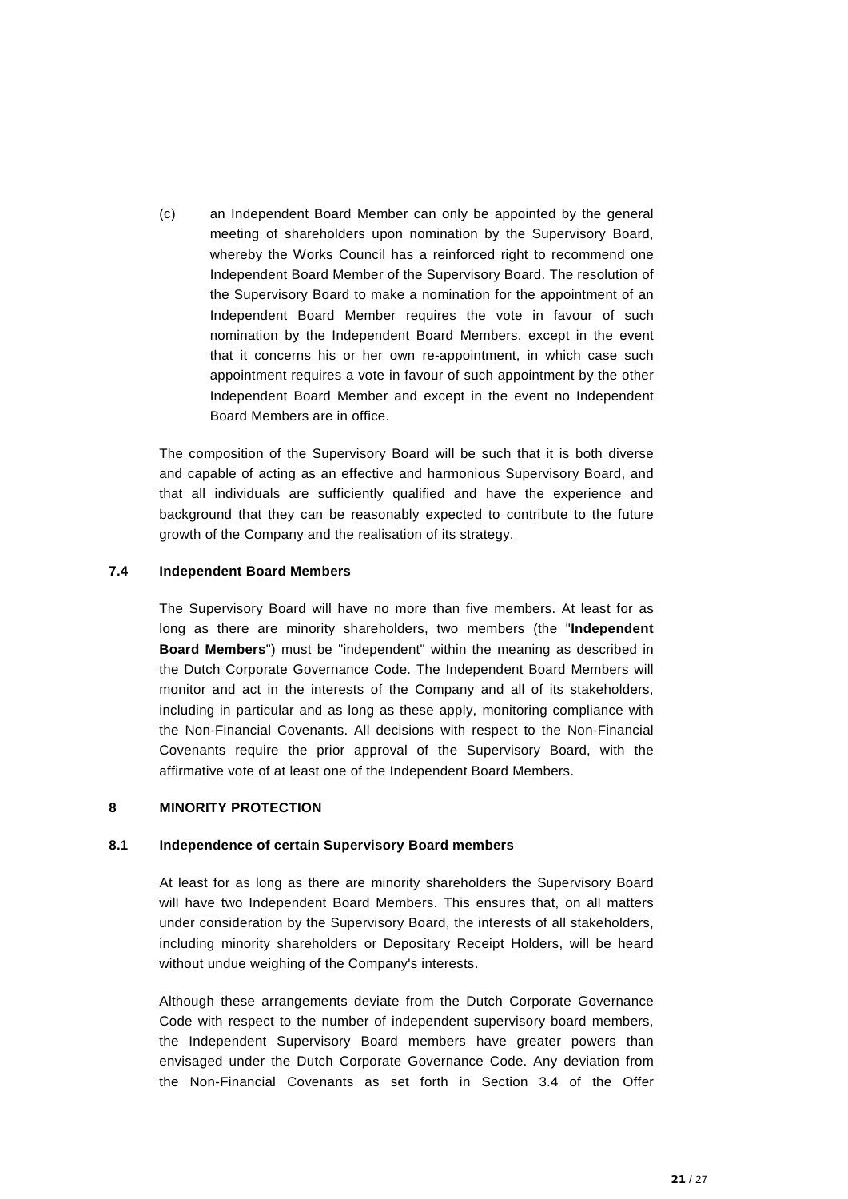(c) an Independent Board Member can only be appointed by the general meeting of shareholders upon nomination by the Supervisory Board, whereby the Works Council has a reinforced right to recommend one Independent Board Member of the Supervisory Board. The resolution of the Supervisory Board to make a nomination for the appointment of an Independent Board Member requires the vote in favour of such nomination by the Independent Board Members, except in the event that it concerns his or her own re-appointment, in which case such appointment requires a vote in favour of such appointment by the other Independent Board Member and except in the event no Independent Board Members are in office.

The composition of the Supervisory Board will be such that it is both diverse and capable of acting as an effective and harmonious Supervisory Board, and that all individuals are sufficiently qualified and have the experience and background that they can be reasonably expected to contribute to the future growth of the Company and the realisation of its strategy.

### 7.4 Independent Board Members

The Supervisory Board will have no more than five members. At least for as long as there are minority shareholders, two members (the "**Independent Board Members**") must be "independent" within the meaning as described in the Dutch Corporate Governance Code. The Independent Board Members will monitor and act in the interests of the Company and all of its stakeholders, including in particular and as long as these apply, monitoring compliance with the Non-Financial Covenants. All decisions with respect to the Non-Financial Covenants require the prior approval of the Supervisory Board, with the affirmative vote of at least one of the Independent Board Members.

## 8 MINORITY PROTECTION

### 8.1 Independence of certain Supervisory Board members

At least for as long as there are minority shareholders the Supervisory Board will have two Independent Board Members. This ensures that, on all matters under consideration by the Supervisory Board, the interests of all stakeholders, including minority shareholders or Depositary Receipt Holders, will be heard without undue weighing of the Company's interests.

Although these arrangements deviate from the Dutch Corporate Governance Code with respect to the number of independent supervisory board members, the Independent Supervisory Board members have greater powers than envisaged under the Dutch Corporate Governance Code. Any deviation from the Non-Financial Covenants as set forth in Section 3.4 of the Offer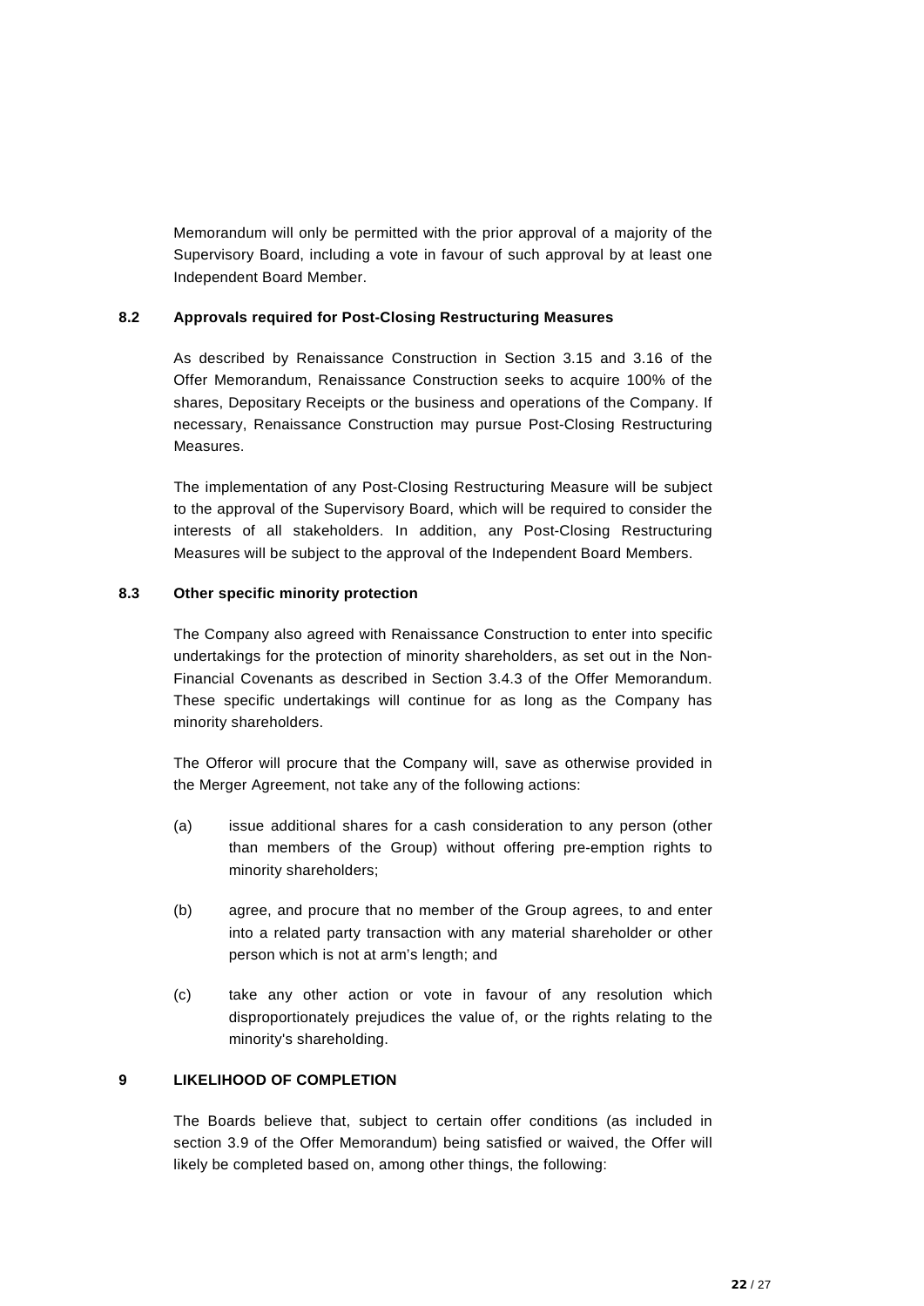Memorandum will only be permitted with the prior approval of a majority of the Supervisory Board, including a vote in favour of such approval by at least one Independent Board Member.

### 8.2 Approvals required for Post-Closing Restructuring Measures

As described by Renaissance Construction in Section 3.15 and 3.16 of the Offer Memorandum, Renaissance Construction seeks to acquire 100% of the shares, Depositary Receipts or the business and operations of the Company. If necessary, Renaissance Construction may pursue Post-Closing Restructuring Measures.

The implementation of any Post-Closing Restructuring Measure will be subject to the approval of the Supervisory Board, which will be required to consider the interests of all stakeholders. In addition, any Post-Closing Restructuring Measures will be subject to the approval of the Independent Board Members.

### 8.3 Other specific minority protection

The Company also agreed with Renaissance Construction to enter into specific undertakings for the protection of minority shareholders, as set out in the Non-Financial Covenants as described in Section 3.4.3 of the Offer Memorandum. These specific undertakings will continue for as long as the Company has minority shareholders.

The Offeror will procure that the Company will, save as otherwise provided in the Merger Agreement, not take any of the following actions:

(a) issue additional shares for a cash consideration to any person (other than members of the Group) without offering pre-emption rights to minority shareholders;

(b) agree, and procure that no member of the Group agrees, to and enter into a related party transaction with any material shareholder or other person which is not at arm's length; and

(c) take any other action or vote in favour of any resolution which disproportionately prejudices the value of, or the rights relating to the minority's shareholding.

## 9 LIKELIHOOD OF COMPLETION

The Boards believe that, subject to certain offer conditions (as included in section 3.9 of the Offer Memorandum) being satisfied or waived, the Offer will likely be completed based on, among other things, the following: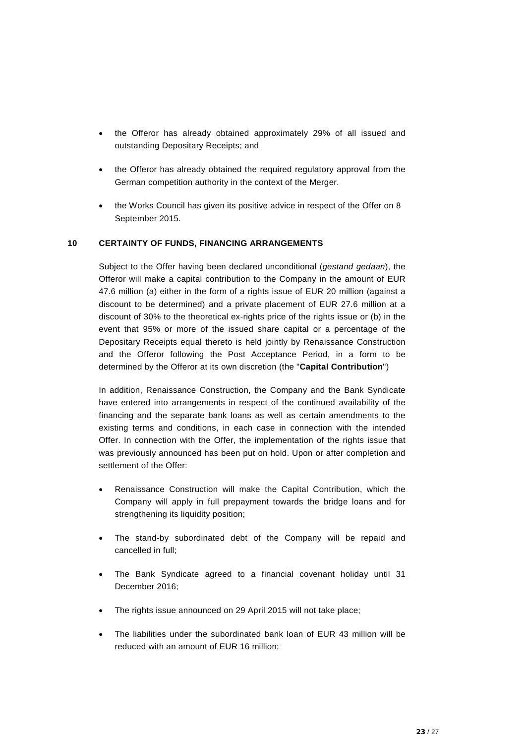- the Offeror has already obtained approximately 29% of all issued and outstanding Depositary Receipts; and
- the Offeror has already obtained the required regulatory approval from the German competition authority in the context of the Merger.
- the Works Council has given its positive advice in respect of the Offer on 8 September 2015.

## 10 CERTAINTY OF FUNDS, FINANCING ARRANGEMENTS

Subject to the Offer having been declared unconditional (*gestand gedaan*), the Offeror will make a capital contribution to the Company in the amount of EUR 47.6 million (a) either in the form of a rights issue of EUR 20 million (against a discount to be determined) and a private placement of EUR 27.6 million at a discount of 30% to the theoretical ex-rights price of the rights issue or (b) in the event that 95% or more of the issued share capital or a percentage of the Depositary Receipts equal thereto is held jointly by Renaissance Construction and the Offeror following the Post Acceptance Period, in a form to be determined by the Offeror at its own discretion (the "**Capital Contribution**")

In addition, Renaissance Construction, the Company and the Bank Syndicate have entered into arrangements in respect of the continued availability of the financing and the separate bank loans as well as certain amendments to the existing terms and conditions, in each case in connection with the intended Offer. In connection with the Offer, the implementation of the rights issue that was previously announced has been put on hold. Upon or after completion and settlement of the Offer:

- Renaissance Construction will make the Capital Contribution, which the Company will apply in full prepayment towards the bridge loans and for strengthening its liquidity position;
- The stand-by subordinated debt of the Company will be repaid and cancelled in full;
- The Bank Syndicate agreed to a financial covenant holiday until 31 December 2016;
- The rights issue announced on 29 April 2015 will not take place;
- The liabilities under the subordinated bank loan of EUR 43 million will be reduced with an amount of EUR 16 million;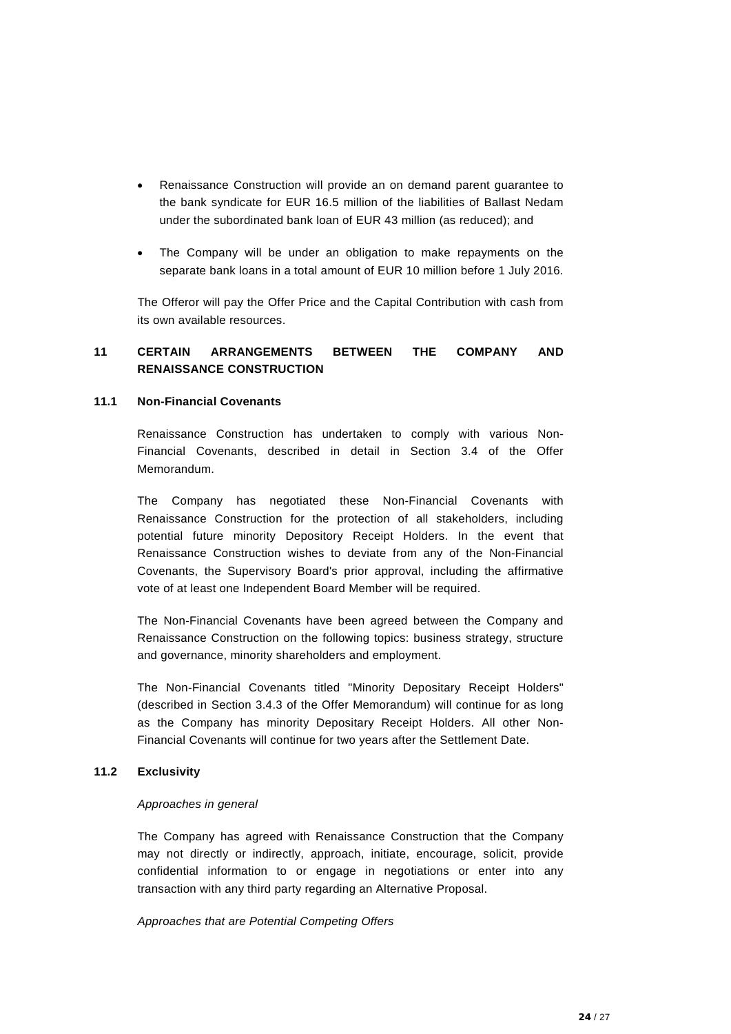- Renaissance Construction will provide an on demand parent guarantee to the bank syndicate for EUR 16.5 million of the liabilities of Ballast Nedam under the subordinated bank loan of EUR 43 million (as reduced); and
- The Company will be under an obligation to make repayments on the separate bank loans in a total amount of EUR 10 million before 1 July 2016.

The Offeror will pay the Offer Price and the Capital Contribution with cash from its own available resources.

## 11 CERTAIN ARRANGEMENTS BETWEEN THE COMPANY AND RENAISSANCE CONSTRUCTION

### 11.1 Non-Financial Covenants

Renaissance Construction has undertaken to comply with various Non-Financial Covenants, described in detail in Section 3.4 of the Offer Memorandum.

The Company has negotiated these Non-Financial Covenants with Renaissance Construction for the protection of all stakeholders, including potential future minority Depository Receipt Holders. In the event that Renaissance Construction wishes to deviate from any of the Non-Financial Covenants, the Supervisory Board's prior approval, including the affirmative vote of at least one Independent Board Member will be required.

The Non-Financial Covenants have been agreed between the Company and Renaissance Construction on the following topics: business strategy, structure and governance, minority shareholders and employment.

The Non-Financial Covenants titled "Minority Depositary Receipt Holders" (described in Section 3.4.3 of the Offer Memorandum) will continue for as long as the Company has minority Depositary Receipt Holders. All other Non-Financial Covenants will continue for two years after the Settlement Date.

### 11.2 Exclusivity

*Approaches in general*

The Company has agreed with Renaissance Construction that the Company may not directly or indirectly, approach, initiate, encourage, solicit, provide confidential information to or engage in negotiations or enter into any transaction with any third party regarding an Alternative Proposal.

*Approaches that are Potential Competing Offers*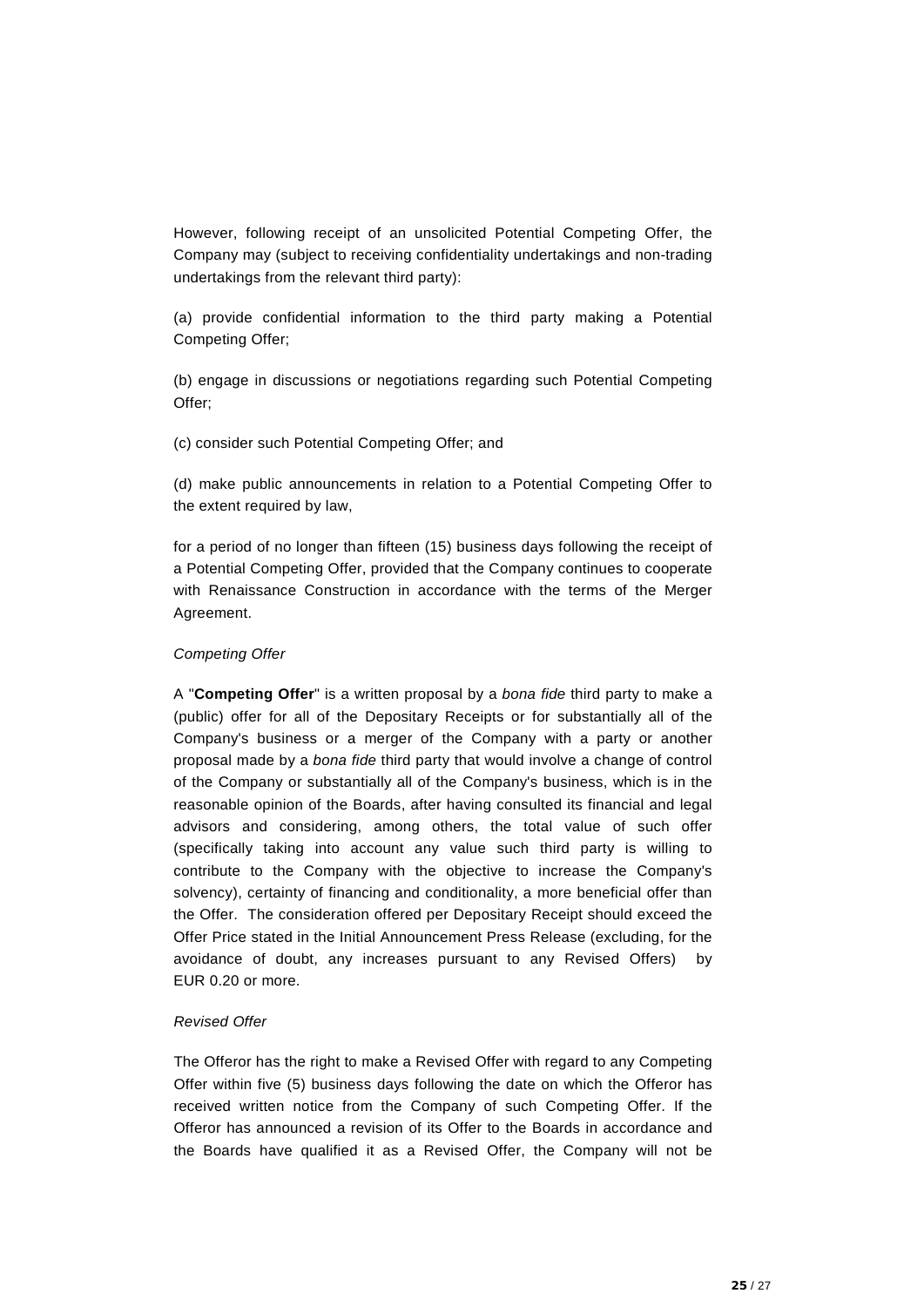However, following receipt of an unsolicited Potential Competing Offer, the Company may (subject to receiving confidentiality undertakings and non-trading undertakings from the relevant third party):

(a) provide confidential information to the third party making a Potential Competing Offer;

(b) engage in discussions or negotiations regarding such Potential Competing Offer;

(c) consider such Potential Competing Offer; and

(d) make public announcements in relation to a Potential Competing Offer to the extent required by law,

for a period of no longer than fifteen (15) business days following the receipt of a Potential Competing Offer, provided that the Company continues to cooperate with Renaissance Construction in accordance with the terms of the Merger Agreement.

*Competing Offer*

A "**Competing Offer**" is a written proposal by a *bona fide* third party to make a (public) offer for all of the Depositary Receipts or for substantially all of the Company's business or a merger of the Company with a party or another proposal made by a *bona fide* third party that would involve a change of control of the Company or substantially all of the Company's business, which is in the reasonable opinion of the Boards, after having consulted its financial and legal advisors and considering, among others, the total value of such offer (specifically taking into account any value such third party is willing to contribute to the Company with the objective to increase the Company's solvency), certainty of financing and conditionality, a more beneficial offer than the Offer. The consideration offered per Depositary Receipt should exceed the Offer Price stated in the Initial Announcement Press Release (excluding, for the avoidance of doubt, any increases pursuant to any Revised Offers) by EUR 0.20 or more.

*Revised Offer*

The Offeror has the right to make a Revised Offer with regard to any Competing Offer within five (5) business days following the date on which the Offeror has received written notice from the Company of such Competing Offer. If the Offeror has announced a revision of its Offer to the Boards in accordance and the Boards have qualified it as a Revised Offer, the Company will not be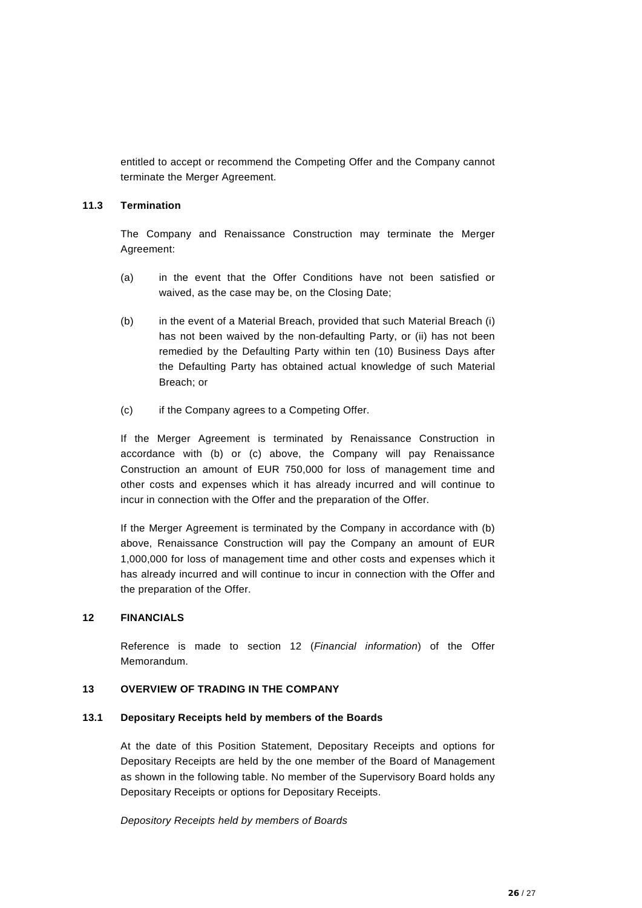entitled to accept or recommend the Competing Offer and the Company cannot terminate the Merger Agreement.

### 11.3 Termination

The Company and Renaissance Construction may terminate the Merger Agreement:

(a) in the event that the Offer Conditions have not been satisfied or waived, as the case may be, on the Closing Date;

(b) in the event of a Material Breach, provided that such Material Breach (i) has not been waived by the non-defaulting Party, or (ii) has not been remedied by the Defaulting Party within ten (10) Business Days after the Defaulting Party has obtained actual knowledge of such Material Breach; or

(c) if the Company agrees to a Competing Offer.

If the Merger Agreement is terminated by Renaissance Construction in accordance with (b) or (c) above, the Company will pay Renaissance Construction an amount of EUR 750,000 for loss of management time and other costs and expenses which it has already incurred and will continue to incur in connection with the Offer and the preparation of the Offer.

If the Merger Agreement is terminated by the Company in accordance with (b) above, Renaissance Construction will pay the Company an amount of EUR 1,000,000 for loss of management time and other costs and expenses which it has already incurred and will continue to incur in connection with the Offer and the preparation of the Offer.

## 12 FINANCIALS

Reference is made to section 12 (*Financial information*) of the Offer Memorandum.

## 13 OVERVIEW OF TRADING IN THE COMPANY

### 13.1 Depositary Receipts held by members of the Boards

At the date of this Position Statement, Depositary Receipts and options for Depositary Receipts are held by the one member of the Board of Management as shown in the following table. No member of the Supervisory Board holds any Depositary Receipts or options for Depositary Receipts.

*Depository Receipts held by members of Boards*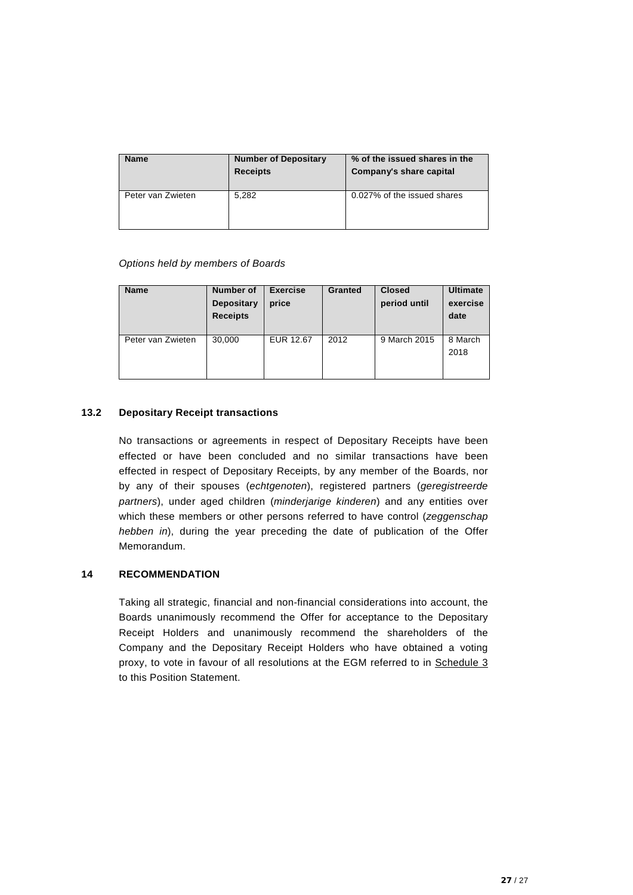| Name | Number of Depositary Receipts | % of the issued shares in the Company's share capital |
| --- | --- | --- |
| Peter van Zwieten | 5,282 | 0.027% of the issued shares |

*Options held by members of Boards*

| Name | Number of Depositary Receipts | Exercise price | Granted | Closed period until | Ultimate exercise date |
| --- | --- | --- | --- | --- | --- |
| Peter van Zwieten | 30,000 | EUR 12.67 | 2012 | 9 March 2015 | 8 March 2018 |

### 13.2 Depositary Receipt transactions

No transactions or agreements in respect of Depositary Receipts have been effected or have been concluded and no similar transactions have been effected in respect of Depositary Receipts, by any member of the Boards, nor by any of their spouses (*echtgenoten*), registered partners (*geregistreerde partners*), under aged children (*minderjarige kinderen*) and any entities over which these members or other persons referred to have control (*zeggenschap hebben in*), during the year preceding the date of publication of the Offer Memorandum.

## 14 RECOMMENDATION

Taking all strategic, financial and non-financial considerations into account, the Boards unanimously recommend the Offer for acceptance to the Depositary Receipt Holders and unanimously recommend the shareholders of the Company and the Depositary Receipt Holders who have obtained a voting proxy, to vote in favour of all resolutions at the EGM referred to in Schedule 3 to this Position Statement.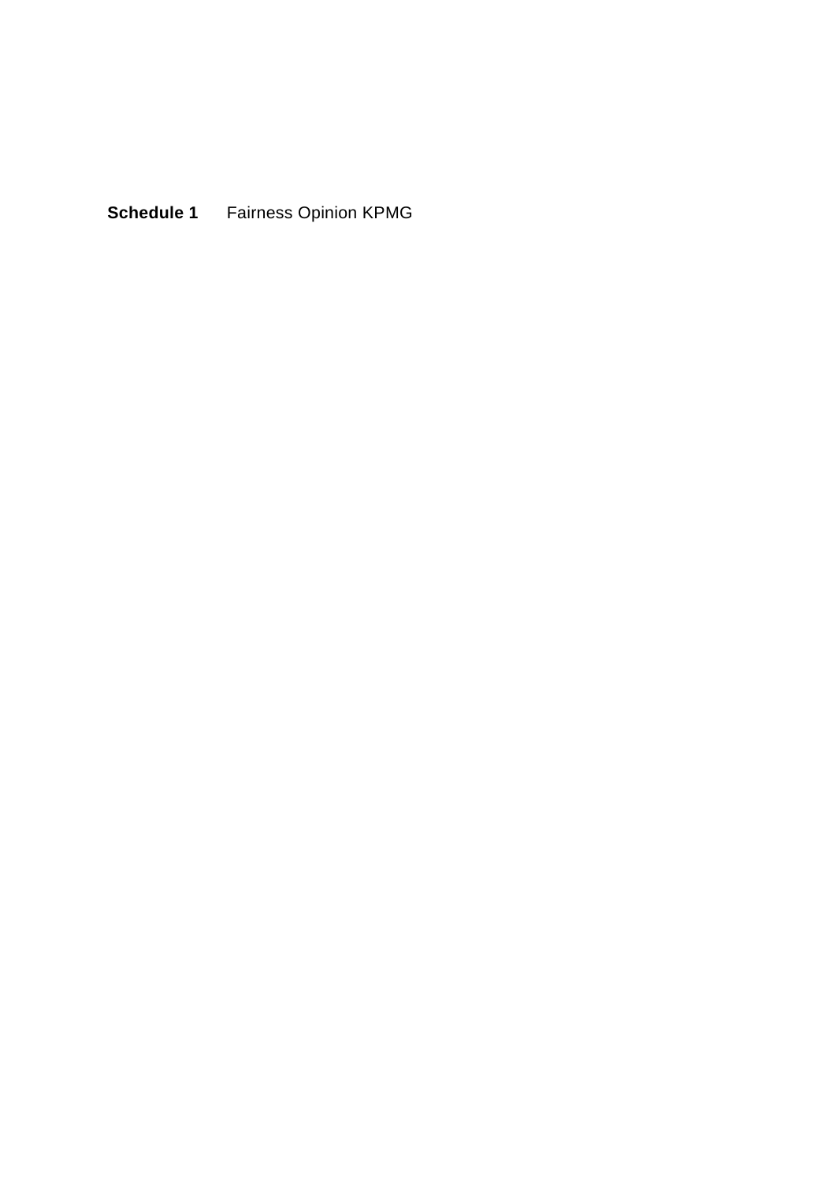**Schedule 1** Fairness Opinion KPMG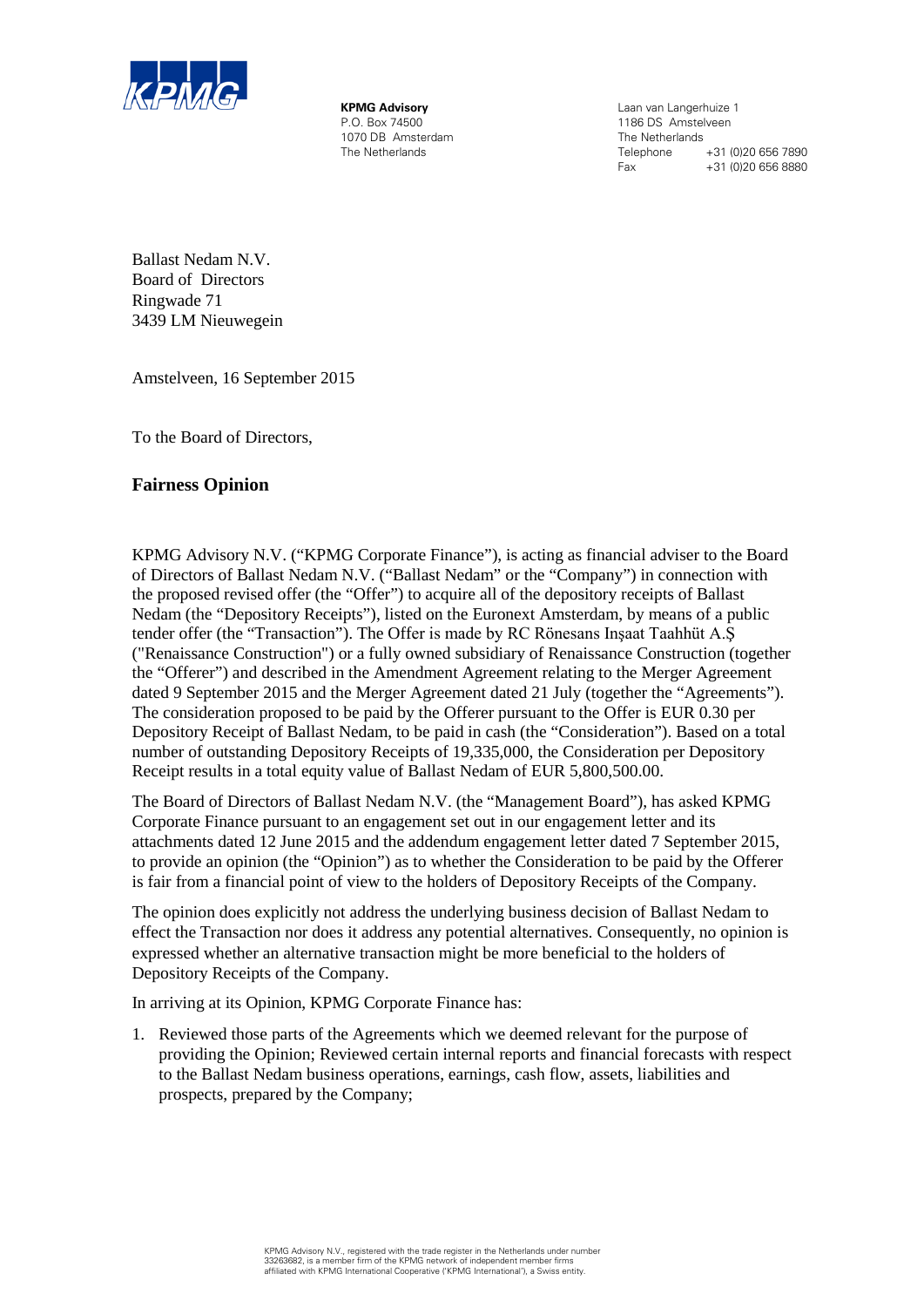KPMG

**KPMG Advisory**
P.O. Box 74500
1070 DB Amsterdam
The Netherlands

Laan van Langerhuize 1
1186 DS Amstelveen
The Netherlands
Telephone +31 (0)20 656 7890
Fax +31 (0)20 656 8880

Ballast Nedam N.V.
Board of Directors
Ringwade 71
3439 LM Nieuwegein

Amstelveen, 16 September 2015

To the Board of Directors,

## Fairness Opinion

KPMG Advisory N.V. ("KPMG Corporate Finance"), is acting as financial adviser to the Board of Directors of Ballast Nedam N.V. ("Ballast Nedam" or the "Company") in connection with the proposed revised offer (the "Offer") to acquire all of the depository receipts of Ballast Nedam (the "Depository Receipts"), listed on the Euronext Amsterdam, by means of a public tender offer (the "Transaction"). The Offer is made by RC Rönesans Inşaat Taahhüt A.Ş ("Renaissance Construction") or a fully owned subsidiary of Renaissance Construction (together the "Offerer") and described in the Amendment Agreement relating to the Merger Agreement dated 9 September 2015 and the Merger Agreement dated 21 July (together the "Agreements"). The consideration proposed to be paid by the Offerer pursuant to the Offer is EUR 0.30 per Depository Receipt of Ballast Nedam, to be paid in cash (the "Consideration"). Based on a total number of outstanding Depository Receipts of 19,335,000, the Consideration per Depository Receipt results in a total equity value of Ballast Nedam of EUR 5,800,500.00.

The Board of Directors of Ballast Nedam N.V. (the "Management Board"), has asked KPMG Corporate Finance pursuant to an engagement set out in our engagement letter and its attachments dated 12 June 2015 and the addendum engagement letter dated 7 September 2015, to provide an opinion (the "Opinion") as to whether the Consideration to be paid by the Offerer is fair from a financial point of view to the holders of Depository Receipts of the Company.

The opinion does explicitly not address the underlying business decision of Ballast Nedam to effect the Transaction nor does it address any potential alternatives. Consequently, no opinion is expressed whether an alternative transaction might be more beneficial to the holders of Depository Receipts of the Company.

In arriving at its Opinion, KPMG Corporate Finance has:

1. Reviewed those parts of the Agreements which we deemed relevant for the purpose of providing the Opinion; Reviewed certain internal reports and financial forecasts with respect to the Ballast Nedam business operations, earnings, cash flow, assets, liabilities and prospects, prepared by the Company;

KPMG Advisory N.V., registered with the trade register in the Netherlands under number 33263682, is a member firm of the KPMG network of independent member firms affiliated with KPMG International Cooperative ('KPMG International'), a Swiss entity.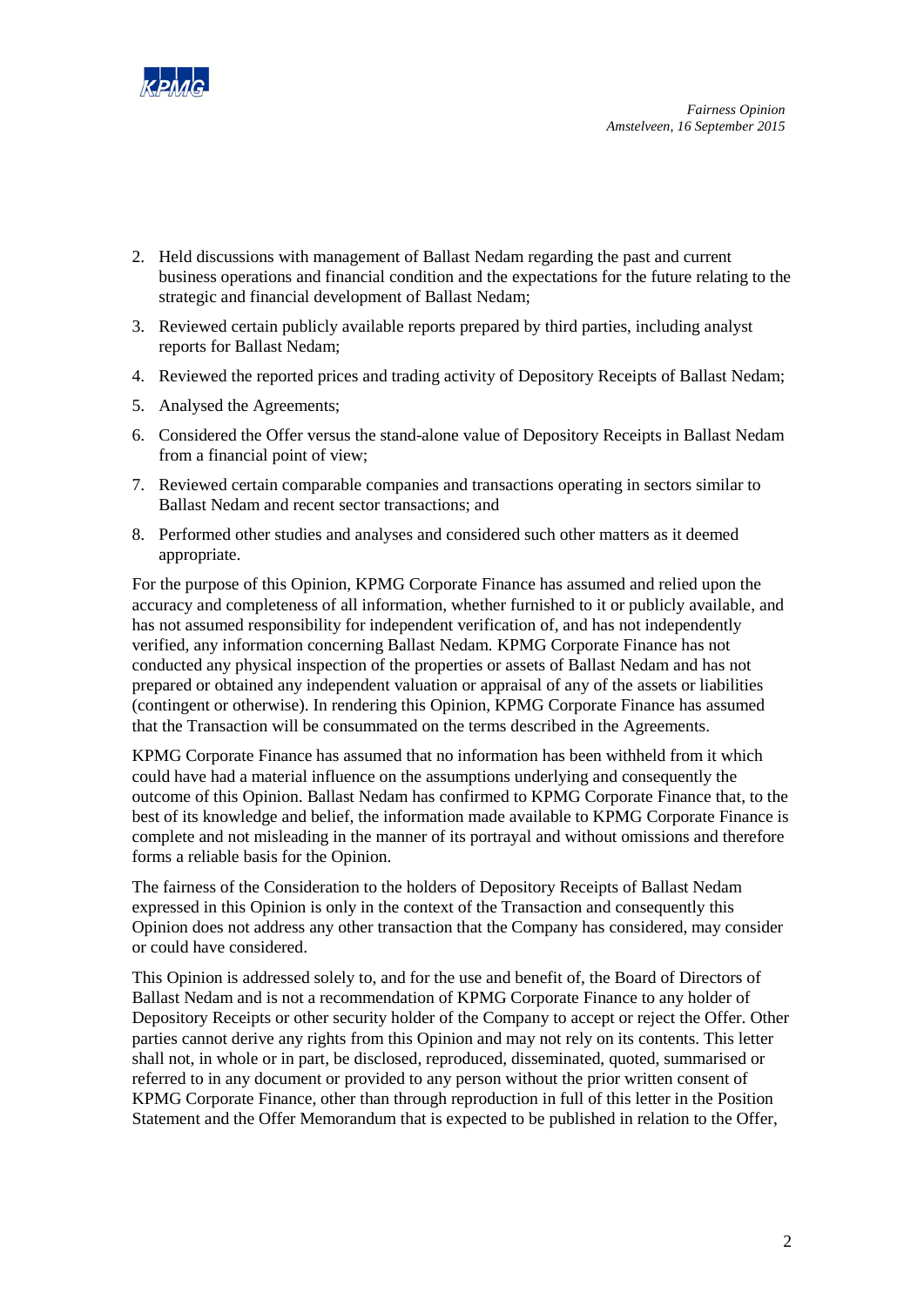2. Held discussions with management of Ballast Nedam regarding the past and current business operations and financial condition and the expectations for the future relating to the strategic and financial development of Ballast Nedam;
3. Reviewed certain publicly available reports prepared by third parties, including analyst reports for Ballast Nedam;
4. Reviewed the reported prices and trading activity of Depository Receipts of Ballast Nedam;
5. Analysed the Agreements;
6. Considered the Offer versus the stand-alone value of Depository Receipts in Ballast Nedam from a financial point of view;
7. Reviewed certain comparable companies and transactions operating in sectors similar to Ballast Nedam and recent sector transactions; and
8. Performed other studies and analyses and considered such other matters as it deemed appropriate.

For the purpose of this Opinion, KPMG Corporate Finance has assumed and relied upon the accuracy and completeness of all information, whether furnished to it or publicly available, and has not assumed responsibility for independent verification of, and has not independently verified, any information concerning Ballast Nedam. KPMG Corporate Finance has not conducted any physical inspection of the properties or assets of Ballast Nedam and has not prepared or obtained any independent valuation or appraisal of any of the assets or liabilities (contingent or otherwise). In rendering this Opinion, KPMG Corporate Finance has assumed that the Transaction will be consummated on the terms described in the Agreements.

KPMG Corporate Finance has assumed that no information has been withheld from it which could have had a material influence on the assumptions underlying and consequently the outcome of this Opinion. Ballast Nedam has confirmed to KPMG Corporate Finance that, to the best of its knowledge and belief, the information made available to KPMG Corporate Finance is complete and not misleading in the manner of its portrayal and without omissions and therefore forms a reliable basis for the Opinion.

The fairness of the Consideration to the holders of Depository Receipts of Ballast Nedam expressed in this Opinion is only in the context of the Transaction and consequently this Opinion does not address any other transaction that the Company has considered, may consider or could have considered.

This Opinion is addressed solely to, and for the use and benefit of, the Board of Directors of Ballast Nedam and is not a recommendation of KPMG Corporate Finance to any holder of Depository Receipts or other security holder of the Company to accept or reject the Offer. Other parties cannot derive any rights from this Opinion and may not rely on its contents. This letter shall not, in whole or in part, be disclosed, reproduced, disseminated, quoted, summarised or referred to in any document or provided to any person without the prior written consent of KPMG Corporate Finance, other than through reproduction in full of this letter in the Position Statement and the Offer Memorandum that is expected to be published in relation to the Offer,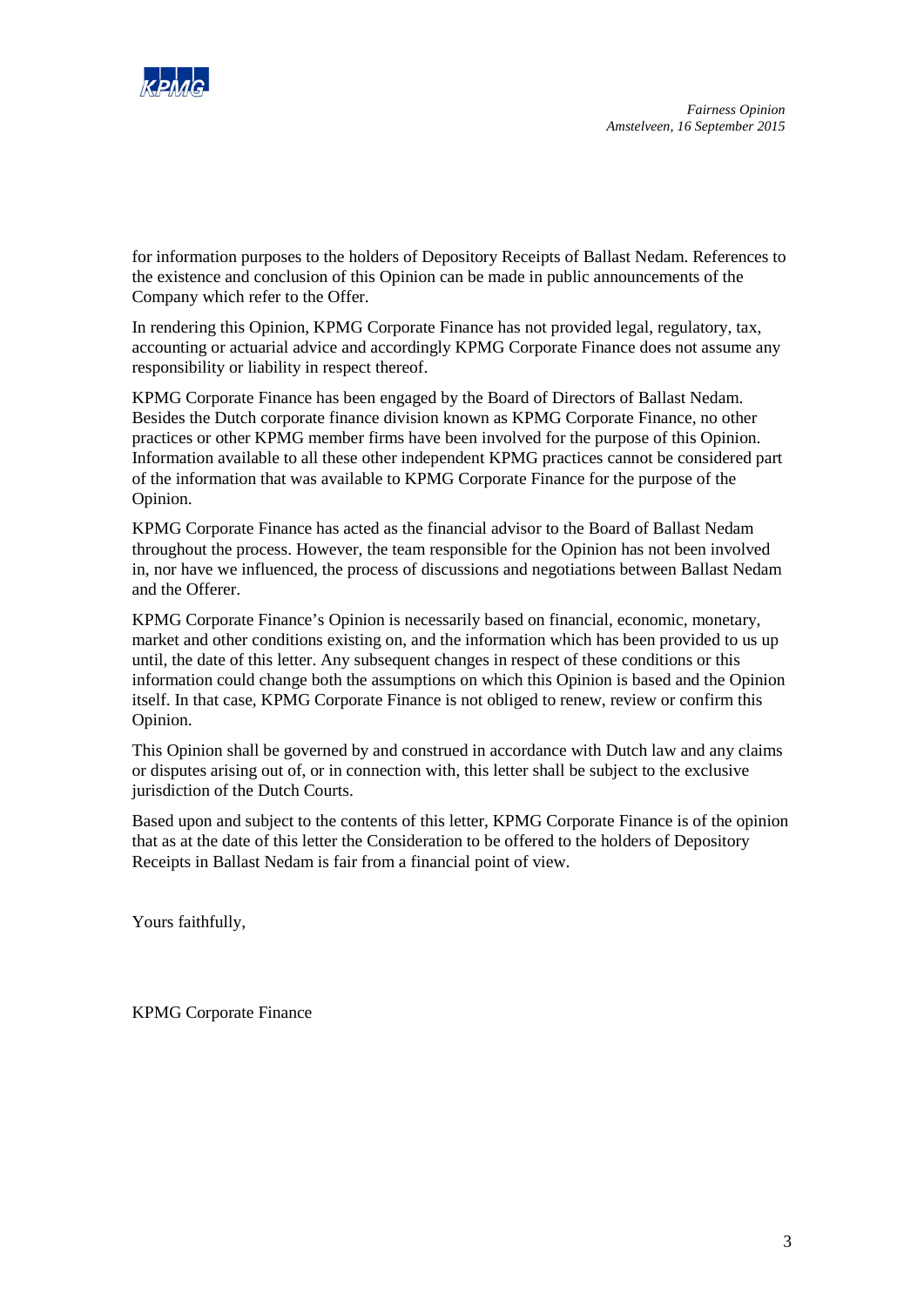for information purposes to the holders of Depository Receipts of Ballast Nedam. References to the existence and conclusion of this Opinion can be made in public announcements of the Company which refer to the Offer.

In rendering this Opinion, KPMG Corporate Finance has not provided legal, regulatory, tax, accounting or actuarial advice and accordingly KPMG Corporate Finance does not assume any responsibility or liability in respect thereof.

KPMG Corporate Finance has been engaged by the Board of Directors of Ballast Nedam. Besides the Dutch corporate finance division known as KPMG Corporate Finance, no other practices or other KPMG member firms have been involved for the purpose of this Opinion. Information available to all these other independent KPMG practices cannot be considered part of the information that was available to KPMG Corporate Finance for the purpose of the Opinion.

KPMG Corporate Finance has acted as the financial advisor to the Board of Ballast Nedam throughout the process. However, the team responsible for the Opinion has not been involved in, nor have we influenced, the process of discussions and negotiations between Ballast Nedam and the Offerer.

KPMG Corporate Finance's Opinion is necessarily based on financial, economic, monetary, market and other conditions existing on, and the information which has been provided to us up until, the date of this letter. Any subsequent changes in respect of these conditions or this information could change both the assumptions on which this Opinion is based and the Opinion itself. In that case, KPMG Corporate Finance is not obliged to renew, review or confirm this Opinion.

This Opinion shall be governed by and construed in accordance with Dutch law and any claims or disputes arising out of, or in connection with, this letter shall be subject to the exclusive jurisdiction of the Dutch Courts.

Based upon and subject to the contents of this letter, KPMG Corporate Finance is of the opinion that as at the date of this letter the Consideration to be offered to the holders of Depository Receipts in Ballast Nedam is fair from a financial point of view.

Yours faithfully,

KPMG Corporate Finance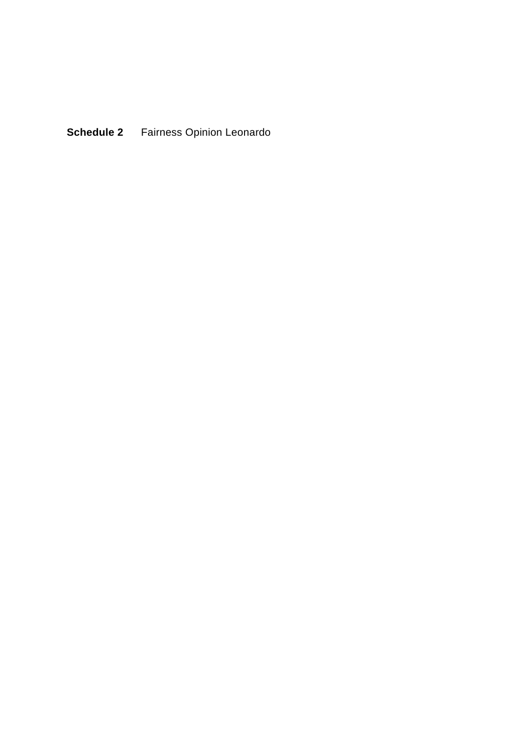**Schedule 2** Fairness Opinion Leonardo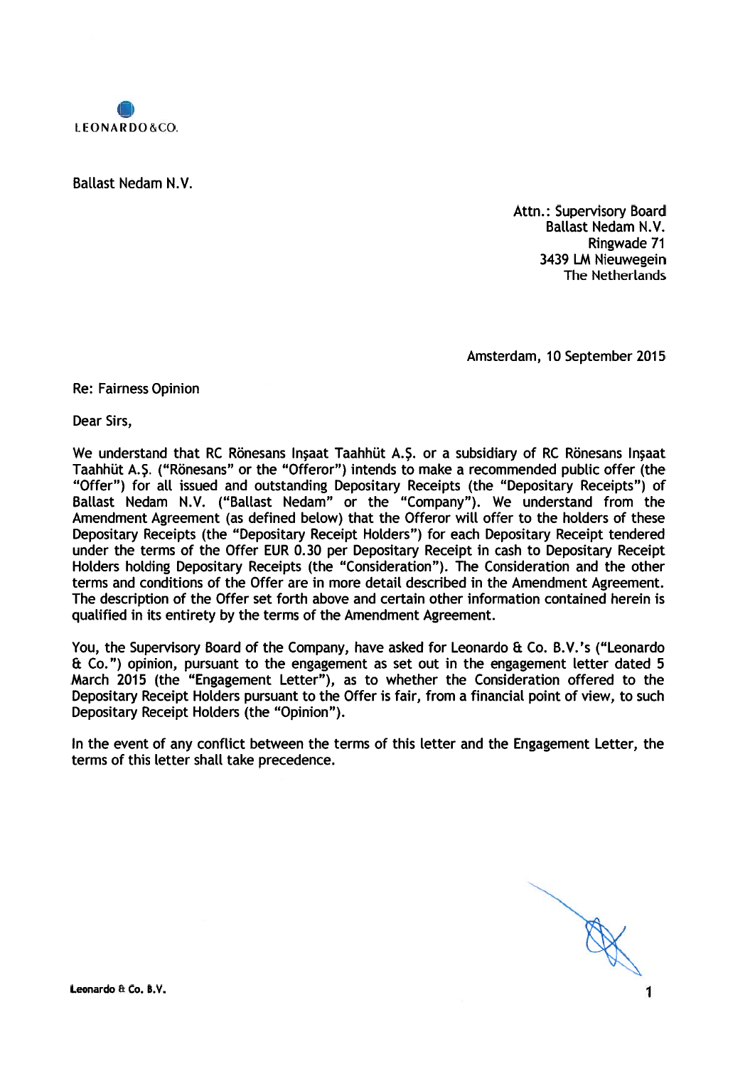LEONARDO&CO.

Ballast Nedam N.V.

Attn.: Supervisory Board
Ballast Nedam N.V.
Ringwade 71
3439 LM Nieuwegein
The Netherlands

Amsterdam, 10 September 2015

Re: Fairness Opinion

Dear Sirs,

We understand that RC Rönesans Inşaat Taahhüt A.Ş. or a subsidiary of RC Rönesans Inşaat Taahhüt A.Ş. ("Rönesans" or the "Offeror") intends to make a recommended public offer (the "Offer") for all issued and outstanding Depositary Receipts (the "Depositary Receipts") of Ballast Nedam N.V. ("Ballast Nedam" or the "Company"). We understand from the Amendment Agreement (as defined below) that the Offeror will offer to the holders of these Depositary Receipts (the "Depositary Receipt Holders") for each Depositary Receipt tendered under the terms of the Offer EUR 0.30 per Depositary Receipt in cash to Depositary Receipt Holders holding Depositary Receipts (the "Consideration"). The Consideration and the other terms and conditions of the Offer are in more detail described in the Amendment Agreement. The description of the Offer set forth above and certain other information contained herein is qualified in its entirety by the terms of the Amendment Agreement.

You, the Supervisory Board of the Company, have asked for Leonardo & Co. B.V.'s ("Leonardo & Co.") opinion, pursuant to the engagement as set out in the engagement letter dated 5 March 2015 (the "Engagement Letter"), as to whether the Consideration offered to the Depositary Receipt Holders pursuant to the Offer is fair, from a financial point of view, to such Depositary Receipt Holders (the "Opinion").

In the event of any conflict between the terms of this letter and the Engagement Letter, the terms of this letter shall take precedence.

Leonardo & Co. B.V.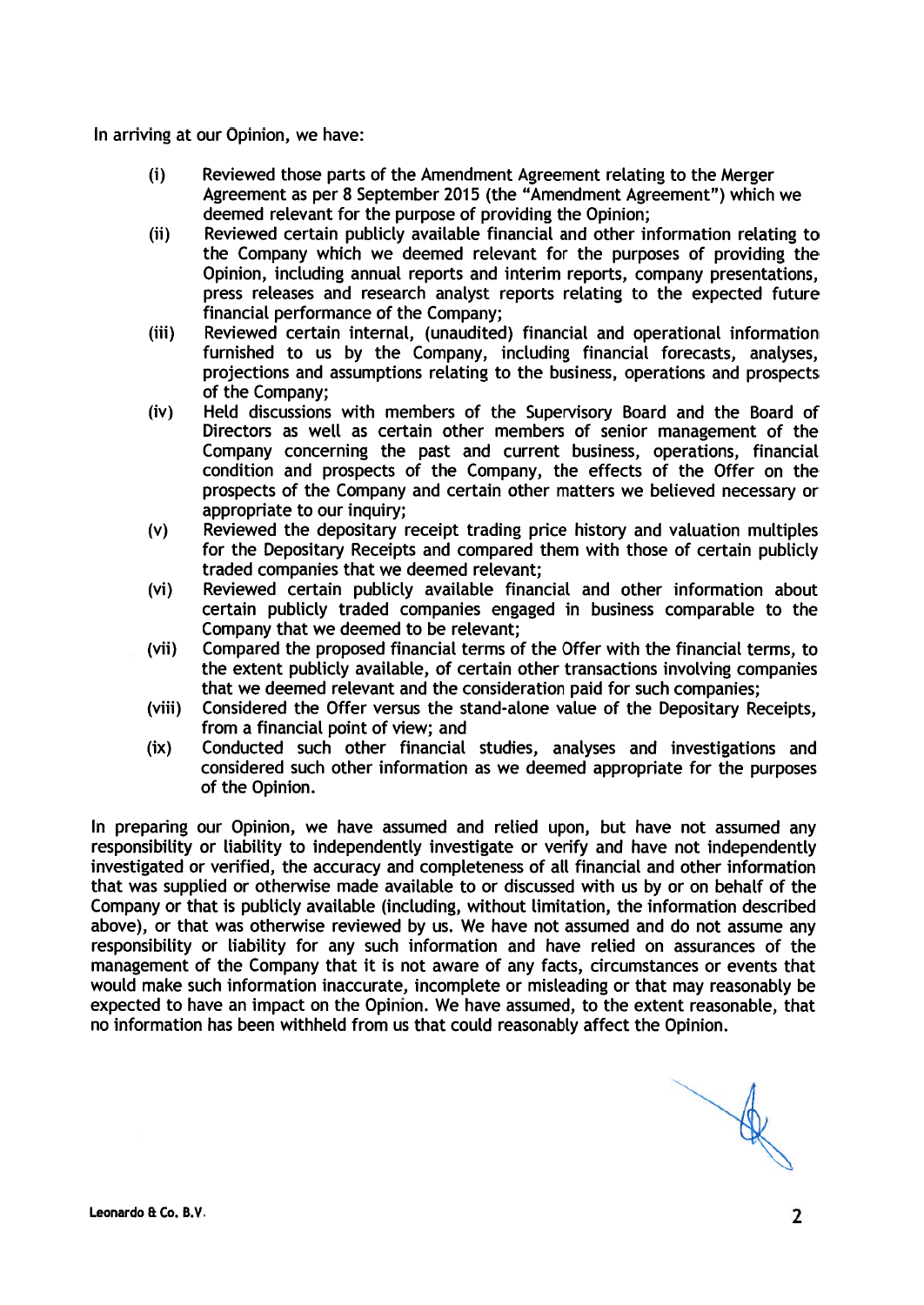In arriving at our Opinion, we have:

- (i) Reviewed those parts of the Amendment Agreement relating to the Merger Agreement as per 8 September 2015 (the "Amendment Agreement") which we deemed relevant for the purpose of providing the Opinion;
- (ii) Reviewed certain publicly available financial and other information relating to the Company which we deemed relevant for the purposes of providing the Opinion, including annual reports and interim reports, company presentations, press releases and research analyst reports relating to the expected future financial performance of the Company;
- (iii) Reviewed certain internal, (unaudited) financial and operational information furnished to us by the Company, including financial forecasts, analyses, projections and assumptions relating to the business, operations and prospects of the Company;
- (iv) Held discussions with members of the Supervisory Board and the Board of Directors as well as certain other members of senior management of the Company concerning the past and current business, operations, financial condition and prospects of the Company, the effects of the Offer on the prospects of the Company and certain other matters we believed necessary or appropriate to our inquiry;
- (v) Reviewed the depositary receipt trading price history and valuation multiples for the Depositary Receipts and compared them with those of certain publicly traded companies that we deemed relevant;
- (vi) Reviewed certain publicly available financial and other information about certain publicly traded companies engaged in business comparable to the Company that we deemed to be relevant;
- (vii) Compared the proposed financial terms of the Offer with the financial terms, to the extent publicly available, of certain other transactions involving companies that we deemed relevant and the consideration paid for such companies;
- (viii) Considered the Offer versus the stand-alone value of the Depositary Receipts, from a financial point of view; and
- (ix) Conducted such other financial studies, analyses and investigations and considered such other information as we deemed appropriate for the purposes of the Opinion.

In preparing our Opinion, we have assumed and relied upon, but have not assumed any responsibility or liability to independently investigate or verify and have not independently investigated or verified, the accuracy and completeness of all financial and other information that was supplied or otherwise made available to or discussed with us by or on behalf of the Company or that is publicly available (including, without limitation, the information described above), or that was otherwise reviewed by us. We have not assumed and do not assume any responsibility or liability for any such information and have relied on assurances of the management of the Company that it is not aware of any facts, circumstances or events that would make such information inaccurate, incomplete or misleading or that may reasonably be expected to have an impact on the Opinion. We have assumed, to the extent reasonable, that no information has been withheld from us that could reasonably affect the Opinion.

Leonardo & Co. B.V.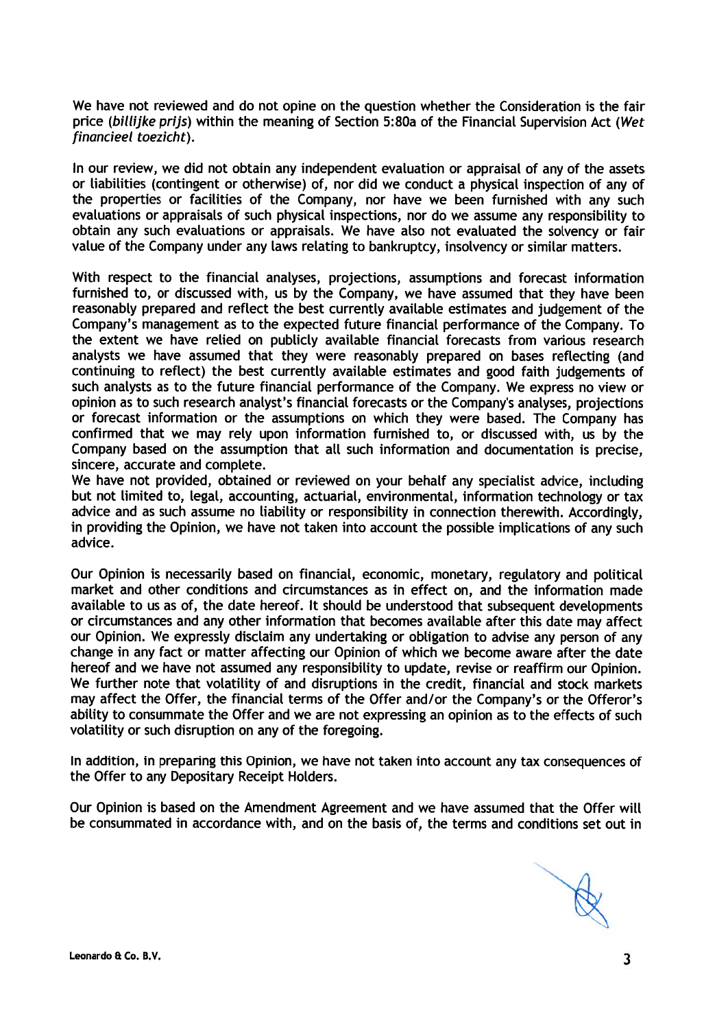We have not reviewed and do not opine on the question whether the Consideration is the fair price (*billijke prijs*) within the meaning of Section 5:80a of the Financial Supervision Act (*Wet financieel toezicht*).

In our review, we did not obtain any independent evaluation or appraisal of any of the assets or liabilities (contingent or otherwise) of, nor did we conduct a physical inspection of any of the properties or facilities of the Company, nor have we been furnished with any such evaluations or appraisals of such physical inspections, nor do we assume any responsibility to obtain any such evaluations or appraisals. We have also not evaluated the solvency or fair value of the Company under any laws relating to bankruptcy, insolvency or similar matters.

With respect to the financial analyses, projections, assumptions and forecast information furnished to, or discussed with, us by the Company, we have assumed that they have been reasonably prepared and reflect the best currently available estimates and judgement of the Company's management as to the expected future financial performance of the Company. To the extent we have relied on publicly available financial forecasts from various research analysts we have assumed that they were reasonably prepared on bases reflecting (and continuing to reflect) the best currently available estimates and good faith judgements of such analysts as to the future financial performance of the Company. We express no view or opinion as to such research analyst's financial forecasts or the Company's analyses, projections or forecast information or the assumptions on which they were based. The Company has confirmed that we may rely upon information furnished to, or discussed with, us by the Company based on the assumption that all such information and documentation is precise, sincere, accurate and complete.

We have not provided, obtained or reviewed on your behalf any specialist advice, including but not limited to, legal, accounting, actuarial, environmental, information technology or tax advice and as such assume no liability or responsibility in connection therewith. Accordingly, in providing the Opinion, we have not taken into account the possible implications of any such advice.

Our Opinion is necessarily based on financial, economic, monetary, regulatory and political market and other conditions and circumstances as in effect on, and the information made available to us as of, the date hereof. It should be understood that subsequent developments or circumstances and any other information that becomes available after this date may affect our Opinion. We expressly disclaim any undertaking or obligation to advise any person of any change in any fact or matter affecting our Opinion of which we become aware after the date hereof and we have not assumed any responsibility to update, revise or reaffirm our Opinion. We further note that volatility of and disruptions in the credit, financial and stock markets may affect the Offer, the financial terms of the Offer and/or the Company's or the Offeror's ability to consummate the Offer and we are not expressing an opinion as to the effects of such volatility or such disruption on any of the foregoing.

In addition, in preparing this Opinion, we have not taken into account any tax consequences of the Offer to any Depositary Receipt Holders.

Our Opinion is based on the Amendment Agreement and we have assumed that the Offer will be consummated in accordance with, and on the basis of, the terms and conditions set out in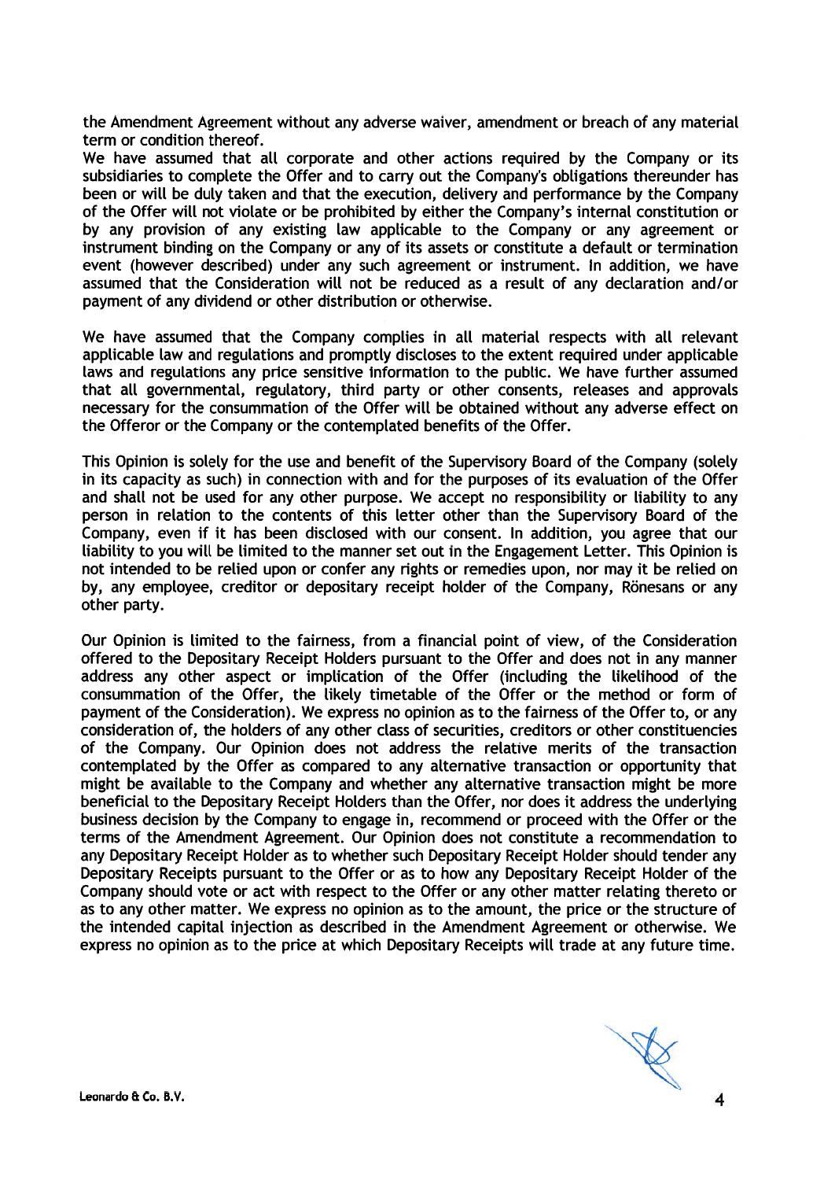the Amendment Agreement without any adverse waiver, amendment or breach of any material term or condition thereof.

We have assumed that all corporate and other actions required by the Company or its subsidiaries to complete the Offer and to carry out the Company's obligations thereunder has been or will be duly taken and that the execution, delivery and performance by the Company of the Offer will not violate or be prohibited by either the Company's internal constitution or by any provision of any existing law applicable to the Company or any agreement or instrument binding on the Company or any of its assets or constitute a default or termination event (however described) under any such agreement or instrument. In addition, we have assumed that the Consideration will not be reduced as a result of any declaration and/or payment of any dividend or other distribution or otherwise.

We have assumed that the Company complies in all material respects with all relevant applicable law and regulations and promptly discloses to the extent required under applicable laws and regulations any price sensitive information to the public. We have further assumed that all governmental, regulatory, third party or other consents, releases and approvals necessary for the consummation of the Offer will be obtained without any adverse effect on the Offeror or the Company or the contemplated benefits of the Offer.

This Opinion is solely for the use and benefit of the Supervisory Board of the Company (solely in its capacity as such) in connection with and for the purposes of its evaluation of the Offer and shall not be used for any other purpose. We accept no responsibility or liability to any person in relation to the contents of this letter other than the Supervisory Board of the Company, even if it has been disclosed with our consent. In addition, you agree that our liability to you will be limited to the manner set out in the Engagement Letter. This Opinion is not intended to be relied upon or confer any rights or remedies upon, nor may it be relied on by, any employee, creditor or depositary receipt holder of the Company, Rönesans or any other party.

Our Opinion is limited to the fairness, from a financial point of view, of the Consideration offered to the Depositary Receipt Holders pursuant to the Offer and does not in any manner address any other aspect or implication of the Offer (including the likelihood of the consummation of the Offer, the likely timetable of the Offer or the method or form of payment of the Consideration). We express no opinion as to the fairness of the Offer to, or any consideration of, the holders of any other class of securities, creditors or other constituencies of the Company. Our Opinion does not address the relative merits of the transaction contemplated by the Offer as compared to any alternative transaction or opportunity that might be available to the Company and whether any alternative transaction might be more beneficial to the Depositary Receipt Holders than the Offer, nor does it address the underlying business decision by the Company to engage in, recommend or proceed with the Offer or the terms of the Amendment Agreement. Our Opinion does not constitute a recommendation to any Depositary Receipt Holder as to whether such Depositary Receipt Holder should tender any Depositary Receipts pursuant to the Offer or as to how any Depositary Receipt Holder of the Company should vote or act with respect to the Offer or any other matter relating thereto or as to any other matter. We express no opinion as to the amount, the price or the structure of the intended capital injection as described in the Amendment Agreement or otherwise. We express no opinion as to the price at which Depositary Receipts will trade at any future time.

Leonardo & Co. B.V.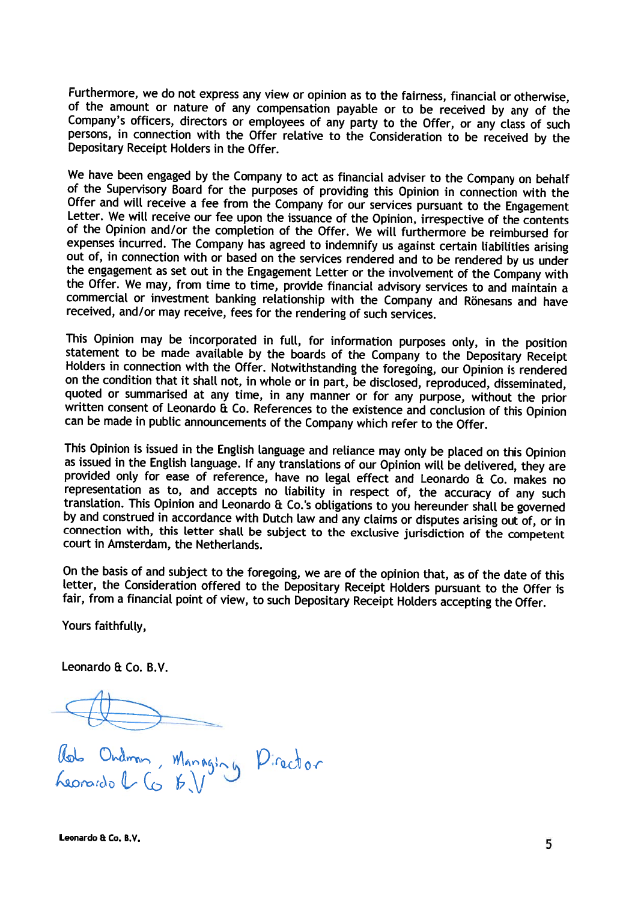Furthermore, we do not express any view or opinion as to the fairness, financial or otherwise, of the amount or nature of any compensation payable or to be received by any of the Company's officers, directors or employees of any party to the Offer, or any class of such persons, in connection with the Offer relative to the Consideration to be received by the Depositary Receipt Holders in the Offer.

We have been engaged by the Company to act as financial adviser to the Company on behalf of the Supervisory Board for the purposes of providing this Opinion in connection with the Offer and will receive a fee from the Company for our services pursuant to the Engagement Letter. We will receive our fee upon the issuance of the Opinion, irrespective of the contents of the Opinion and/or the completion of the Offer. We will furthermore be reimbursed for expenses incurred. The Company has agreed to indemnify us against certain liabilities arising out of, in connection with or based on the services rendered and to be rendered by us under the engagement as set out in the Engagement Letter or the involvement of the Company with the Offer. We may, from time to time, provide financial advisory services to and maintain a commercial or investment banking relationship with the Company and Rönesans and have received, and/or may receive, fees for the rendering of such services.

This Opinion may be incorporated in full, for information purposes only, in the position statement to be made available by the boards of the Company to the Depositary Receipt Holders in connection with the Offer. Notwithstanding the foregoing, our Opinion is rendered on the condition that it shall not, in whole or in part, be disclosed, reproduced, disseminated, quoted or summarised at any time, in any manner or for any purpose, without the prior written consent of Leonardo & Co. References to the existence and conclusion of this Opinion can be made in public announcements of the Company which refer to the Offer.

This Opinion is issued in the English language and reliance may only be placed on this Opinion as issued in the English language. If any translations of our Opinion will be delivered, they are provided only for ease of reference, have no legal effect and Leonardo & Co. makes no representation as to, and accepts no liability in respect of, the accuracy of any such translation. This Opinion and Leonardo & Co.'s obligations to you hereunder shall be governed by and construed in accordance with Dutch law and any claims or disputes arising out of, or in connection with, this letter shall be subject to the exclusive jurisdiction of the competent court in Amsterdam, the Netherlands.

On the basis of and subject to the foregoing, we are of the opinion that, as of the date of this letter, the Consideration offered to the Depositary Receipt Holders pursuant to the Offer is fair, from a financial point of view, to such Depositary Receipt Holders accepting the Offer.

Yours faithfully,

Leonardo & Co. B.V.

Rob Ondman, Managing Director
Leonardo & Co B.V.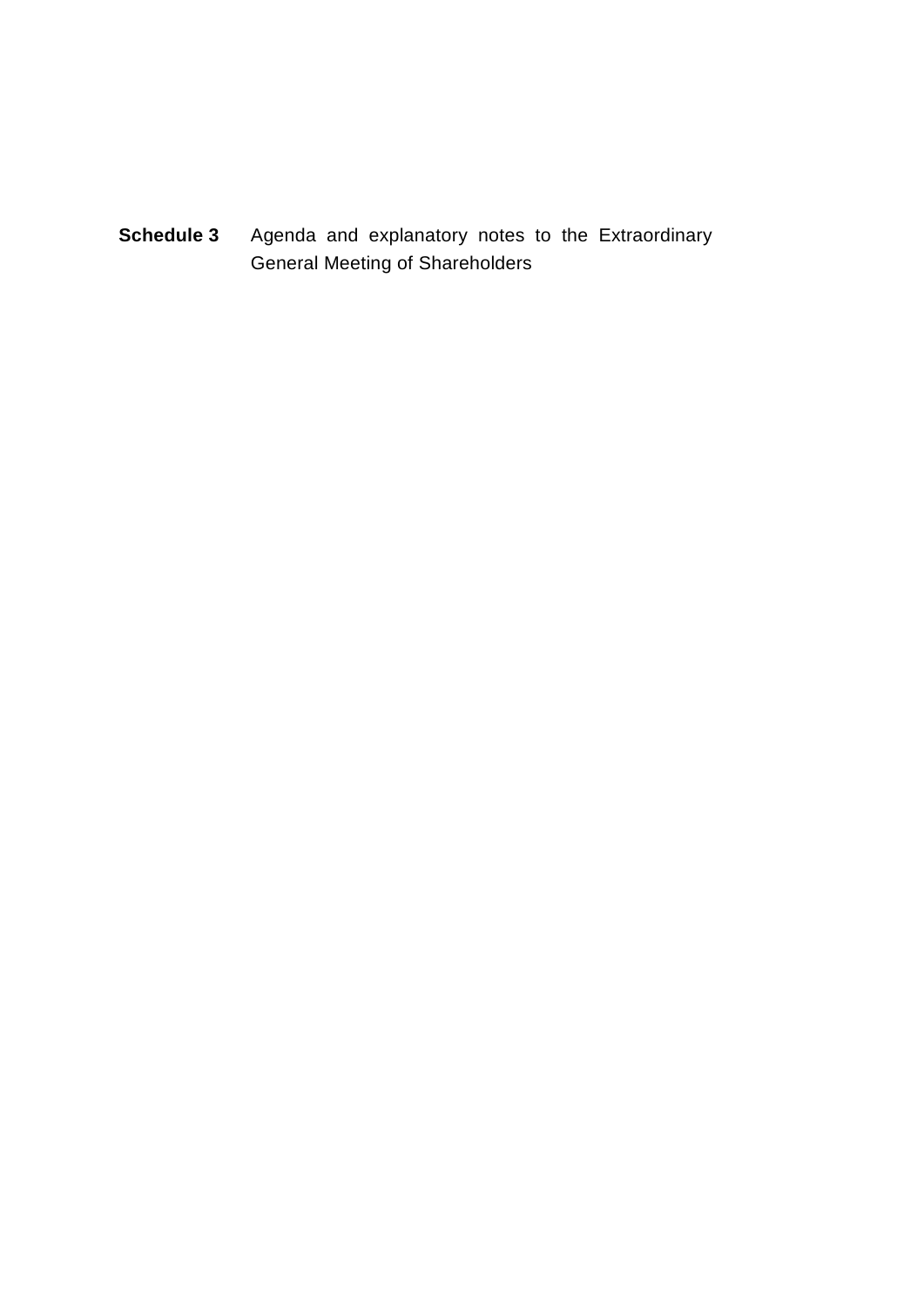**Schedule 3** Agenda and explanatory notes to the Extraordinary General Meeting of Shareholders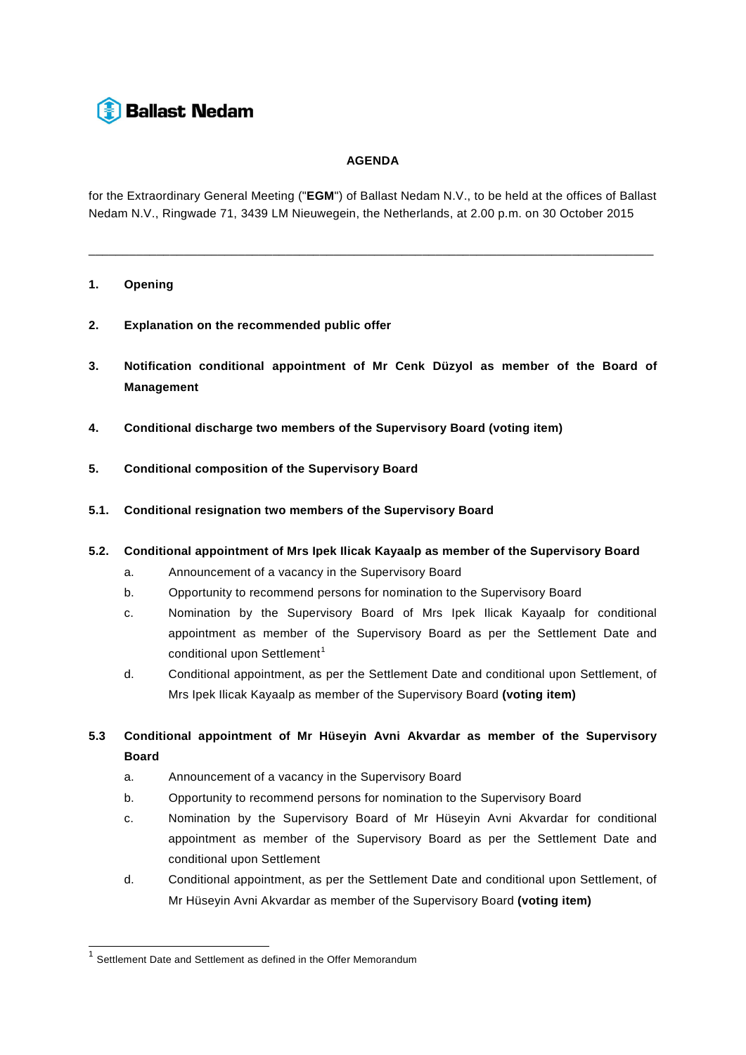**Ballast Nedam**

# AGENDA

for the Extraordinary General Meeting ("**EGM**") of Ballast Nedam N.V., to be held at the offices of Ballast Nedam N.V., Ringwade 71, 3439 LM Nieuwegein, the Netherlands, at 2.00 p.m. on 30 October 2015

---

**1. Opening**

**2. Explanation on the recommended public offer**

**3. Notification conditional appointment of Mr Cenk Düzyol as member of the Board of Management**

**4. Conditional discharge two members of the Supervisory Board (voting item)**

**5. Conditional composition of the Supervisory Board**

**5.1. Conditional resignation two members of the Supervisory Board**

**5.2. Conditional appointment of Mrs Ipek Ilicak Kayaalp as member of the Supervisory Board**

a. Announcement of a vacancy in the Supervisory Board

b. Opportunity to recommend persons for nomination to the Supervisory Board

c. Nomination by the Supervisory Board of Mrs Ipek Ilicak Kayaalp for conditional appointment as member of the Supervisory Board as per the Settlement Date and conditional upon Settlement[1]

d. Conditional appointment, as per the Settlement Date and conditional upon Settlement, of Mrs Ipek Ilicak Kayaalp as member of the Supervisory Board **(voting item)**

**5.3 Conditional appointment of Mr Hüseyin Avni Akvardar as member of the Supervisory Board**

a. Announcement of a vacancy in the Supervisory Board

b. Opportunity to recommend persons for nomination to the Supervisory Board

c. Nomination by the Supervisory Board of Mr Hüseyin Avni Akvardar for conditional appointment as member of the Supervisory Board as per the Settlement Date and conditional upon Settlement

d. Conditional appointment, as per the Settlement Date and conditional upon Settlement, of Mr Hüseyin Avni Akvardar as member of the Supervisory Board **(voting item)**

---

[1] Settlement Date and Settlement as defined in the Offer Memorandum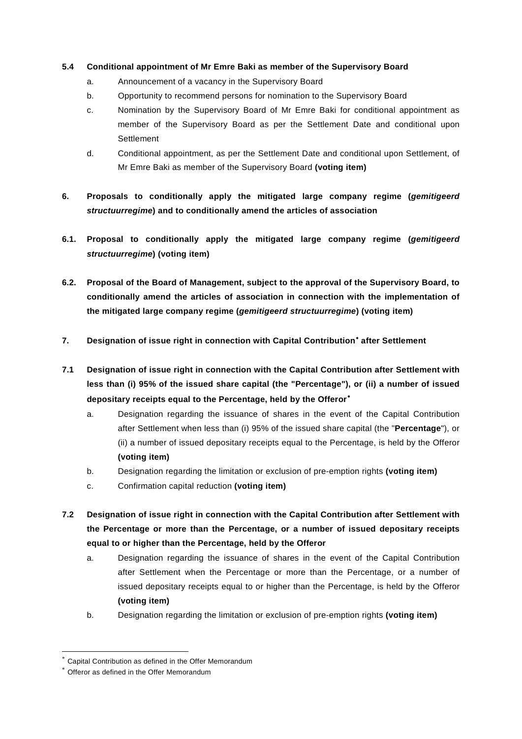**5.4 Conditional appointment of Mr Emre Baki as member of the Supervisory Board**

a. Announcement of a vacancy in the Supervisory Board

b. Opportunity to recommend persons for nomination to the Supervisory Board

c. Nomination by the Supervisory Board of Mr Emre Baki for conditional appointment as member of the Supervisory Board as per the Settlement Date and conditional upon Settlement

d. Conditional appointment, as per the Settlement Date and conditional upon Settlement, of Mr Emre Baki as member of the Supervisory Board **(voting item)**

**6. Proposals to conditionally apply the mitigated large company regime (*gemitigeerd structuurregime*) and to conditionally amend the articles of association**

**6.1. Proposal to conditionally apply the mitigated large company regime (*gemitigeerd structuurregime*) (voting item)**

**6.2. Proposal of the Board of Management, subject to the approval of the Supervisory Board, to conditionally amend the articles of association in connection with the implementation of the mitigated large company regime (*gemitigeerd structuurregime*) (voting item)**

**7. Designation of issue right in connection with Capital Contribution* after Settlement**

**7.1 Designation of issue right in connection with the Capital Contribution after Settlement with less than (i) 95% of the issued share capital (the "Percentage"), or (ii) a number of issued depositary receipts equal to the Percentage, held by the Offeror***

a. Designation regarding the issuance of shares in the event of the Capital Contribution after Settlement when less than (i) 95% of the issued share capital (the "**Percentage**"), or (ii) a number of issued depositary receipts equal to the Percentage, is held by the Offeror **(voting item)**

b. Designation regarding the limitation or exclusion of pre-emption rights **(voting item)**

c. Confirmation capital reduction **(voting item)**

**7.2 Designation of issue right in connection with the Capital Contribution after Settlement with the Percentage or more than the Percentage, or a number of issued depositary receipts equal to or higher than the Percentage, held by the Offeror**

a. Designation regarding the issuance of shares in the event of the Capital Contribution after Settlement when the Percentage or more than the Percentage, or a number of issued depositary receipts equal to or higher than the Percentage, is held by the Offeror **(voting item)**

b. Designation regarding the limitation or exclusion of pre-emption rights **(voting item)**

---

* Capital Contribution as defined in the Offer Memorandum

* Offeror as defined in the Offer Memorandum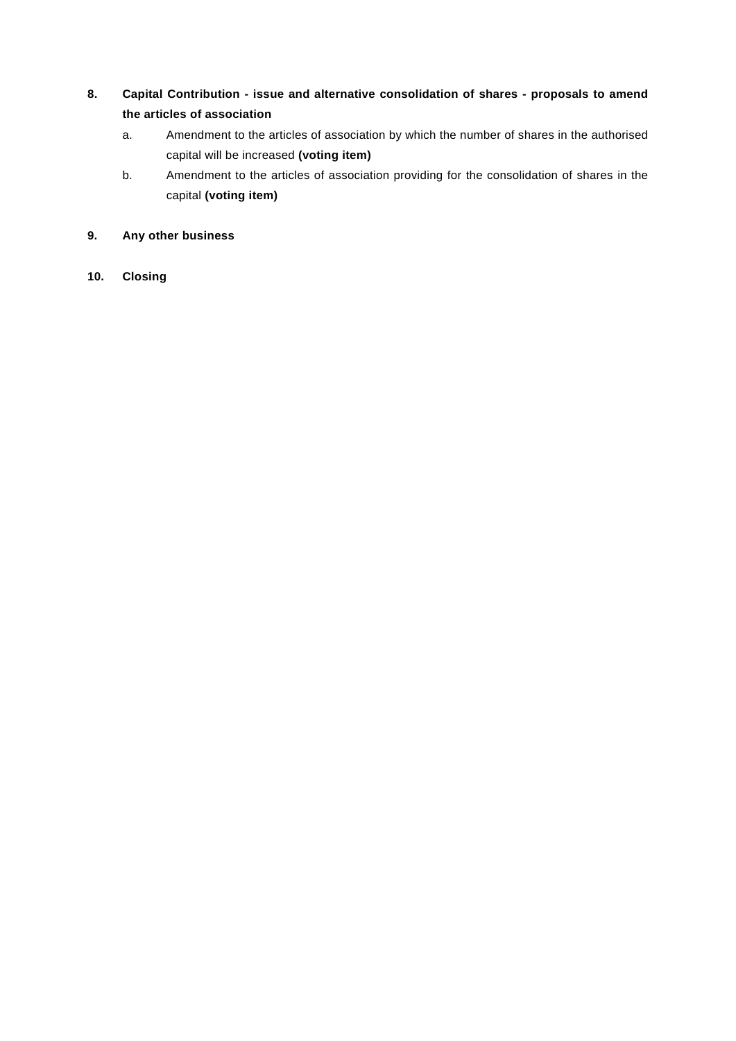8. **Capital Contribution - issue and alternative consolidation of shares - proposals to amend the articles of association**

   a. Amendment to the articles of association by which the number of shares in the authorised capital will be increased **(voting item)**

   b. Amendment to the articles of association providing for the consolidation of shares in the capital **(voting item)**

9. **Any other business**

10. **Closing**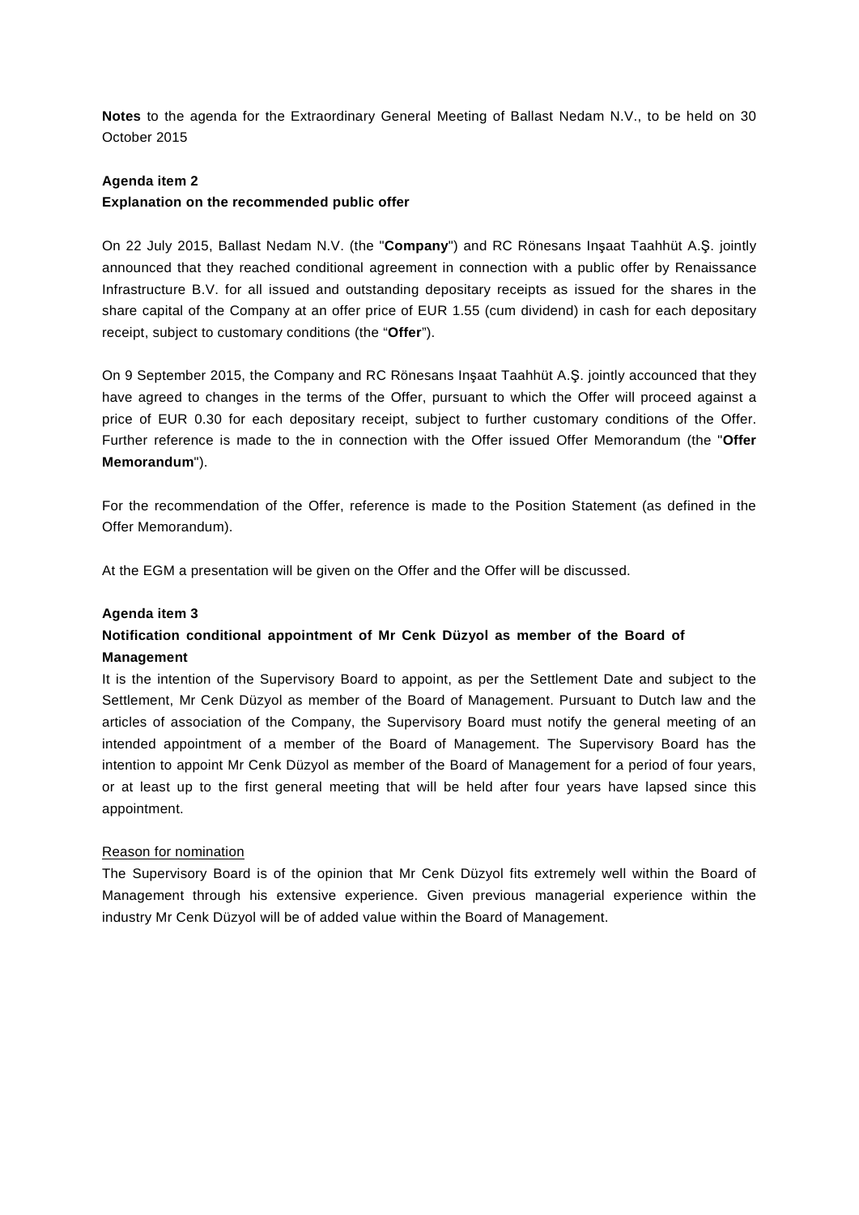**Notes** to the agenda for the Extraordinary General Meeting of Ballast Nedam N.V., to be held on 30 October 2015

**Agenda item 2**
**Explanation on the recommended public offer**

On 22 July 2015, Ballast Nedam N.V. (the "**Company**") and RC Rönesans Inşaat Taahhüt A.Ş. jointly announced that they reached conditional agreement in connection with a public offer by Renaissance Infrastructure B.V. for all issued and outstanding depositary receipts as issued for the shares in the share capital of the Company at an offer price of EUR 1.55 (cum dividend) in cash for each depositary receipt, subject to customary conditions (the "**Offer**").

On 9 September 2015, the Company and RC Rönesans Inşaat Taahhüt A.Ş. jointly accounced that they have agreed to changes in the terms of the Offer, pursuant to which the Offer will proceed against a price of EUR 0.30 for each depositary receipt, subject to further customary conditions of the Offer. Further reference is made to the in connection with the Offer issued Offer Memorandum (the "**Offer Memorandum**").

For the recommendation of the Offer, reference is made to the Position Statement (as defined in the Offer Memorandum).

At the EGM a presentation will be given on the Offer and the Offer will be discussed.

**Agenda item 3**
**Notification conditional appointment of Mr Cenk Düzyol as member of the Board of Management**

It is the intention of the Supervisory Board to appoint, as per the Settlement Date and subject to the Settlement, Mr Cenk Düzyol as member of the Board of Management. Pursuant to Dutch law and the articles of association of the Company, the Supervisory Board must notify the general meeting of an intended appointment of a member of the Board of Management. The Supervisory Board has the intention to appoint Mr Cenk Düzyol as member of the Board of Management for a period of four years, or at least up to the first general meeting that will be held after four years have lapsed since this appointment.

Reason for nomination

The Supervisory Board is of the opinion that Mr Cenk Düzyol fits extremely well within the Board of Management through his extensive experience. Given previous managerial experience within the industry Mr Cenk Düzyol will be of added value within the Board of Management.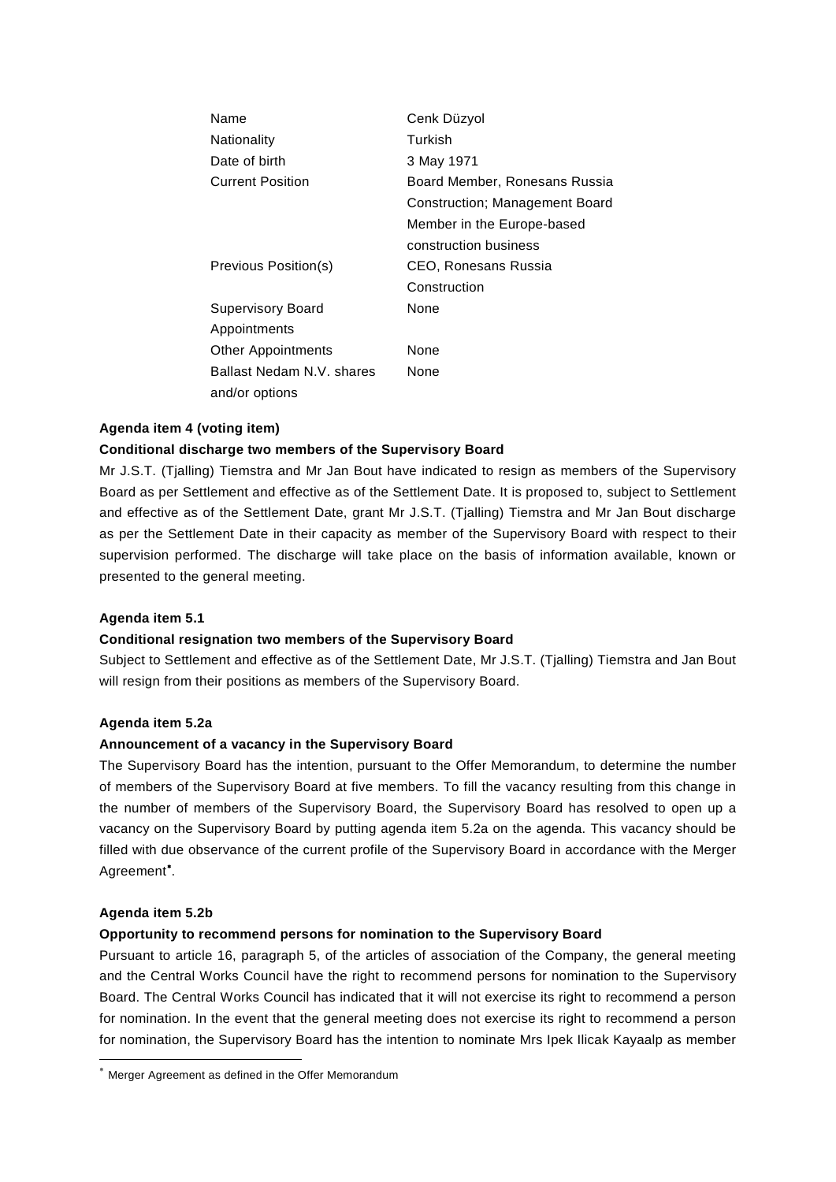| | |
|---|---|
| Name | Cenk Düzyol |
| Nationality | Turkish |
| Date of birth | 3 May 1971 |
| Current Position | Board Member, Ronesans Russia Construction; Management Board Member in the Europe-based construction business |
| Previous Position(s) | CEO, Ronesans Russia Construction |
| Supervisory Board Appointments | None |
| Other Appointments | None |
| Ballast Nedam N.V. shares and/or options | None |

**Agenda item 4 (voting item)**

**Conditional discharge two members of the Supervisory Board**

Mr J.S.T. (Tjalling) Tiemstra and Mr Jan Bout have indicated to resign as members of the Supervisory Board as per Settlement and effective as of the Settlement Date. It is proposed to, subject to Settlement and effective as of the Settlement Date, grant Mr J.S.T. (Tjalling) Tiemstra and Mr Jan Bout discharge as per the Settlement Date in their capacity as member of the Supervisory Board with respect to their supervision performed. The discharge will take place on the basis of information available, known or presented to the general meeting.

**Agenda item 5.1**

**Conditional resignation two members of the Supervisory Board**

Subject to Settlement and effective as of the Settlement Date, Mr J.S.T. (Tjalling) Tiemstra and Jan Bout will resign from their positions as members of the Supervisory Board.

**Agenda item 5.2a**

**Announcement of a vacancy in the Supervisory Board**

The Supervisory Board has the intention, pursuant to the Offer Memorandum, to determine the number of members of the Supervisory Board at five members. To fill the vacancy resulting from this change in the number of members of the Supervisory Board, the Supervisory Board has resolved to open up a vacancy on the Supervisory Board by putting agenda item 5.2a on the agenda. This vacancy should be filled with due observance of the current profile of the Supervisory Board in accordance with the Merger Agreement[*].

**Agenda item 5.2b**

**Opportunity to recommend persons for nomination to the Supervisory Board**

Pursuant to article 16, paragraph 5, of the articles of association of the Company, the general meeting and the Central Works Council have the right to recommend persons for nomination to the Supervisory Board. The Central Works Council has indicated that it will not exercise its right to recommend a person for nomination. In the event that the general meeting does not exercise its right to recommend a person for nomination, the Supervisory Board has the intention to nominate Mrs Ipek Ilicak Kayaalp as member

[*] Merger Agreement as defined in the Offer Memorandum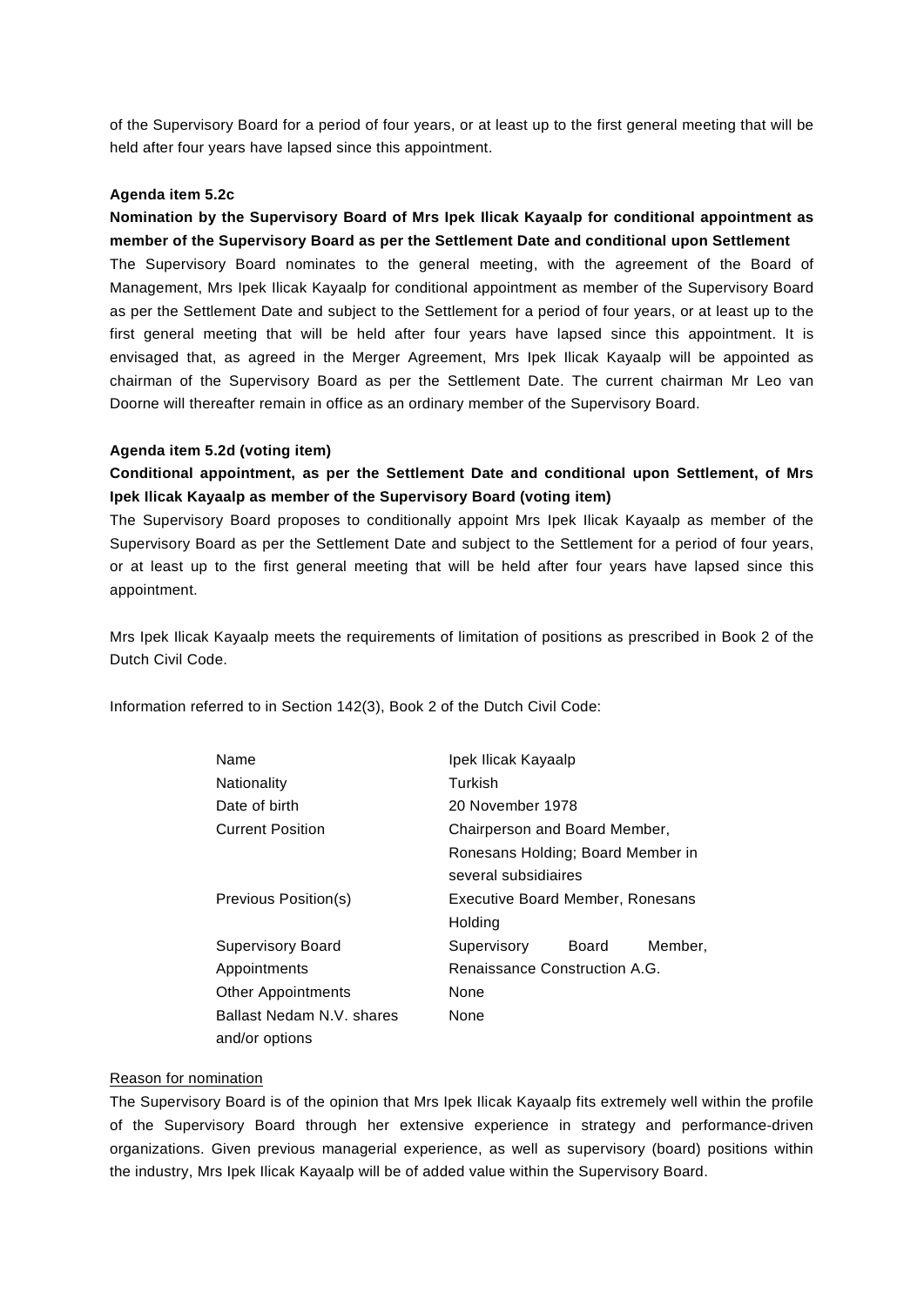of the Supervisory Board for a period of four years, or at least up to the first general meeting that will be held after four years have lapsed since this appointment.

**Agenda item 5.2c**

**Nomination by the Supervisory Board of Mrs Ipek Ilicak Kayaalp for conditional appointment as member of the Supervisory Board as per the Settlement Date and conditional upon Settlement**

The Supervisory Board nominates to the general meeting, with the agreement of the Board of Management, Mrs Ipek Ilicak Kayaalp for conditional appointment as member of the Supervisory Board as per the Settlement Date and subject to the Settlement for a period of four years, or at least up to the first general meeting that will be held after four years have lapsed since this appointment. It is envisaged that, as agreed in the Merger Agreement, Mrs Ipek Ilicak Kayaalp will be appointed as chairman of the Supervisory Board as per the Settlement Date. The current chairman Mr Leo van Doorne will thereafter remain in office as an ordinary member of the Supervisory Board.

**Agenda item 5.2d (voting item)**

**Conditional appointment, as per the Settlement Date and conditional upon Settlement, of Mrs Ipek Ilicak Kayaalp as member of the Supervisory Board (voting item)**

The Supervisory Board proposes to conditionally appoint Mrs Ipek Ilicak Kayaalp as member of the Supervisory Board as per the Settlement Date and subject to the Settlement for a period of four years, or at least up to the first general meeting that will be held after four years have lapsed since this appointment.

Mrs Ipek Ilicak Kayaalp meets the requirements of limitation of positions as prescribed in Book 2 of the Dutch Civil Code.

Information referred to in Section 142(3), Book 2 of the Dutch Civil Code:

| | |
|---|---|
| Name | Ipek Ilicak Kayaalp |
| Nationality | Turkish |
| Date of birth | 20 November 1978 |
| Current Position | Chairperson and Board Member, Ronesans Holding; Board Member in several subsidiaires |
| Previous Position(s) | Executive Board Member, Ronesans Holding |
| Supervisory Board Appointments | Supervisory Board Member, Renaissance Construction A.G. |
| Other Appointments | None |
| Ballast Nedam N.V. shares and/or options | None |

<u>Reason for nomination</u>

The Supervisory Board is of the opinion that Mrs Ipek Ilicak Kayaalp fits extremely well within the profile of the Supervisory Board through her extensive experience in strategy and performance-driven organizations. Given previous managerial experience, as well as supervisory (board) positions within the industry, Mrs Ipek Ilicak Kayaalp will be of added value within the Supervisory Board.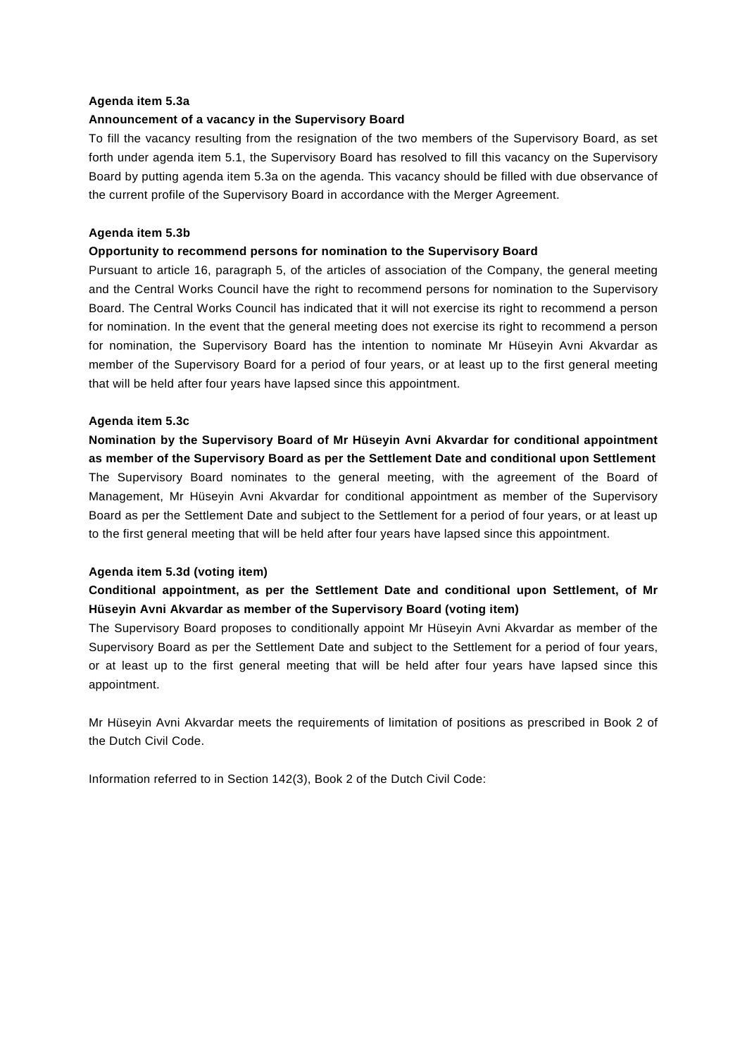**Agenda item 5.3a**

**Announcement of a vacancy in the Supervisory Board**

To fill the vacancy resulting from the resignation of the two members of the Supervisory Board, as set forth under agenda item 5.1, the Supervisory Board has resolved to fill this vacancy on the Supervisory Board by putting agenda item 5.3a on the agenda. This vacancy should be filled with due observance of the current profile of the Supervisory Board in accordance with the Merger Agreement.

**Agenda item 5.3b**

**Opportunity to recommend persons for nomination to the Supervisory Board**

Pursuant to article 16, paragraph 5, of the articles of association of the Company, the general meeting and the Central Works Council have the right to recommend persons for nomination to the Supervisory Board. The Central Works Council has indicated that it will not exercise its right to recommend a person for nomination. In the event that the general meeting does not exercise its right to recommend a person for nomination, the Supervisory Board has the intention to nominate Mr Hüseyin Avni Akvardar as member of the Supervisory Board for a period of four years, or at least up to the first general meeting that will be held after four years have lapsed since this appointment.

**Agenda item 5.3c**

**Nomination by the Supervisory Board of Mr Hüseyin Avni Akvardar for conditional appointment as member of the Supervisory Board as per the Settlement Date and conditional upon Settlement**

The Supervisory Board nominates to the general meeting, with the agreement of the Board of Management, Mr Hüseyin Avni Akvardar for conditional appointment as member of the Supervisory Board as per the Settlement Date and subject to the Settlement for a period of four years, or at least up to the first general meeting that will be held after four years have lapsed since this appointment.

**Agenda item 5.3d (voting item)**

**Conditional appointment, as per the Settlement Date and conditional upon Settlement, of Mr Hüseyin Avni Akvardar as member of the Supervisory Board (voting item)**

The Supervisory Board proposes to conditionally appoint Mr Hüseyin Avni Akvardar as member of the Supervisory Board as per the Settlement Date and subject to the Settlement for a period of four years, or at least up to the first general meeting that will be held after four years have lapsed since this appointment.

Mr Hüseyin Avni Akvardar meets the requirements of limitation of positions as prescribed in Book 2 of the Dutch Civil Code.

Information referred to in Section 142(3), Book 2 of the Dutch Civil Code: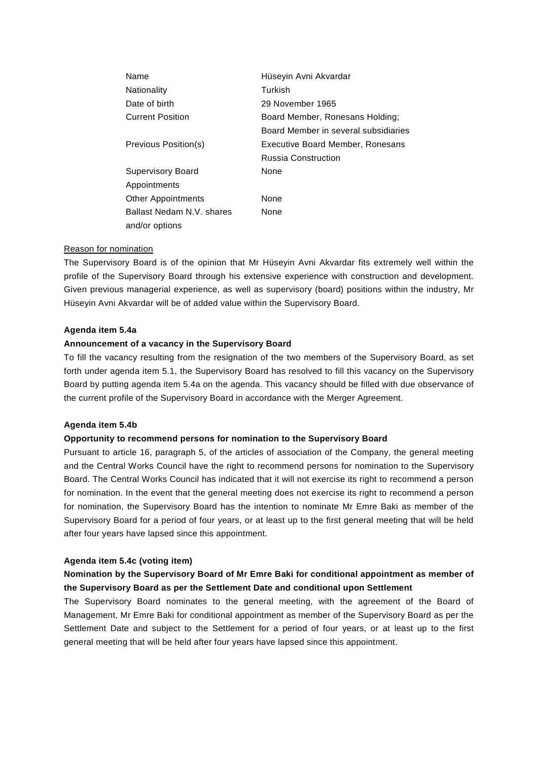| | |
|---|---|
| Name | Hüseyin Avni Akvardar |
| Nationality | Turkish |
| Date of birth | 29 November 1965 |
| Current Position | Board Member, Ronesans Holding; Board Member in several subsidiaries |
| Previous Position(s) | Executive Board Member, Ronesans Russia Construction |
| Supervisory Board Appointments | None |
| Other Appointments | None |
| Ballast Nedam N.V. shares and/or options | None |

Reason for nomination

The Supervisory Board is of the opinion that Mr Hüseyin Avni Akvardar fits extremely well within the profile of the Supervisory Board through his extensive experience with construction and development. Given previous managerial experience, as well as supervisory (board) positions within the industry, Mr Hüseyin Avni Akvardar will be of added value within the Supervisory Board.

**Agenda item 5.4a**

**Announcement of a vacancy in the Supervisory Board**

To fill the vacancy resulting from the resignation of the two members of the Supervisory Board, as set forth under agenda item 5.1, the Supervisory Board has resolved to fill this vacancy on the Supervisory Board by putting agenda item 5.4a on the agenda. This vacancy should be filled with due observance of the current profile of the Supervisory Board in accordance with the Merger Agreement.

**Agenda item 5.4b**

**Opportunity to recommend persons for nomination to the Supervisory Board**

Pursuant to article 16, paragraph 5, of the articles of association of the Company, the general meeting and the Central Works Council have the right to recommend persons for nomination to the Supervisory Board. The Central Works Council has indicated that it will not exercise its right to recommend a person for nomination. In the event that the general meeting does not exercise its right to recommend a person for nomination, the Supervisory Board has the intention to nominate Mr Emre Baki as member of the Supervisory Board for a period of four years, or at least up to the first general meeting that will be held after four years have lapsed since this appointment.

**Agenda item 5.4c (voting item)**

**Nomination by the Supervisory Board of Mr Emre Baki for conditional appointment as member of the Supervisory Board as per the Settlement Date and conditional upon Settlement**

The Supervisory Board nominates to the general meeting, with the agreement of the Board of Management, Mr Emre Baki for conditional appointment as member of the Supervisory Board as per the Settlement Date and subject to the Settlement for a period of four years, or at least up to the first general meeting that will be held after four years have lapsed since this appointment.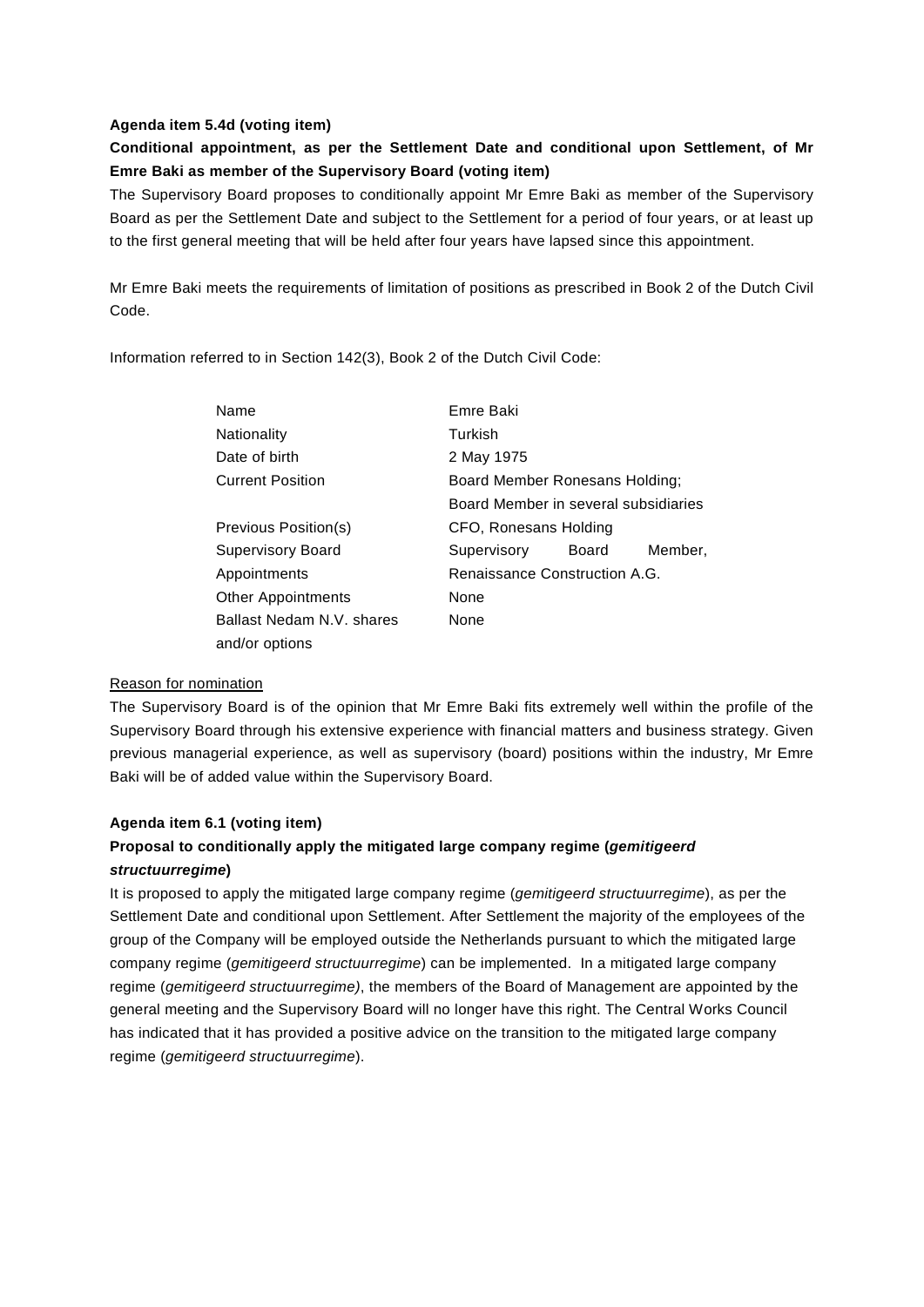**Agenda item 5.4d (voting item)**

**Conditional appointment, as per the Settlement Date and conditional upon Settlement, of Mr Emre Baki as member of the Supervisory Board (voting item)**

The Supervisory Board proposes to conditionally appoint Mr Emre Baki as member of the Supervisory Board as per the Settlement Date and subject to the Settlement for a period of four years, or at least up to the first general meeting that will be held after four years have lapsed since this appointment.

Mr Emre Baki meets the requirements of limitation of positions as prescribed in Book 2 of the Dutch Civil Code.

Information referred to in Section 142(3), Book 2 of the Dutch Civil Code:

| | |
|---|---|
| Name | Emre Baki |
| Nationality | Turkish |
| Date of birth | 2 May 1975 |
| Current Position | Board Member Ronesans Holding; Board Member in several subsidiaries |
| Previous Position(s) | CFO, Ronesans Holding |
| Supervisory Board Appointments | Supervisory Board Member, Renaissance Construction A.G. |
| Other Appointments | None |
| Ballast Nedam N.V. shares and/or options | None |

<u>Reason for nomination</u>

The Supervisory Board is of the opinion that Mr Emre Baki fits extremely well within the profile of the Supervisory Board through his extensive experience with financial matters and business strategy. Given previous managerial experience, as well as supervisory (board) positions within the industry, Mr Emre Baki will be of added value within the Supervisory Board.

**Agenda item 6.1 (voting item)**

**Proposal to conditionally apply the mitigated large company regime (*gemitigeerd structuurregime*)**

It is proposed to apply the mitigated large company regime (*gemitigeerd structuurregime*), as per the Settlement Date and conditional upon Settlement. After Settlement the majority of the employees of the group of the Company will be employed outside the Netherlands pursuant to which the mitigated large company regime (*gemitigeerd structuurregime*) can be implemented. In a mitigated large company regime (*gemitigeerd structuurregime)*, the members of the Board of Management are appointed by the general meeting and the Supervisory Board will no longer have this right. The Central Works Council has indicated that it has provided a positive advice on the transition to the mitigated large company regime (*gemitigeerd structuurregime*).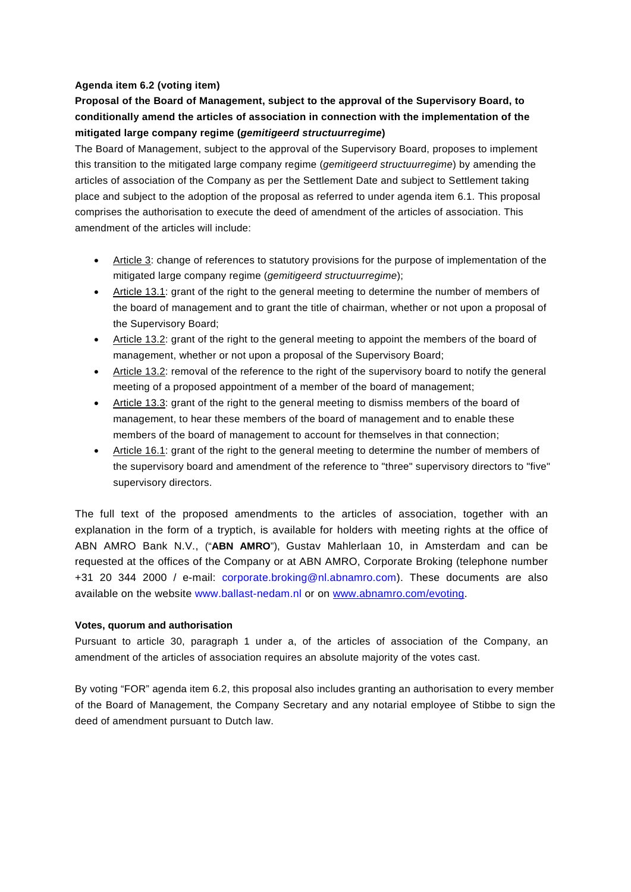**Agenda item 6.2 (voting item)**

**Proposal of the Board of Management, subject to the approval of the Supervisory Board, to conditionally amend the articles of association in connection with the implementation of the mitigated large company regime (*gemitigeerd structuurregime*)**

The Board of Management, subject to the approval of the Supervisory Board, proposes to implement this transition to the mitigated large company regime (*gemitigeerd structuurregime*) by amending the articles of association of the Company as per the Settlement Date and subject to Settlement taking place and subject to the adoption of the proposal as referred to under agenda item 6.1. This proposal comprises the authorisation to execute the deed of amendment of the articles of association. This amendment of the articles will include:

- Article 3: change of references to statutory provisions for the purpose of implementation of the mitigated large company regime (*gemitigeerd structuurregime*);
- Article 13.1: grant of the right to the general meeting to determine the number of members of the board of management and to grant the title of chairman, whether or not upon a proposal of the Supervisory Board;
- Article 13.2: grant of the right to the general meeting to appoint the members of the board of management, whether or not upon a proposal of the Supervisory Board;
- Article 13.2: removal of the reference to the right of the supervisory board to notify the general meeting of a proposed appointment of a member of the board of management;
- Article 13.3: grant of the right to the general meeting to dismiss members of the board of management, to hear these members of the board of management and to enable these members of the board of management to account for themselves in that connection;
- Article 16.1: grant of the right to the general meeting to determine the number of members of the supervisory board and amendment of the reference to "three" supervisory directors to "five" supervisory directors.

The full text of the proposed amendments to the articles of association, together with an explanation in the form of a tryptich, is available for holders with meeting rights at the office of ABN AMRO Bank N.V., ("**ABN AMRO**"), Gustav Mahlerlaan 10, in Amsterdam and can be requested at the offices of the Company or at ABN AMRO, Corporate Broking (telephone number +31 20 344 2000 / e-mail: corporate.broking@nl.abnamro.com). These documents are also available on the website www.ballast-nedam.nl or on www.abnamro.com/evoting.

**Votes, quorum and authorisation**

Pursuant to article 30, paragraph 1 under a, of the articles of association of the Company, an amendment of the articles of association requires an absolute majority of the votes cast.

By voting "FOR" agenda item 6.2, this proposal also includes granting an authorisation to every member of the Board of Management, the Company Secretary and any notarial employee of Stibbe to sign the deed of amendment pursuant to Dutch law.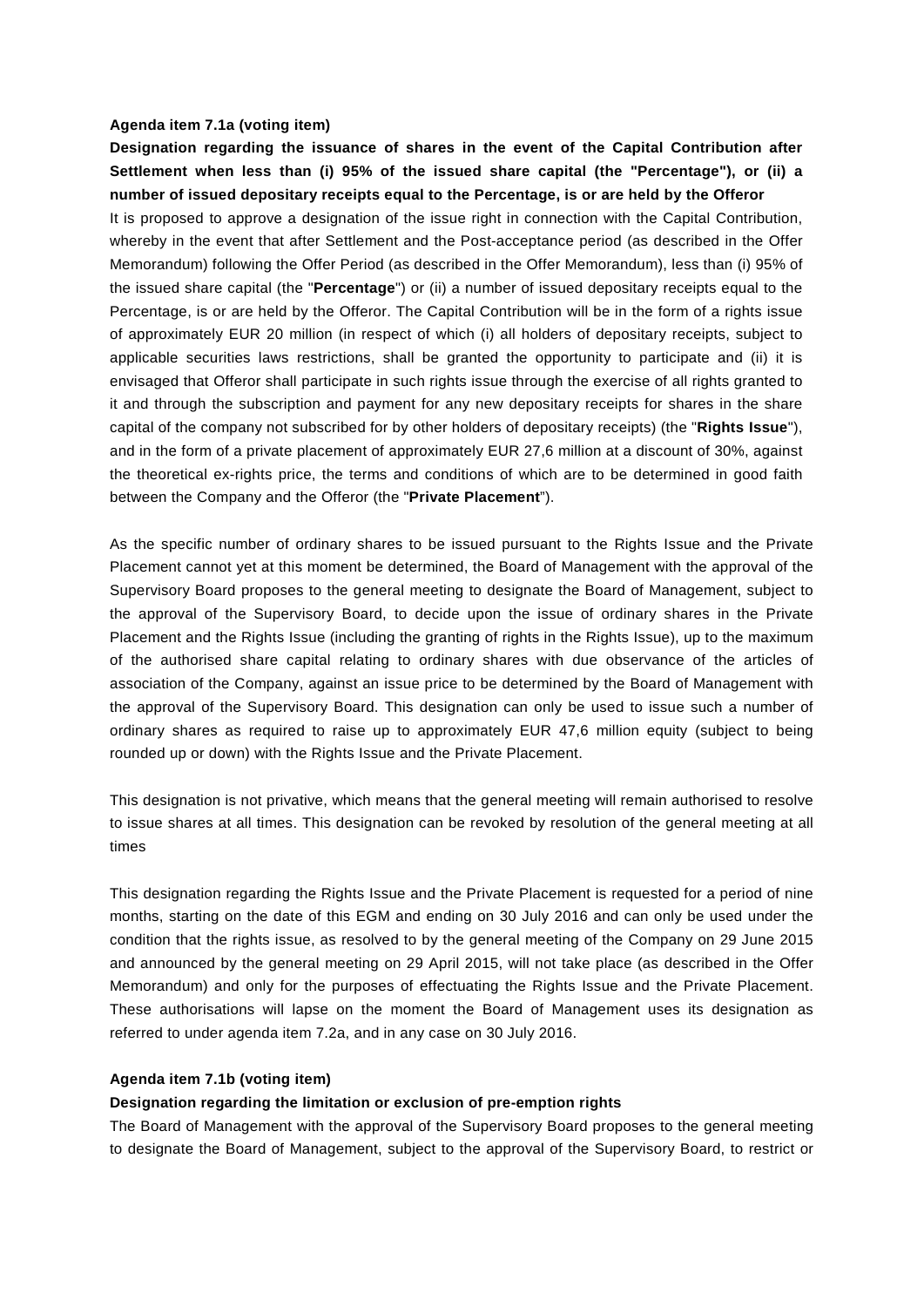**Agenda item 7.1a (voting item)**

**Designation regarding the issuance of shares in the event of the Capital Contribution after Settlement when less than (i) 95% of the issued share capital (the "Percentage"), or (ii) a number of issued depositary receipts equal to the Percentage, is or are held by the Offeror**

It is proposed to approve a designation of the issue right in connection with the Capital Contribution, whereby in the event that after Settlement and the Post-acceptance period (as described in the Offer Memorandum) following the Offer Period (as described in the Offer Memorandum), less than (i) 95% of the issued share capital (the "**Percentage**") or (ii) a number of issued depositary receipts equal to the Percentage, is or are held by the Offeror. The Capital Contribution will be in the form of a rights issue of approximately EUR 20 million (in respect of which (i) all holders of depositary receipts, subject to applicable securities laws restrictions, shall be granted the opportunity to participate and (ii) it is envisaged that Offeror shall participate in such rights issue through the exercise of all rights granted to it and through the subscription and payment for any new depositary receipts for shares in the share capital of the company not subscribed for by other holders of depositary receipts) (the "**Rights Issue**"), and in the form of a private placement of approximately EUR 27,6 million at a discount of 30%, against the theoretical ex-rights price, the terms and conditions of which are to be determined in good faith between the Company and the Offeror (the "**Private Placement**").

As the specific number of ordinary shares to be issued pursuant to the Rights Issue and the Private Placement cannot yet at this moment be determined, the Board of Management with the approval of the Supervisory Board proposes to the general meeting to designate the Board of Management, subject to the approval of the Supervisory Board, to decide upon the issue of ordinary shares in the Private Placement and the Rights Issue (including the granting of rights in the Rights Issue), up to the maximum of the authorised share capital relating to ordinary shares with due observance of the articles of association of the Company, against an issue price to be determined by the Board of Management with the approval of the Supervisory Board. This designation can only be used to issue such a number of ordinary shares as required to raise up to approximately EUR 47,6 million equity (subject to being rounded up or down) with the Rights Issue and the Private Placement.

This designation is not privative, which means that the general meeting will remain authorised to resolve to issue shares at all times. This designation can be revoked by resolution of the general meeting at all times

This designation regarding the Rights Issue and the Private Placement is requested for a period of nine months, starting on the date of this EGM and ending on 30 July 2016 and can only be used under the condition that the rights issue, as resolved to by the general meeting of the Company on 29 June 2015 and announced by the general meeting on 29 April 2015, will not take place (as described in the Offer Memorandum) and only for the purposes of effectuating the Rights Issue and the Private Placement. These authorisations will lapse on the moment the Board of Management uses its designation as referred to under agenda item 7.2a, and in any case on 30 July 2016.

**Agenda item 7.1b (voting item)**

**Designation regarding the limitation or exclusion of pre-emption rights**

The Board of Management with the approval of the Supervisory Board proposes to the general meeting to designate the Board of Management, subject to the approval of the Supervisory Board, to restrict or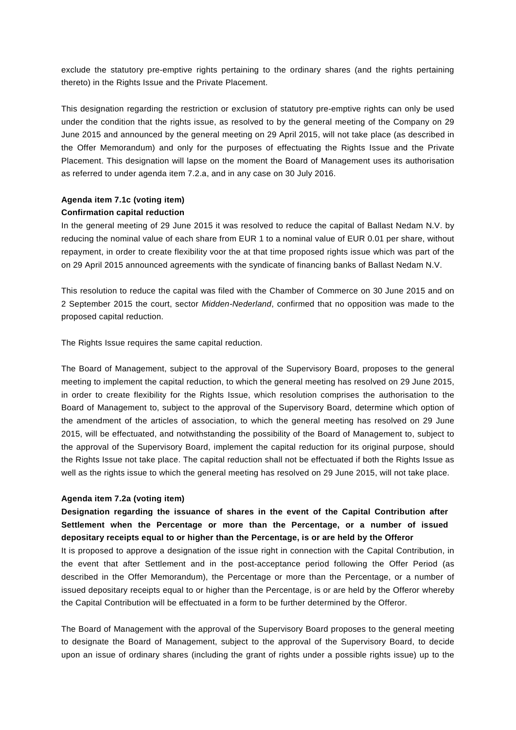exclude the statutory pre-emptive rights pertaining to the ordinary shares (and the rights pertaining thereto) in the Rights Issue and the Private Placement.

This designation regarding the restriction or exclusion of statutory pre-emptive rights can only be used under the condition that the rights issue, as resolved to by the general meeting of the Company on 29 June 2015 and announced by the general meeting on 29 April 2015, will not take place (as described in the Offer Memorandum) and only for the purposes of effectuating the Rights Issue and the Private Placement. This designation will lapse on the moment the Board of Management uses its authorisation as referred to under agenda item 7.2.a, and in any case on 30 July 2016.

**Agenda item 7.1c (voting item)**
**Confirmation capital reduction**

In the general meeting of 29 June 2015 it was resolved to reduce the capital of Ballast Nedam N.V. by reducing the nominal value of each share from EUR 1 to a nominal value of EUR 0.01 per share, without repayment, in order to create flexibility voor the at that time proposed rights issue which was part of the on 29 April 2015 announced agreements with the syndicate of financing banks of Ballast Nedam N.V.

This resolution to reduce the capital was filed with the Chamber of Commerce on 30 June 2015 and on 2 September 2015 the court, sector *Midden-Nederland*, confirmed that no opposition was made to the proposed capital reduction.

The Rights Issue requires the same capital reduction.

The Board of Management, subject to the approval of the Supervisory Board, proposes to the general meeting to implement the capital reduction, to which the general meeting has resolved on 29 June 2015, in order to create flexibility for the Rights Issue, which resolution comprises the authorisation to the Board of Management to, subject to the approval of the Supervisory Board, determine which option of the amendment of the articles of association, to which the general meeting has resolved on 29 June 2015, will be effectuated, and notwithstanding the possibility of the Board of Management to, subject to the approval of the Supervisory Board, implement the capital reduction for its original purpose, should the Rights Issue not take place. The capital reduction shall not be effectuated if both the Rights Issue as well as the rights issue to which the general meeting has resolved on 29 June 2015, will not take place.

**Agenda item 7.2a (voting item)**
**Designation regarding the issuance of shares in the event of the Capital Contribution after Settlement when the Percentage or more than the Percentage, or a number of issued depositary receipts equal to or higher than the Percentage, is or are held by the Offeror**

It is proposed to approve a designation of the issue right in connection with the Capital Contribution, in the event that after Settlement and in the post-acceptance period following the Offer Period (as described in the Offer Memorandum), the Percentage or more than the Percentage, or a number of issued depositary receipts equal to or higher than the Percentage, is or are held by the Offeror whereby the Capital Contribution will be effectuated in a form to be further determined by the Offeror.

The Board of Management with the approval of the Supervisory Board proposes to the general meeting to designate the Board of Management, subject to the approval of the Supervisory Board, to decide upon an issue of ordinary shares (including the grant of rights under a possible rights issue) up to the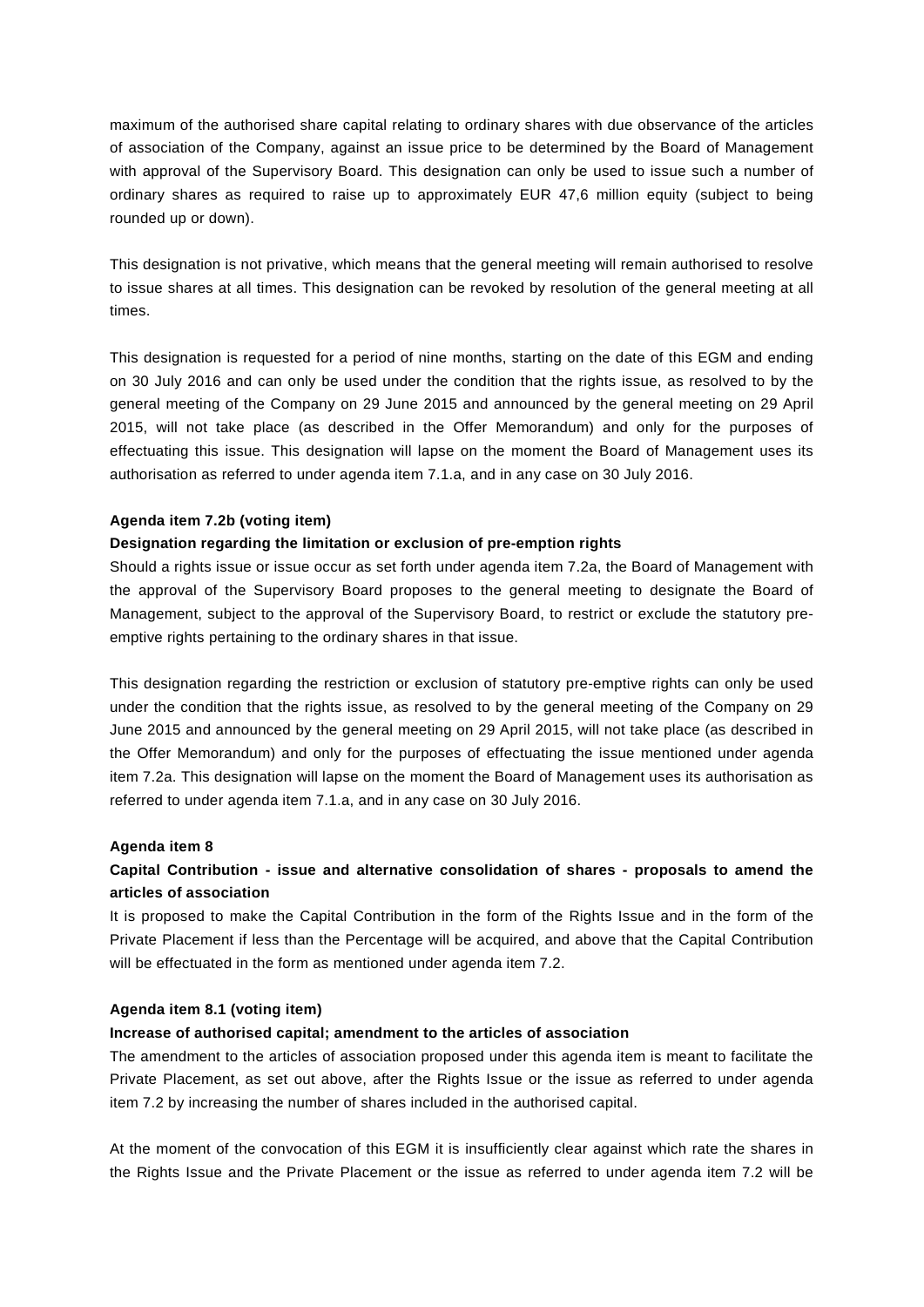maximum of the authorised share capital relating to ordinary shares with due observance of the articles of association of the Company, against an issue price to be determined by the Board of Management with approval of the Supervisory Board. This designation can only be used to issue such a number of ordinary shares as required to raise up to approximately EUR 47,6 million equity (subject to being rounded up or down).

This designation is not privative, which means that the general meeting will remain authorised to resolve to issue shares at all times. This designation can be revoked by resolution of the general meeting at all times.

This designation is requested for a period of nine months, starting on the date of this EGM and ending on 30 July 2016 and can only be used under the condition that the rights issue, as resolved to by the general meeting of the Company on 29 June 2015 and announced by the general meeting on 29 April 2015, will not take place (as described in the Offer Memorandum) and only for the purposes of effectuating this issue. This designation will lapse on the moment the Board of Management uses its authorisation as referred to under agenda item 7.1.a, and in any case on 30 July 2016.

**Agenda item 7.2b (voting item)**

**Designation regarding the limitation or exclusion of pre-emption rights**

Should a rights issue or issue occur as set forth under agenda item 7.2a, the Board of Management with the approval of the Supervisory Board proposes to the general meeting to designate the Board of Management, subject to the approval of the Supervisory Board, to restrict or exclude the statutory pre-emptive rights pertaining to the ordinary shares in that issue.

This designation regarding the restriction or exclusion of statutory pre-emptive rights can only be used under the condition that the rights issue, as resolved to by the general meeting of the Company on 29 June 2015 and announced by the general meeting on 29 April 2015, will not take place (as described in the Offer Memorandum) and only for the purposes of effectuating the issue mentioned under agenda item 7.2a. This designation will lapse on the moment the Board of Management uses its authorisation as referred to under agenda item 7.1.a, and in any case on 30 July 2016.

**Agenda item 8**

**Capital Contribution - issue and alternative consolidation of shares - proposals to amend the articles of association**

It is proposed to make the Capital Contribution in the form of the Rights Issue and in the form of the Private Placement if less than the Percentage will be acquired, and above that the Capital Contribution will be effectuated in the form as mentioned under agenda item 7.2.

**Agenda item 8.1 (voting item)**

**Increase of authorised capital; amendment to the articles of association**

The amendment to the articles of association proposed under this agenda item is meant to facilitate the Private Placement, as set out above, after the Rights Issue or the issue as referred to under agenda item 7.2 by increasing the number of shares included in the authorised capital.

At the moment of the convocation of this EGM it is insufficiently clear against which rate the shares in the Rights Issue and the Private Placement or the issue as referred to under agenda item 7.2 will be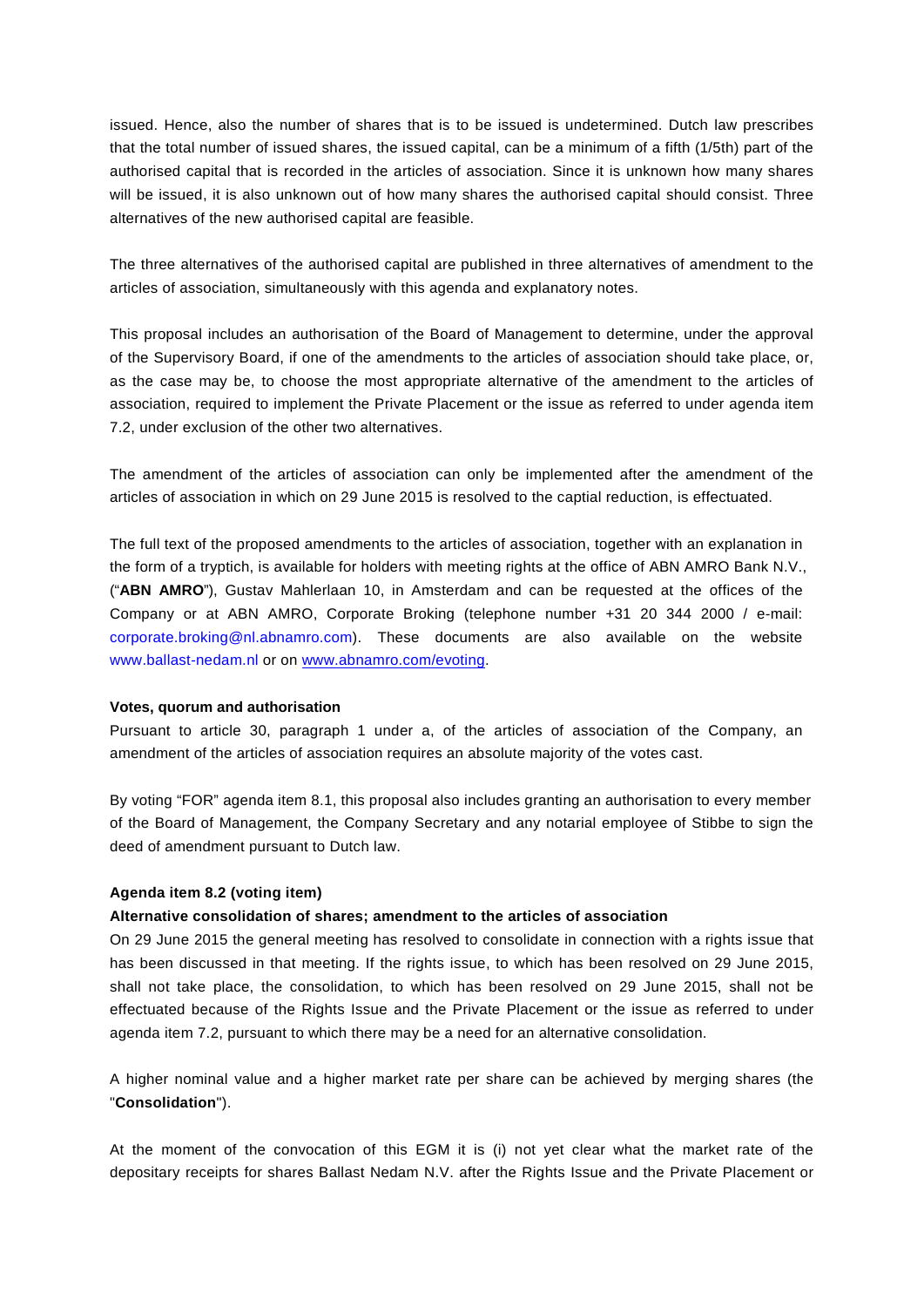issued. Hence, also the number of shares that is to be issued is undetermined. Dutch law prescribes that the total number of issued shares, the issued capital, can be a minimum of a fifth (1/5th) part of the authorised capital that is recorded in the articles of association. Since it is unknown how many shares will be issued, it is also unknown out of how many shares the authorised capital should consist. Three alternatives of the new authorised capital are feasible.

The three alternatives of the authorised capital are published in three alternatives of amendment to the articles of association, simultaneously with this agenda and explanatory notes.

This proposal includes an authorisation of the Board of Management to determine, under the approval of the Supervisory Board, if one of the amendments to the articles of association should take place, or, as the case may be, to choose the most appropriate alternative of the amendment to the articles of association, required to implement the Private Placement or the issue as referred to under agenda item 7.2, under exclusion of the other two alternatives.

The amendment of the articles of association can only be implemented after the amendment of the articles of association in which on 29 June 2015 is resolved to the captial reduction, is effectuated.

The full text of the proposed amendments to the articles of association, together with an explanation in the form of a tryptich, is available for holders with meeting rights at the office of ABN AMRO Bank N.V., ("**ABN AMRO**"), Gustav Mahlerlaan 10, in Amsterdam and can be requested at the offices of the Company or at ABN AMRO, Corporate Broking (telephone number +31 20 344 2000 / e-mail: corporate.broking@nl.abnamro.com). These documents are also available on the website www.ballast-nedam.nl or on www.abnamro.com/evoting.

**Votes, quorum and authorisation**

Pursuant to article 30, paragraph 1 under a, of the articles of association of the Company, an amendment of the articles of association requires an absolute majority of the votes cast.

By voting "FOR" agenda item 8.1, this proposal also includes granting an authorisation to every member of the Board of Management, the Company Secretary and any notarial employee of Stibbe to sign the deed of amendment pursuant to Dutch law.

**Agenda item 8.2 (voting item)**

**Alternative consolidation of shares; amendment to the articles of association**

On 29 June 2015 the general meeting has resolved to consolidate in connection with a rights issue that has been discussed in that meeting. If the rights issue, to which has been resolved on 29 June 2015, shall not take place, the consolidation, to which has been resolved on 29 June 2015, shall not be effectuated because of the Rights Issue and the Private Placement or the issue as referred to under agenda item 7.2, pursuant to which there may be a need for an alternative consolidation.

A higher nominal value and a higher market rate per share can be achieved by merging shares (the "**Consolidation**").

At the moment of the convocation of this EGM it is (i) not yet clear what the market rate of the depositary receipts for shares Ballast Nedam N.V. after the Rights Issue and the Private Placement or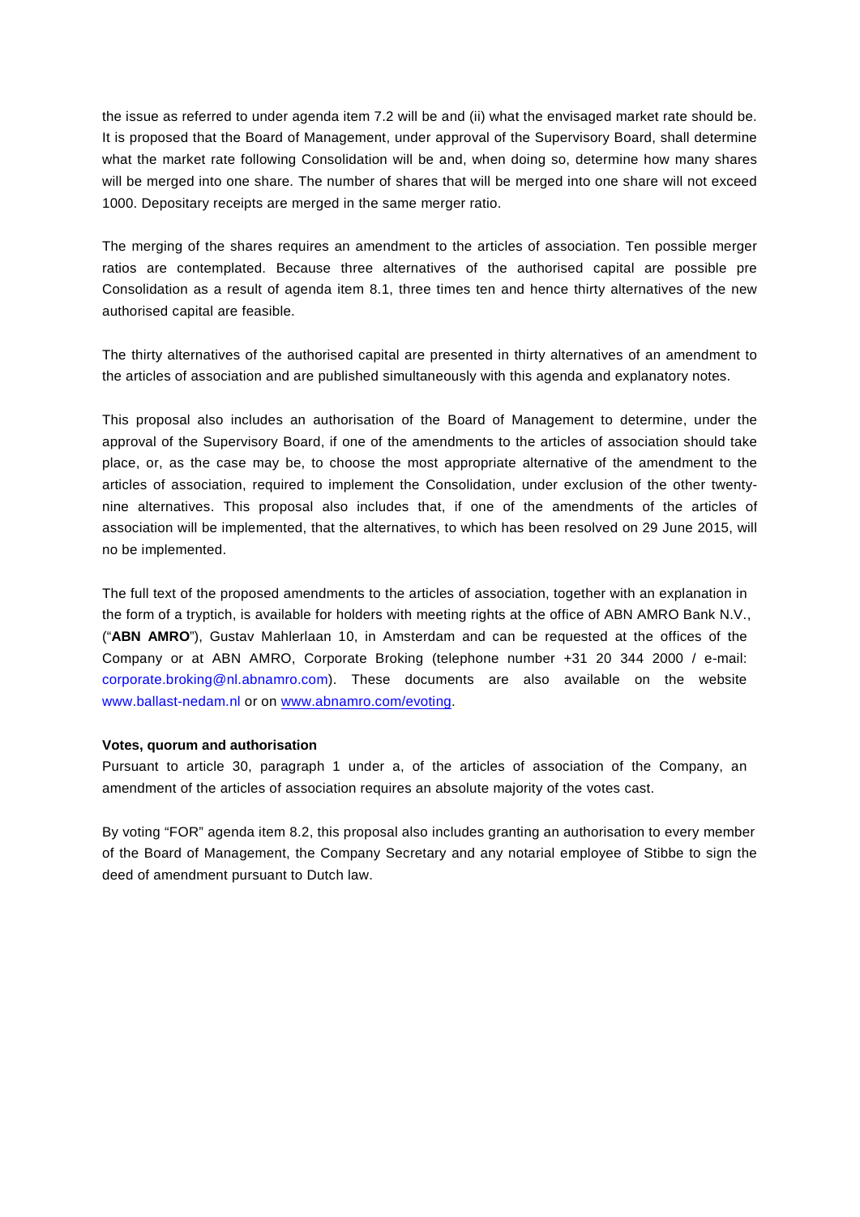the issue as referred to under agenda item 7.2 will be and (ii) what the envisaged market rate should be. It is proposed that the Board of Management, under approval of the Supervisory Board, shall determine what the market rate following Consolidation will be and, when doing so, determine how many shares will be merged into one share. The number of shares that will be merged into one share will not exceed 1000. Depositary receipts are merged in the same merger ratio.

The merging of the shares requires an amendment to the articles of association. Ten possible merger ratios are contemplated. Because three alternatives of the authorised capital are possible pre Consolidation as a result of agenda item 8.1, three times ten and hence thirty alternatives of the new authorised capital are feasible.

The thirty alternatives of the authorised capital are presented in thirty alternatives of an amendment to the articles of association and are published simultaneously with this agenda and explanatory notes.

This proposal also includes an authorisation of the Board of Management to determine, under the approval of the Supervisory Board, if one of the amendments to the articles of association should take place, or, as the case may be, to choose the most appropriate alternative of the amendment to the articles of association, required to implement the Consolidation, under exclusion of the other twenty-nine alternatives. This proposal also includes that, if one of the amendments of the articles of association will be implemented, that the alternatives, to which has been resolved on 29 June 2015, will no be implemented.

The full text of the proposed amendments to the articles of association, together with an explanation in the form of a tryptich, is available for holders with meeting rights at the office of ABN AMRO Bank N.V., ("**ABN AMRO**"), Gustav Mahlerlaan 10, in Amsterdam and can be requested at the offices of the Company or at ABN AMRO, Corporate Broking (telephone number +31 20 344 2000 / e-mail: corporate.broking@nl.abnamro.com). These documents are also available on the website www.ballast-nedam.nl or on www.abnamro.com/evoting.

**Votes, quorum and authorisation**

Pursuant to article 30, paragraph 1 under a, of the articles of association of the Company, an amendment of the articles of association requires an absolute majority of the votes cast.

By voting "FOR" agenda item 8.2, this proposal also includes granting an authorisation to every member of the Board of Management, the Company Secretary and any notarial employee of Stibbe to sign the deed of amendment pursuant to Dutch law.